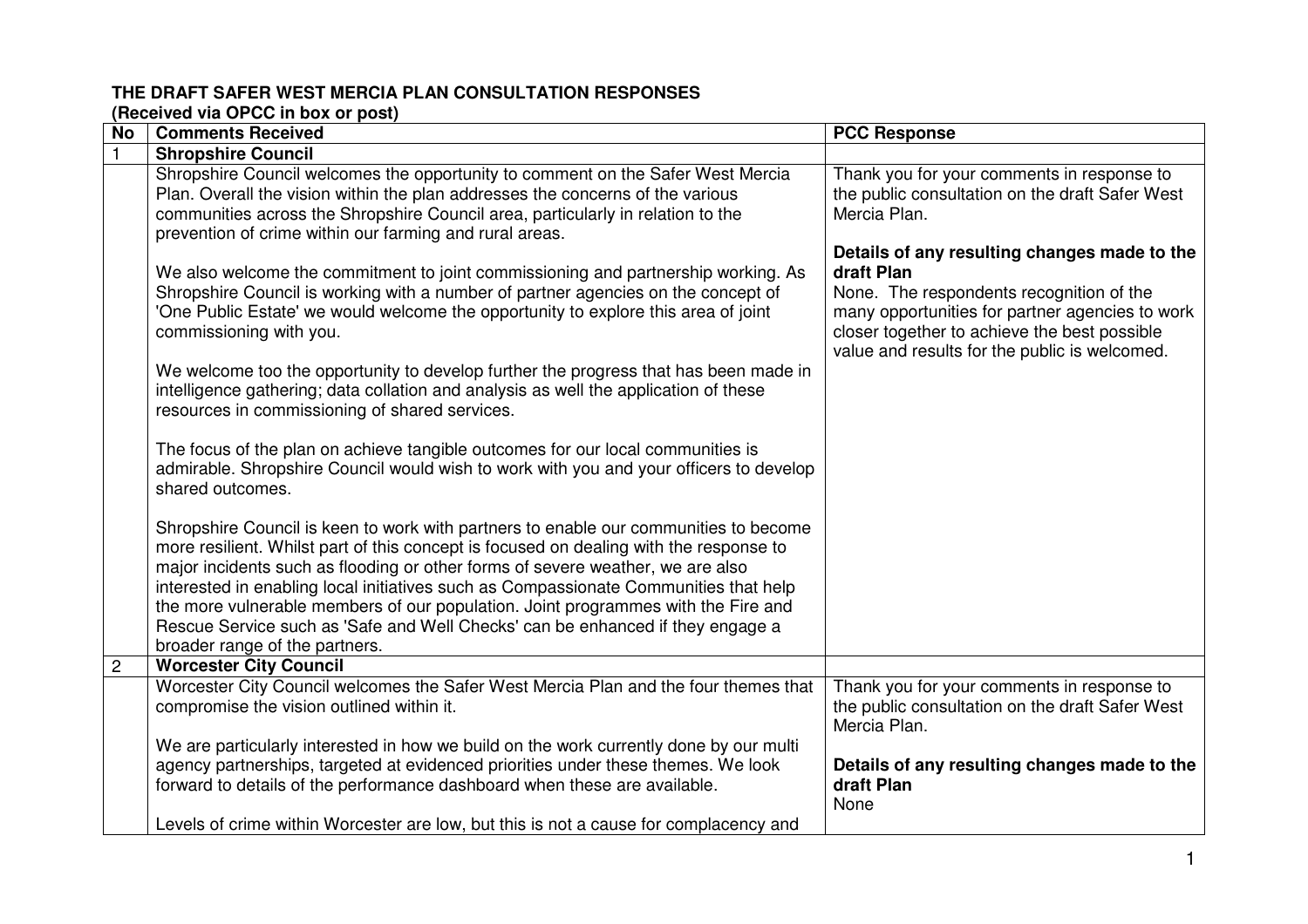**THE DRAFT SAFER WEST MERCIA PLAN CONSULTATION RESPONSES**
**(Received via OPCC in box or post)**

| No | Comments Received | PCC Response |
|---|---|---|
| 1 | **Shropshire Council** | |
| | Shropshire Council welcomes the opportunity to comment on the Safer West Mercia Plan. Overall the vision within the plan addresses the concerns of the various communities across the Shropshire Council area, particularly in relation to the prevention of crime within our farming and rural areas.<br><br>We also welcome the commitment to joint commissioning and partnership working. As Shropshire Council is working with a number of partner agencies on the concept of 'One Public Estate' we would welcome the opportunity to explore this area of joint commissioning with you.<br><br>We welcome too the opportunity to develop further the progress that has been made in intelligence gathering; data collation and analysis as well the application of these resources in commissioning of shared services.<br><br>The focus of the plan on achieve tangible outcomes for our local communities is admirable. Shropshire Council would wish to work with you and your officers to develop shared outcomes.<br><br>Shropshire Council is keen to work with partners to enable our communities to become more resilient. Whilst part of this concept is focused on dealing with the response to major incidents such as flooding or other forms of severe weather, we are also interested in enabling local initiatives such as Compassionate Communities that help the more vulnerable members of our population. Joint programmes with the Fire and Rescue Service such as 'Safe and Well Checks' can be enhanced if they engage a broader range of the partners. | Thank you for your comments in response to the public consultation on the draft Safer West Mercia Plan.<br><br>**Details of any resulting changes made to the draft Plan**<br>None. The respondents recognition of the many opportunities for partner agencies to work closer together to achieve the best possible value and results for the public is welcomed. |
| 2 | **Worcester City Council** | |
| | Worcester City Council welcomes the Safer West Mercia Plan and the four themes that compromise the vision outlined within it.<br><br>We are particularly interested in how we build on the work currently done by our multi agency partnerships, targeted at evidenced priorities under these themes. We look forward to details of the performance dashboard when these are available.<br><br>Levels of crime within Worcester are low, but this is not a cause for complacency and | Thank you for your comments in response to the public consultation on the draft Safer West Mercia Plan.<br><br>**Details of any resulting changes made to the draft Plan**<br>None |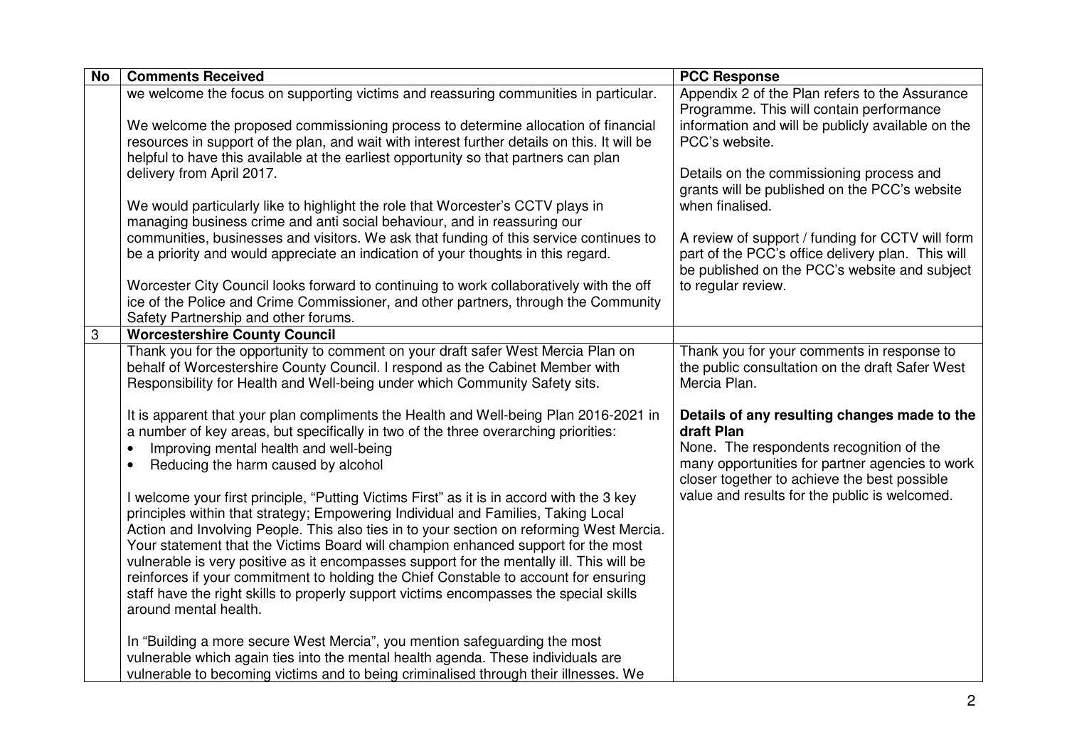| No | Comments Received | PCC Response |
|---|---|---|
| | we welcome the focus on supporting victims and reassuring communities in particular.<br><br>We welcome the proposed commissioning process to determine allocation of financial resources in support of the plan, and wait with interest further details on this. It will be helpful to have this available at the earliest opportunity so that partners can plan delivery from April 2017.<br><br>We would particularly like to highlight the role that Worcester's CCTV plays in managing business crime and anti social behaviour, and in reassuring our communities, businesses and visitors. We ask that funding of this service continues to be a priority and would appreciate an indication of your thoughts in this regard.<br><br>Worcester City Council looks forward to continuing to work collaboratively with the off ice of the Police and Crime Commissioner, and other partners, through the Community Safety Partnership and other forums. | Appendix 2 of the Plan refers to the Assurance Programme. This will contain performance information and will be publicly available on the PCC's website.<br><br>Details on the commissioning process and grants will be published on the PCC's website when finalised.<br><br>A review of support / funding for CCTV will form part of the PCC's office delivery plan. This will be published on the PCC's website and subject to regular review. |
| 3 | **Worcestershire County Council** | |
| | Thank you for the opportunity to comment on your draft safer West Mercia Plan on behalf of Worcestershire County Council. I respond as the Cabinet Member with Responsibility for Health and Well-being under which Community Safety sits.<br><br>It is apparent that your plan compliments the Health and Well-being Plan 2016-2021 in a number of key areas, but specifically in two of the three overarching priorities:<br>• Improving mental health and well-being<br>• Reducing the harm caused by alcohol<br><br>I welcome your first principle, "Putting Victims First" as it is in accord with the 3 key principles within that strategy; Empowering Individual and Families, Taking Local Action and Involving People. This also ties in to your section on reforming West Mercia. Your statement that the Victims Board will champion enhanced support for the most vulnerable is very positive as it encompasses support for the mentally ill. This will be reinforces if your commitment to holding the Chief Constable to account for ensuring staff have the right skills to properly support victims encompasses the special skills around mental health.<br><br>In "Building a more secure West Mercia", you mention safeguarding the most vulnerable which again ties into the mental health agenda. These individuals are vulnerable to becoming victims and to being criminalised through their illnesses. We | Thank you for your comments in response to the public consultation on the draft Safer West Mercia Plan.<br><br>**Details of any resulting changes made to the draft Plan**<br>None. The respondents recognition of the many opportunities for partner agencies to work closer together to achieve the best possible value and results for the public is welcomed. |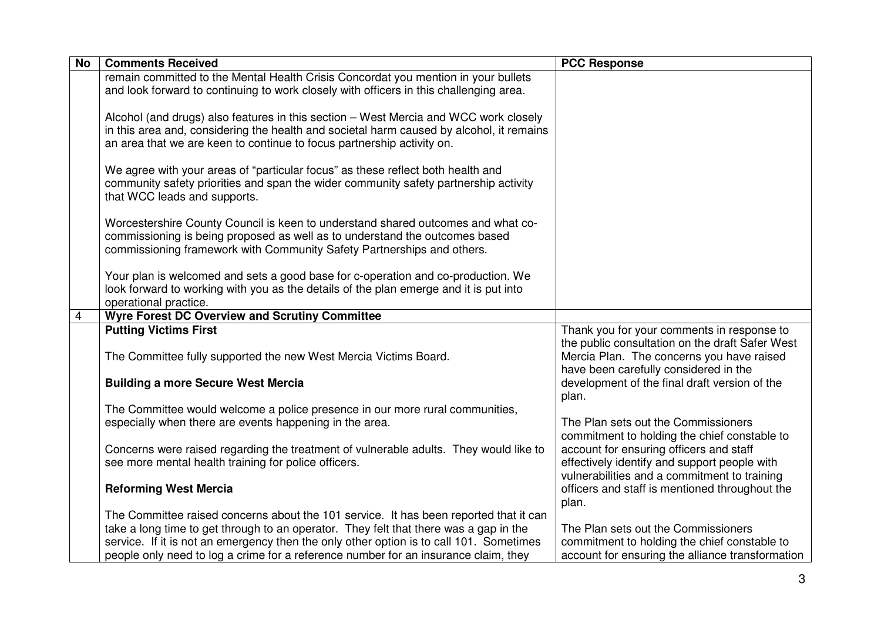| No | Comments Received | PCC Response |
|---|---|---|
| | remain committed to the Mental Health Crisis Concordat you mention in your bullets and look forward to continuing to work closely with officers in this challenging area.<br><br>Alcohol (and drugs) also features in this section – West Mercia and WCC work closely in this area and, considering the health and societal harm caused by alcohol, it remains an area that we are keen to continue to focus partnership activity on.<br><br>We agree with your areas of "particular focus" as these reflect both health and community safety priorities and span the wider community safety partnership activity that WCC leads and supports.<br><br>Worcestershire County Council is keen to understand shared outcomes and what co-commissioning is being proposed as well as to understand the outcomes based commissioning framework with Community Safety Partnerships and others.<br><br>Your plan is welcomed and sets a good base for c-operation and co-production. We look forward to working with you as the details of the plan emerge and it is put into operational practice. | |
| 4 | **Wyre Forest DC Overview and Scrutiny Committee** | |
| | **Putting Victims First**<br><br>The Committee fully supported the new West Mercia Victims Board.<br><br>**Building a more Secure West Mercia**<br><br>The Committee would welcome a police presence in our more rural communities, especially when there are events happening in the area.<br><br>Concerns were raised regarding the treatment of vulnerable adults. They would like to see more mental health training for police officers.<br><br>**Reforming West Mercia**<br><br>The Committee raised concerns about the 101 service. It has been reported that it can take a long time to get through to an operator. They felt that there was a gap in the service. If it is not an emergency then the only other option is to call 101. Sometimes people only need to log a crime for a reference number for an insurance claim, they | Thank you for your comments in response to the public consultation on the draft Safer West Mercia Plan. The concerns you have raised have been carefully considered in the development of the final draft version of the plan.<br><br>The Plan sets out the Commissioners commitment to holding the chief constable to account for ensuring officers and staff effectively identify and support people with vulnerabilities and a commitment to training officers and staff is mentioned throughout the plan.<br><br>The Plan sets out the Commissioners commitment to holding the chief constable to account for ensuring the alliance transformation |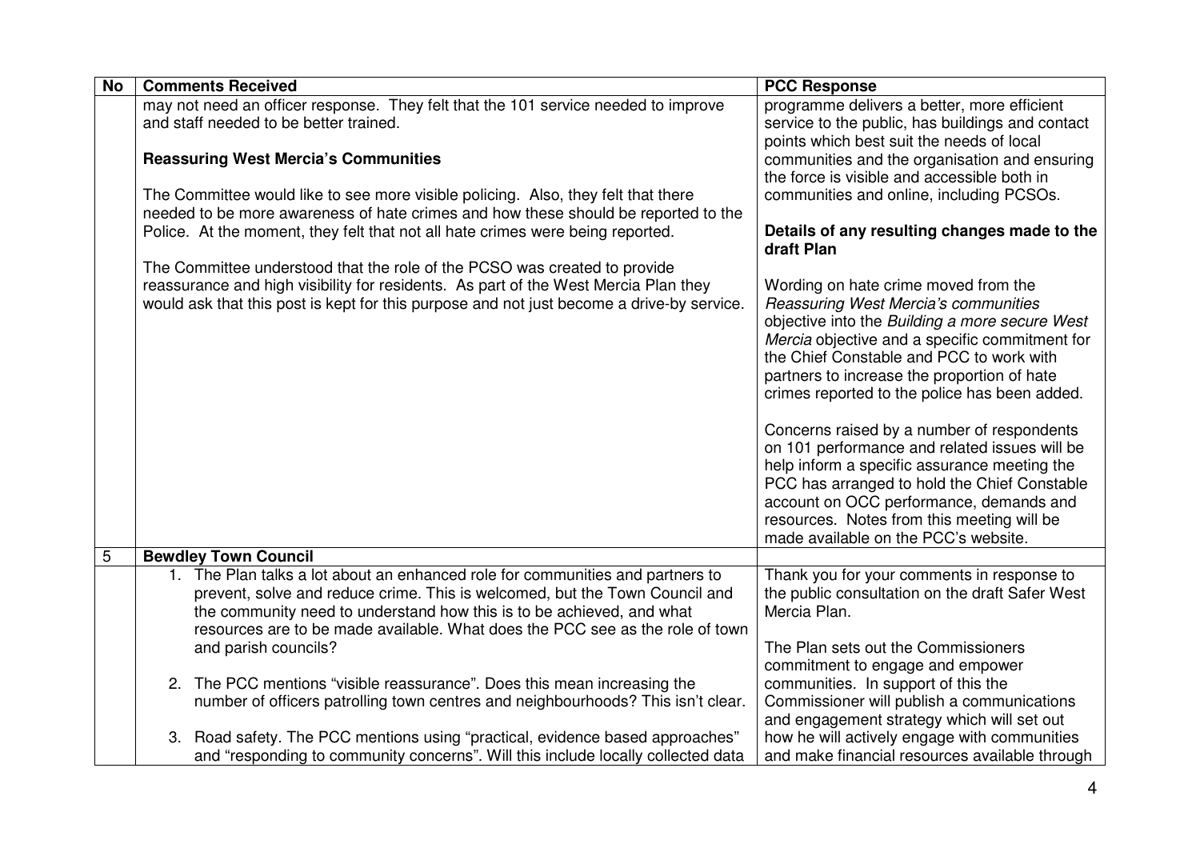| No | Comments Received | PCC Response |
|---|---|---|
| | may not need an officer response. They felt that the 101 service needed to improve and staff needed to be better trained.<br><br>**Reassuring West Mercia's Communities**<br><br>The Committee would like to see more visible policing. Also, they felt that there needed to be more awareness of hate crimes and how these should be reported to the Police. At the moment, they felt that not all hate crimes were being reported.<br><br>The Committee understood that the role of the PCSO was created to provide reassurance and high visibility for residents. As part of the West Mercia Plan they would ask that this post is kept for this purpose and not just become a drive-by service. | programme delivers a better, more efficient service to the public, has buildings and contact points which best suit the needs of local communities and the organisation and ensuring the force is visible and accessible both in communities and online, including PCSOs.<br><br>**Details of any resulting changes made to the draft Plan**<br><br>Wording on hate crime moved from the *Reassuring West Mercia's communities* objective into the *Building a more secure West Mercia* objective and a specific commitment for the Chief Constable and PCC to work with partners to increase the proportion of hate crimes reported to the police has been added.<br><br>Concerns raised by a number of respondents on 101 performance and related issues will be help inform a specific assurance meeting the PCC has arranged to hold the Chief Constable account on OCC performance, demands and resources. Notes from this meeting will be made available on the PCC's website. |
| 5 | **Bewdley Town Council** | |
| | 1. The Plan talks a lot about an enhanced role for communities and partners to prevent, solve and reduce crime. This is welcomed, but the Town Council and the community need to understand how this is to be achieved, and what resources are to be made available. What does the PCC see as the role of town and parish councils?<br><br>2. The PCC mentions "visible reassurance". Does this mean increasing the number of officers patrolling town centres and neighbourhoods? This isn't clear.<br><br>3. Road safety. The PCC mentions using "practical, evidence based approaches" and "responding to community concerns". Will this include locally collected data | Thank you for your comments in response to the public consultation on the draft Safer West Mercia Plan.<br><br>The Plan sets out the Commissioners commitment to engage and empower communities. In support of this the Commissioner will publish a communications and engagement strategy which will set out how he will actively engage with communities and make financial resources available through |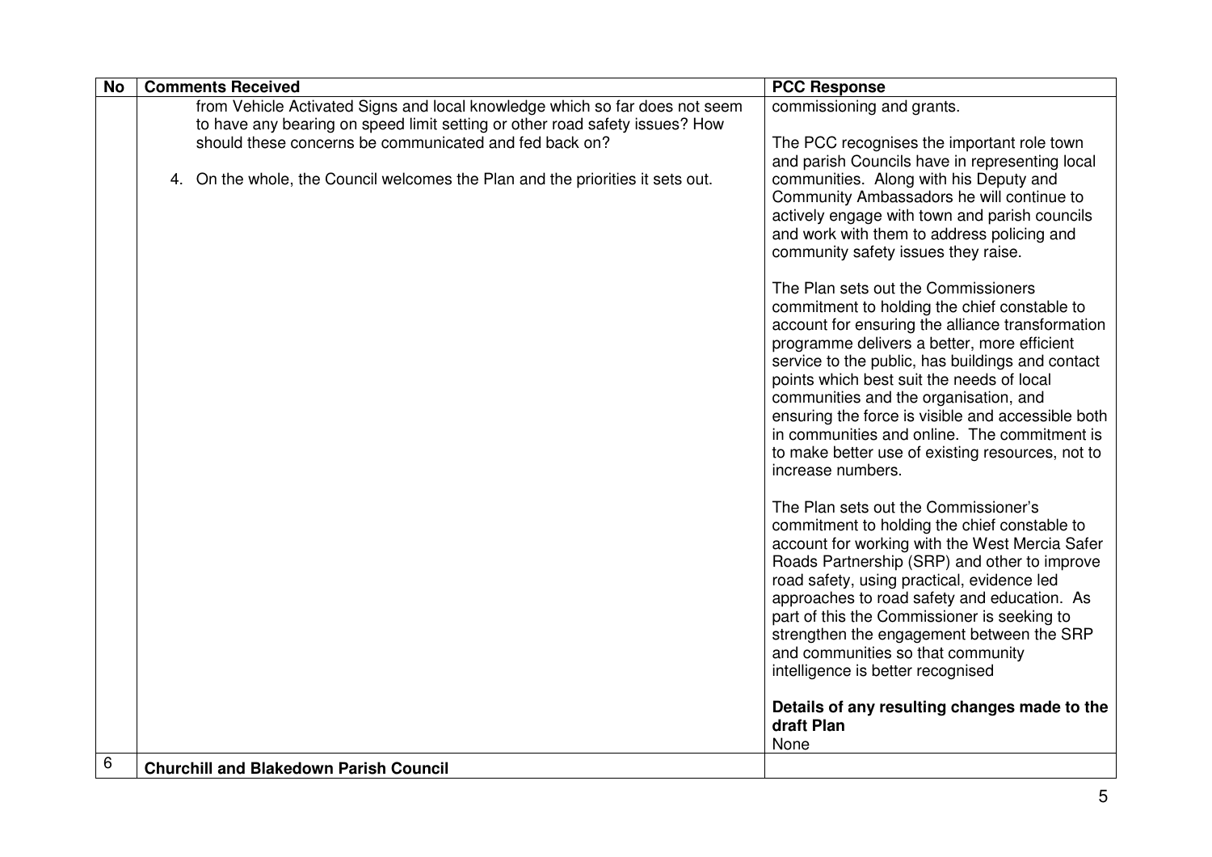| No | Comments Received | PCC Response |
|---|---|---|
| | from Vehicle Activated Signs and local knowledge which so far does not seem to have any bearing on speed limit setting or other road safety issues? How should these concerns be communicated and fed back on?<br><br>4. On the whole, the Council welcomes the Plan and the priorities it sets out. | commissioning and grants.<br><br>The PCC recognises the important role town and parish Councils have in representing local communities. Along with his Deputy and Community Ambassadors he will continue to actively engage with town and parish councils and work with them to address policing and community safety issues they raise.<br><br>The Plan sets out the Commissioners commitment to holding the chief constable to account for ensuring the alliance transformation programme delivers a better, more efficient service to the public, has buildings and contact points which best suit the needs of local communities and the organisation, and ensuring the force is visible and accessible both in communities and online. The commitment is to make better use of existing resources, not to increase numbers.<br><br>The Plan sets out the Commissioner's commitment to holding the chief constable to account for working with the West Mercia Safer Roads Partnership (SRP) and other to improve road safety, using practical, evidence led approaches to road safety and education. As part of this the Commissioner is seeking to strengthen the engagement between the SRP and communities so that community intelligence is better recognised<br><br>**Details of any resulting changes made to the draft Plan**<br>None |
| 6 | **Churchill and Blakedown Parish Council** | |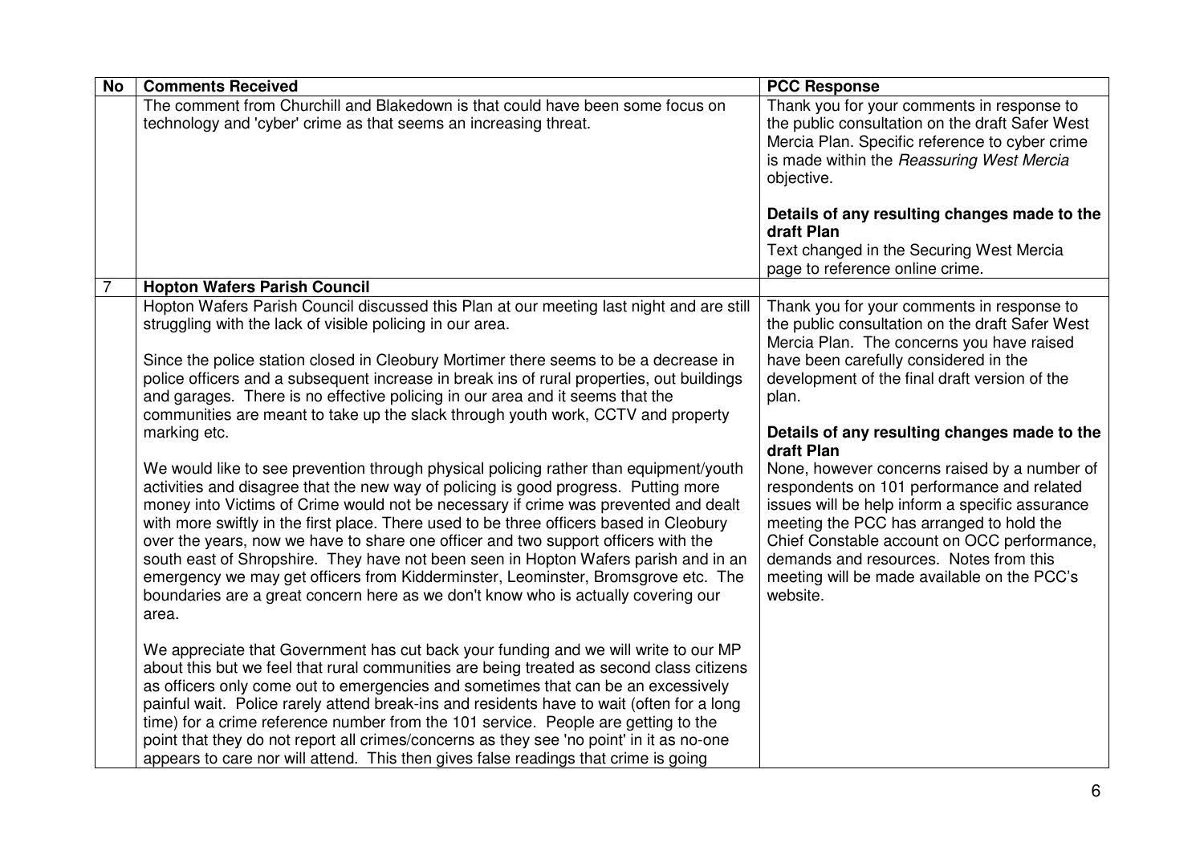| No | Comments Received | PCC Response |
|---|---|---|
| | The comment from Churchill and Blakedown is that could have been some focus on technology and 'cyber' crime as that seems an increasing threat. | Thank you for your comments in response to the public consultation on the draft Safer West Mercia Plan. Specific reference to cyber crime is made within the *Reassuring West Mercia* objective.<br><br>**Details of any resulting changes made to the draft Plan**<br>Text changed in the Securing West Mercia page to reference online crime. |
| 7 | **Hopton Wafers Parish Council** | |
| | Hopton Wafers Parish Council discussed this Plan at our meeting last night and are still struggling with the lack of visible policing in our area.<br><br>Since the police station closed in Cleobury Mortimer there seems to be a decrease in police officers and a subsequent increase in break ins of rural properties, out buildings and garages. There is no effective policing in our area and it seems that the communities are meant to take up the slack through youth work, CCTV and property marking etc.<br><br>We would like to see prevention through physical policing rather than equipment/youth activities and disagree that the new way of policing is good progress. Putting more money into Victims of Crime would not be necessary if crime was prevented and dealt with more swiftly in the first place. There used to be three officers based in Cleobury over the years, now we have to share one officer and two support officers with the south east of Shropshire. They have not been seen in Hopton Wafers parish and in an emergency we may get officers from Kidderminster, Leominster, Bromsgrove etc. The boundaries are a great concern here as we don't know who is actually covering our area.<br><br>We appreciate that Government has cut back your funding and we will write to our MP about this but we feel that rural communities are being treated as second class citizens as officers only come out to emergencies and sometimes that can be an excessively painful wait. Police rarely attend break-ins and residents have to wait (often for a long time) for a crime reference number from the 101 service. People are getting to the point that they do not report all crimes/concerns as they see 'no point' in it as no-one appears to care nor will attend. This then gives false readings that crime is going | Thank you for your comments in response to the public consultation on the draft Safer West Mercia Plan. The concerns you have raised have been carefully considered in the development of the final draft version of the plan.<br><br>**Details of any resulting changes made to the draft Plan**<br>None, however concerns raised by a number of respondents on 101 performance and related issues will be help inform a specific assurance meeting the PCC has arranged to hold the Chief Constable account on OCC performance, demands and resources. Notes from this meeting will be made available on the PCC's website. |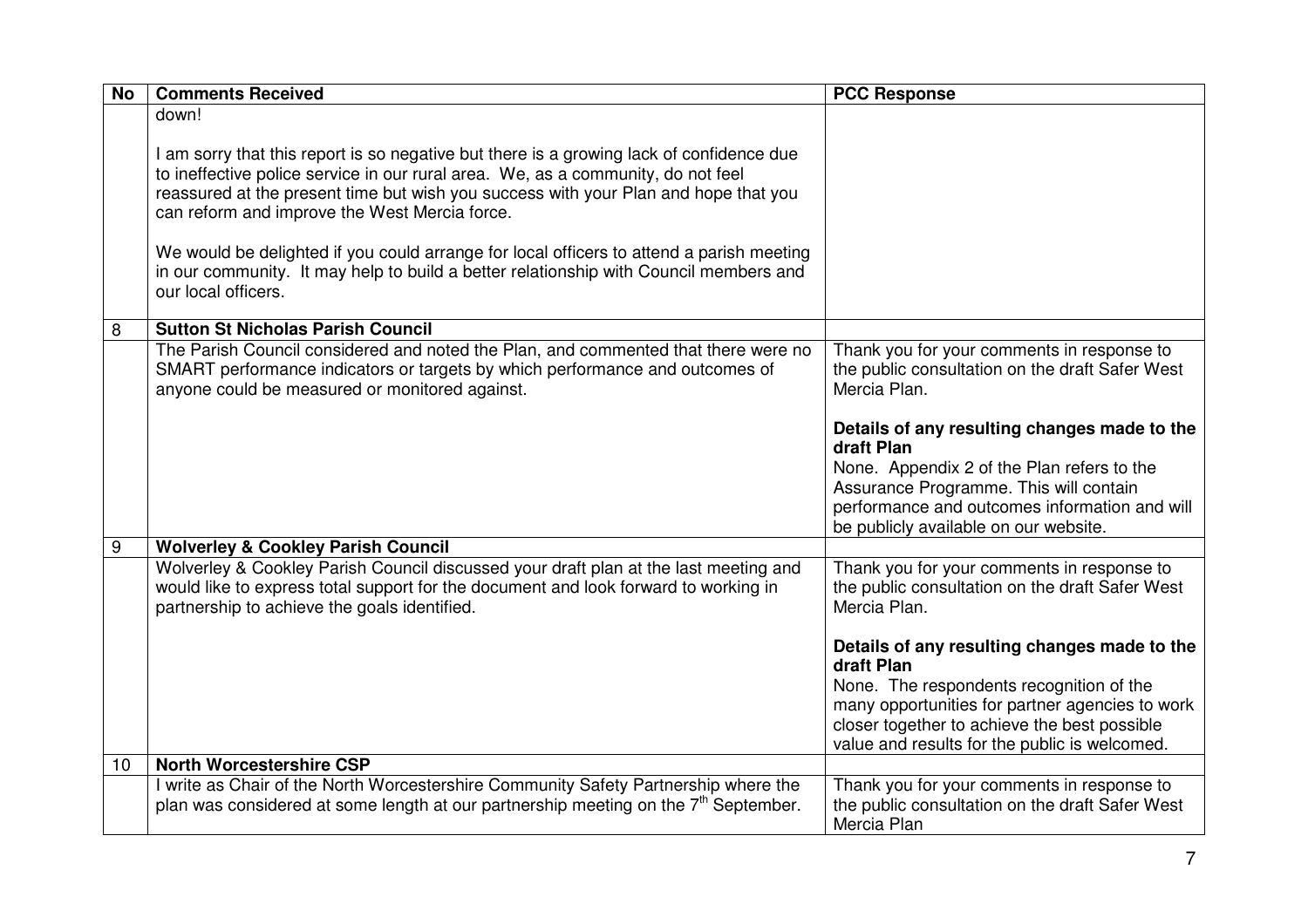| No | Comments Received | PCC Response |
|---|---|---|
| | down!<br><br>I am sorry that this report is so negative but there is a growing lack of confidence due to ineffective police service in our rural area. We, as a community, do not feel reassured at the present time but wish you success with your Plan and hope that you can reform and improve the West Mercia force.<br><br>We would be delighted if you could arrange for local officers to attend a parish meeting in our community. It may help to build a better relationship with Council members and our local officers. | |
| 8 | **Sutton St Nicholas Parish Council** | |
| | The Parish Council considered and noted the Plan, and commented that there were no SMART performance indicators or targets by which performance and outcomes of anyone could be measured or monitored against. | Thank you for your comments in response to the public consultation on the draft Safer West Mercia Plan.<br><br>**Details of any resulting changes made to the draft Plan**<br>None. Appendix 2 of the Plan refers to the Assurance Programme. This will contain performance and outcomes information and will be publicly available on our website. |
| 9 | **Wolverley & Cookley Parish Council** | |
| | Wolverley & Cookley Parish Council discussed your draft plan at the last meeting and would like to express total support for the document and look forward to working in partnership to achieve the goals identified. | Thank you for your comments in response to the public consultation on the draft Safer West Mercia Plan.<br><br>**Details of any resulting changes made to the draft Plan**<br>None. The respondents recognition of the many opportunities for partner agencies to work closer together to achieve the best possible value and results for the public is welcomed. |
| 10 | **North Worcestershire CSP** | |
| | I write as Chair of the North Worcestershire Community Safety Partnership where the plan was considered at some length at our partnership meeting on the 7th September. | Thank you for your comments in response to the public consultation on the draft Safer West Mercia Plan |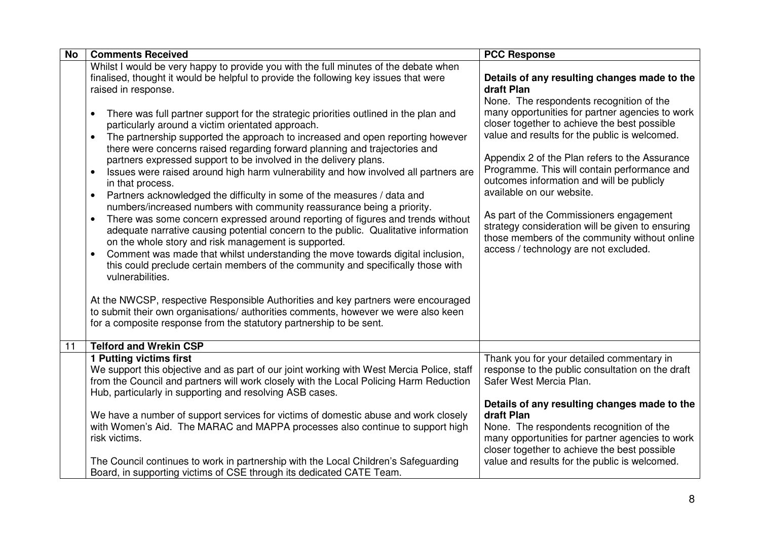| No | Comments Received | PCC Response |
|---|---|---|
| | Whilst I would be very happy to provide you with the full minutes of the debate when finalised, thought it would be helpful to provide the following key issues that were raised in response.<br><br>• There was full partner support for the strategic priorities outlined in the plan and particularly around a victim orientated approach.<br>• The partnership supported the approach to increased and open reporting however there were concerns raised regarding forward planning and trajectories and partners expressed support to be involved in the delivery plans.<br>• Issues were raised around high harm vulnerability and how involved all partners are in that process.<br>• Partners acknowledged the difficulty in some of the measures / data and numbers/increased numbers with community reassurance being a priority.<br>• There was some concern expressed around reporting of figures and trends without adequate narrative causing potential concern to the public. Qualitative information on the whole story and risk management is supported.<br>• Comment was made that whilst understanding the move towards digital inclusion, this could preclude certain members of the community and specifically those with vulnerabilities.<br><br>At the NWCSP, respective Responsible Authorities and key partners were encouraged to submit their own organisations/ authorities comments, however we were also keen for a composite response from the statutory partnership to be sent. | **Details of any resulting changes made to the draft Plan**<br>None. The respondents recognition of the many opportunities for partner agencies to work closer together to achieve the best possible value and results for the public is welcomed.<br><br>Appendix 2 of the Plan refers to the Assurance Programme. This will contain performance and outcomes information and will be publicly available on our website.<br><br>As part of the Commissioners engagement strategy consideration will be given to ensuring those members of the community without online access / technology are not excluded. |
| 11 | **Telford and Wrekin CSP** | |
| | **1 Putting victims first**<br>We support this objective and as part of our joint working with West Mercia Police, staff from the Council and partners will work closely with the Local Policing Harm Reduction Hub, particularly in supporting and resolving ASB cases.<br><br>We have a number of support services for victims of domestic abuse and work closely with Women's Aid. The MARAC and MAPPA processes also continue to support high risk victims.<br><br>The Council continues to work in partnership with the Local Children's Safeguarding Board, in supporting victims of CSE through its dedicated CATE Team. | Thank you for your detailed commentary in response to the public consultation on the draft Safer West Mercia Plan.<br><br>**Details of any resulting changes made to the draft Plan**<br>None. The respondents recognition of the many opportunities for partner agencies to work closer together to achieve the best possible value and results for the public is welcomed. |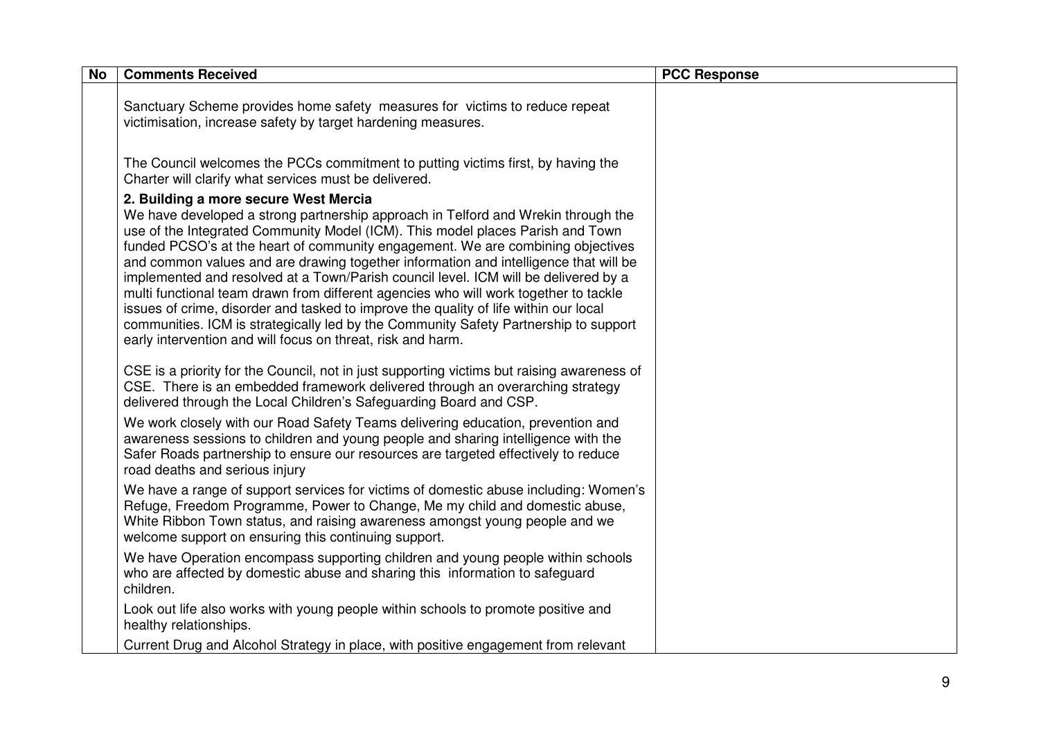| No | Comments Received | PCC Response |
|---|---|---|
| | Sanctuary Scheme provides home safety measures for victims to reduce repeat victimisation, increase safety by target hardening measures.<br><br>The Council welcomes the PCCs commitment to putting victims first, by having the Charter will clarify what services must be delivered.<br><br>**2. Building a more secure West Mercia**<br>We have developed a strong partnership approach in Telford and Wrekin through the use of the Integrated Community Model (ICM). This model places Parish and Town funded PCSO's at the heart of community engagement. We are combining objectives and common values and are drawing together information and intelligence that will be implemented and resolved at a Town/Parish council level. ICM will be delivered by a multi functional team drawn from different agencies who will work together to tackle issues of crime, disorder and tasked to improve the quality of life within our local communities. ICM is strategically led by the Community Safety Partnership to support early intervention and will focus on threat, risk and harm.<br><br>CSE is a priority for the Council, not in just supporting victims but raising awareness of CSE. There is an embedded framework delivered through an overarching strategy delivered through the Local Children's Safeguarding Board and CSP.<br><br>We work closely with our Road Safety Teams delivering education, prevention and awareness sessions to children and young people and sharing intelligence with the Safer Roads partnership to ensure our resources are targeted effectively to reduce road deaths and serious injury<br><br>We have a range of support services for victims of domestic abuse including: Women's Refuge, Freedom Programme, Power to Change, Me my child and domestic abuse, White Ribbon Town status, and raising awareness amongst young people and we welcome support on ensuring this continuing support.<br><br>We have Operation encompass supporting children and young people within schools who are affected by domestic abuse and sharing this information to safeguard children.<br><br>Look out life also works with young people within schools to promote positive and healthy relationships.<br><br>Current Drug and Alcohol Strategy in place, with positive engagement from relevant | |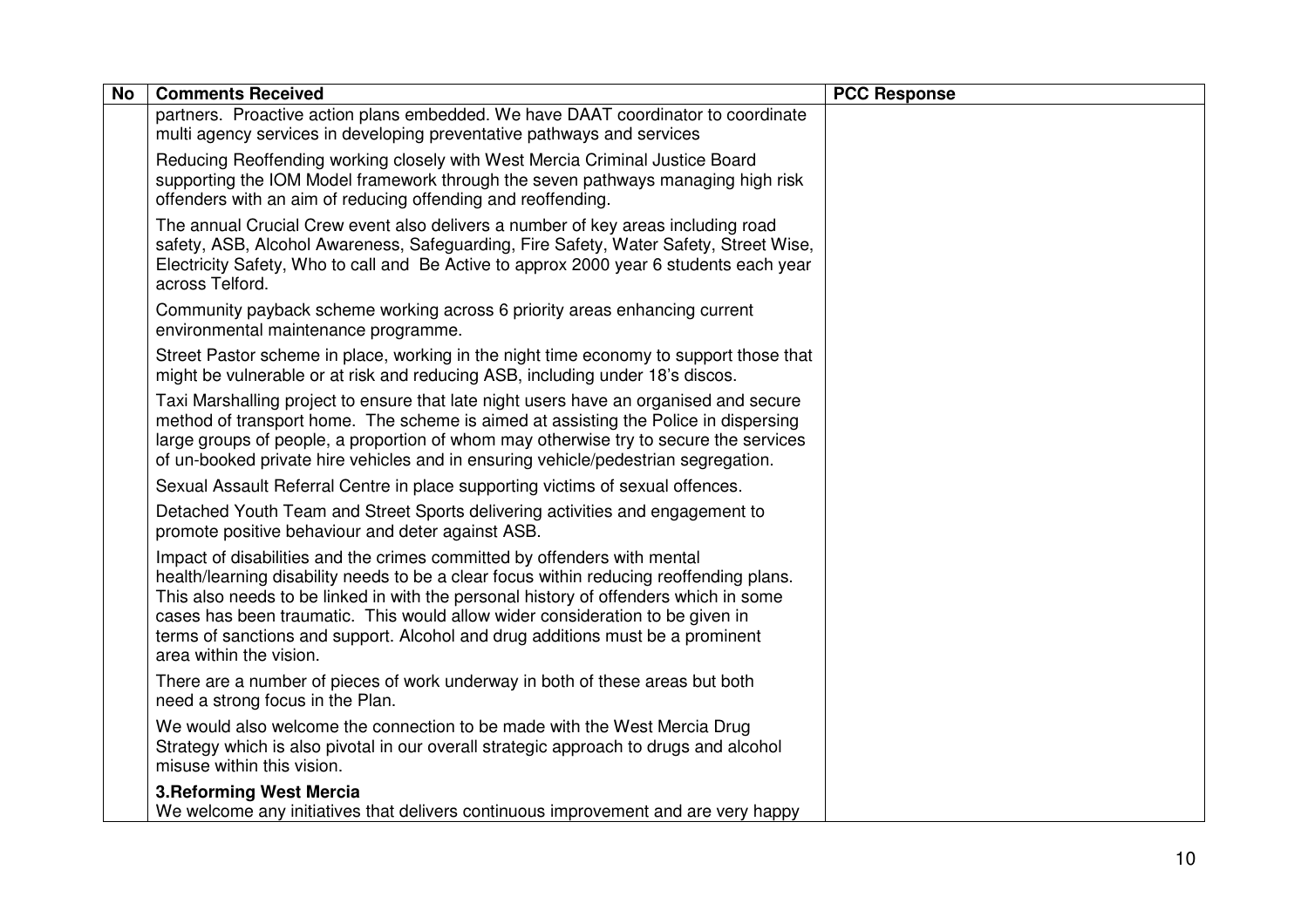| No | Comments Received | PCC Response |
|---|---|---|
| | partners. Proactive action plans embedded. We have DAAT coordinator to coordinate multi agency services in developing preventative pathways and services<br><br>Reducing Reoffending working closely with West Mercia Criminal Justice Board supporting the IOM Model framework through the seven pathways managing high risk offenders with an aim of reducing offending and reoffending.<br><br>The annual Crucial Crew event also delivers a number of key areas including road safety, ASB, Alcohol Awareness, Safeguarding, Fire Safety, Water Safety, Street Wise, Electricity Safety, Who to call and Be Active to approx 2000 year 6 students each year across Telford.<br><br>Community payback scheme working across 6 priority areas enhancing current environmental maintenance programme.<br><br>Street Pastor scheme in place, working in the night time economy to support those that might be vulnerable or at risk and reducing ASB, including under 18's discos.<br><br>Taxi Marshalling project to ensure that late night users have an organised and secure method of transport home. The scheme is aimed at assisting the Police in dispersing large groups of people, a proportion of whom may otherwise try to secure the services of un-booked private hire vehicles and in ensuring vehicle/pedestrian segregation.<br><br>Sexual Assault Referral Centre in place supporting victims of sexual offences.<br><br>Detached Youth Team and Street Sports delivering activities and engagement to promote positive behaviour and deter against ASB.<br><br>Impact of disabilities and the crimes committed by offenders with mental health/learning disability needs to be a clear focus within reducing reoffending plans. This also needs to be linked in with the personal history of offenders which in some cases has been traumatic. This would allow wider consideration to be given in terms of sanctions and support. Alcohol and drug additions must be a prominent area within the vision.<br><br>There are a number of pieces of work underway in both of these areas but both need a strong focus in the Plan.<br><br>We would also welcome the connection to be made with the West Mercia Drug Strategy which is also pivotal in our overall strategic approach to drugs and alcohol misuse within this vision.<br><br>**3.Reforming West Mercia**<br>We welcome any initiatives that delivers continuous improvement and are very happy | |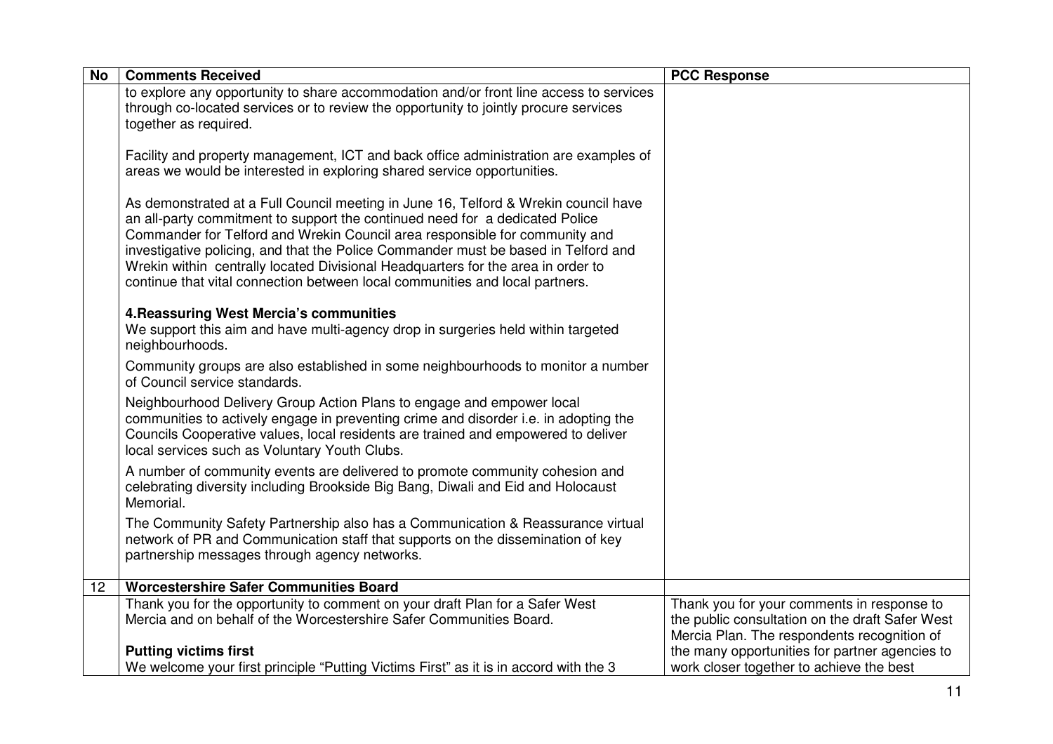| No | Comments Received | PCC Response |
|---|---|---|
| | to explore any opportunity to share accommodation and/or front line access to services through co-located services or to review the opportunity to jointly procure services together as required.<br><br>Facility and property management, ICT and back office administration are examples of areas we would be interested in exploring shared service opportunities.<br><br>As demonstrated at a Full Council meeting in June 16, Telford & Wrekin council have an all-party commitment to support the continued need for a dedicated Police Commander for Telford and Wrekin Council area responsible for community and investigative policing, and that the Police Commander must be based in Telford and Wrekin within centrally located Divisional Headquarters for the area in order to continue that vital connection between local communities and local partners.<br><br>**4.Reassuring West Mercia's communities**<br>We support this aim and have multi-agency drop in surgeries held within targeted neighbourhoods.<br><br>Community groups are also established in some neighbourhoods to monitor a number of Council service standards.<br><br>Neighbourhood Delivery Group Action Plans to engage and empower local communities to actively engage in preventing crime and disorder i.e. in adopting the Councils Cooperative values, local residents are trained and empowered to deliver local services such as Voluntary Youth Clubs.<br><br>A number of community events are delivered to promote community cohesion and celebrating diversity including Brookside Big Bang, Diwali and Eid and Holocaust Memorial.<br><br>The Community Safety Partnership also has a Communication & Reassurance virtual network of PR and Communication staff that supports on the dissemination of key partnership messages through agency networks. | |
| 12 | **Worcestershire Safer Communities Board** | |
| | Thank you for the opportunity to comment on your draft Plan for a Safer West Mercia and on behalf of the Worcestershire Safer Communities Board.<br><br>**Putting victims first**<br>We welcome your first principle "Putting Victims First" as it is in accord with the 3 | Thank you for your comments in response to the public consultation on the draft Safer West Mercia Plan. The respondents recognition of the many opportunities for partner agencies to work closer together to achieve the best |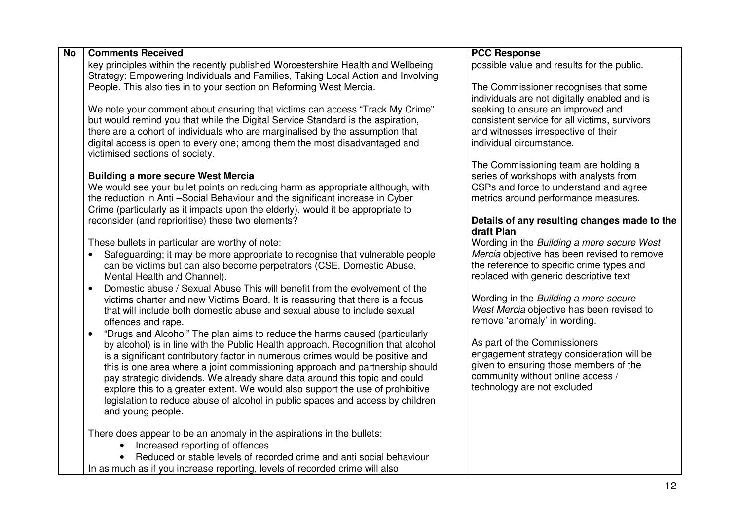| No | Comments Received | PCC Response |
|---|---|---|
| | key principles within the recently published Worcestershire Health and Wellbeing Strategy; Empowering Individuals and Families, Taking Local Action and Involving People. This also ties in to your section on Reforming West Mercia.<br><br>We note your comment about ensuring that victims can access "Track My Crime" but would remind you that while the Digital Service Standard is the aspiration, there are a cohort of individuals who are marginalised by the assumption that digital access is open to every one; among them the most disadvantaged and victimised sections of society.<br><br>**Building a more secure West Mercia**<br>We would see your bullet points on reducing harm as appropriate although, with the reduction in Anti –Social Behaviour and the significant increase in Cyber Crime (particularly as it impacts upon the elderly), would it be appropriate to reconsider (and reprioritise) these two elements?<br><br>These bullets in particular are worthy of note:<br>• Safeguarding; it may be more appropriate to recognise that vulnerable people can be victims but can also become perpetrators (CSE, Domestic Abuse, Mental Health and Channel).<br>• Domestic abuse / Sexual Abuse This will benefit from the evolvement of the victims charter and new Victims Board. It is reassuring that there is a focus that will include both domestic abuse and sexual abuse to include sexual offences and rape.<br>• "Drugs and Alcohol" The plan aims to reduce the harms caused (particularly by alcohol) is in line with the Public Health approach. Recognition that alcohol is a significant contributory factor in numerous crimes would be positive and this is one area where a joint commissioning approach and partnership should pay strategic dividends. We already share data around this topic and could explore this to a greater extent. We would also support the use of prohibitive legislation to reduce abuse of alcohol in public spaces and access by children and young people.<br><br>There does appear to be an anomaly in the aspirations in the bullets:<br>• Increased reporting of offences<br>• Reduced or stable levels of recorded crime and anti social behaviour<br>In as much as if you increase reporting, levels of recorded crime will also | possible value and results for the public.<br><br>The Commissioner recognises that some individuals are not digitally enabled and is seeking to ensure an improved and consistent service for all victims, survivors and witnesses irrespective of their individual circumstance.<br><br>The Commissioning team are holding a series of workshops with analysts from CSPs and force to understand and agree metrics around performance measures.<br><br>**Details of any resulting changes made to the draft Plan**<br>Wording in the *Building a more secure West Mercia* objective has been revised to remove the reference to specific crime types and replaced with generic descriptive text<br><br>Wording in the *Building a more secure West Mercia* objective has been revised to remove 'anomaly' in wording.<br><br>As part of the Commissioners engagement strategy consideration will be given to ensuring those members of the community without online access / technology are not excluded |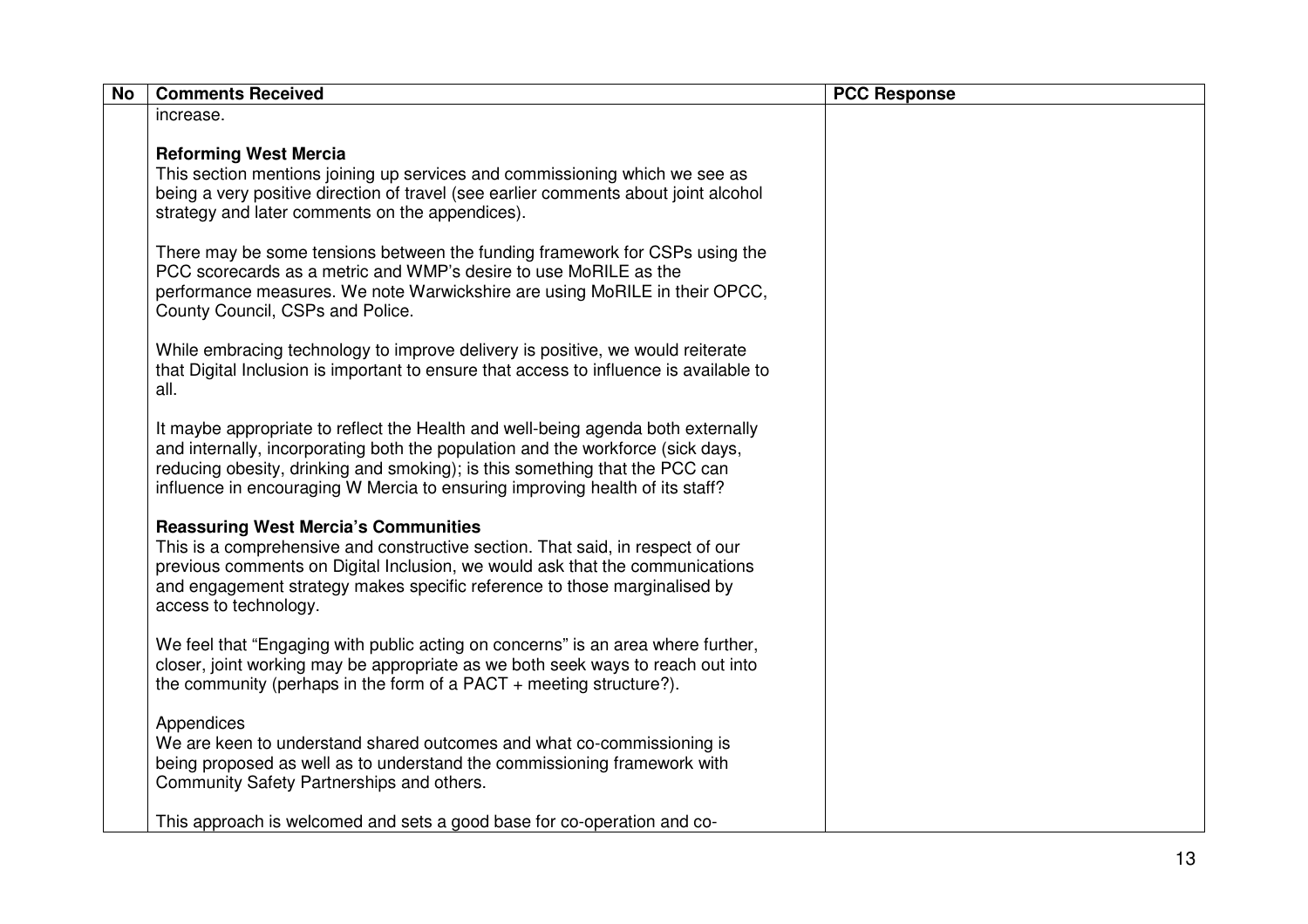| No | Comments Received | PCC Response |
| --- | --- | --- |
| | increase.<br><br>**Reforming West Mercia**<br>This section mentions joining up services and commissioning which we see as being a very positive direction of travel (see earlier comments about joint alcohol strategy and later comments on the appendices).<br><br>There may be some tensions between the funding framework for CSPs using the PCC scorecards as a metric and WMP's desire to use MoRILE as the performance measures. We note Warwickshire are using MoRILE in their OPCC, County Council, CSPs and Police.<br><br>While embracing technology to improve delivery is positive, we would reiterate that Digital Inclusion is important to ensure that access to influence is available to all.<br><br>It maybe appropriate to reflect the Health and well-being agenda both externally and internally, incorporating both the population and the workforce (sick days, reducing obesity, drinking and smoking); is this something that the PCC can influence in encouraging W Mercia to ensuring improving health of its staff?<br><br>**Reassuring West Mercia's Communities**<br>This is a comprehensive and constructive section. That said, in respect of our previous comments on Digital Inclusion, we would ask that the communications and engagement strategy makes specific reference to those marginalised by access to technology.<br><br>We feel that "Engaging with public acting on concerns" is an area where further, closer, joint working may be appropriate as we both seek ways to reach out into the community (perhaps in the form of a PACT + meeting structure?).<br><br>Appendices<br>We are keen to understand shared outcomes and what co-commissioning is being proposed as well as to understand the commissioning framework with Community Safety Partnerships and others.<br><br>This approach is welcomed and sets a good base for co-operation and co- | |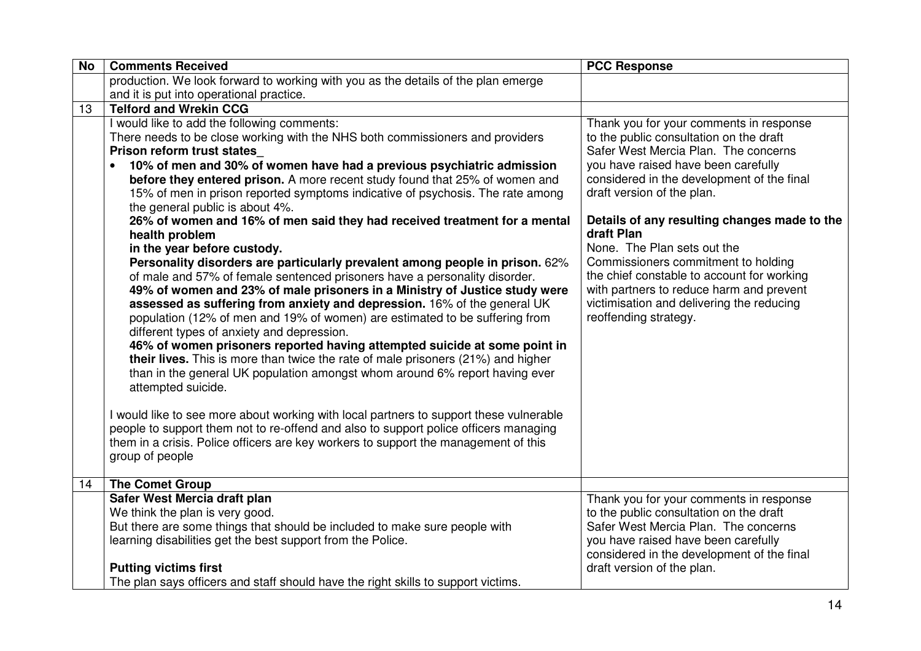| No | Comments Received | PCC Response |
|---|---|---|
| | production. We look forward to working with you as the details of the plan emerge and it is put into operational practice. | |
| 13 | **Telford and Wrekin CCG** | |
| | I would like to add the following comments:<br>There needs to be close working with the NHS both commissioners and providers<br>**Prison reform trust states_**<br>• **10% of men and 30% of women have had a previous psychiatric admission before they entered prison.** A more recent study found that 25% of women and 15% of men in prison reported symptoms indicative of psychosis. The rate among the general public is about 4%.<br>**26% of women and 16% of men said they had received treatment for a mental health problem in the year before custody.**<br>**Personality disorders are particularly prevalent among people in prison.** 62% of male and 57% of female sentenced prisoners have a personality disorder.<br>**49% of women and 23% of male prisoners in a Ministry of Justice study were assessed as suffering from anxiety and depression.** 16% of the general UK population (12% of men and 19% of women) are estimated to be suffering from different types of anxiety and depression.<br>**46% of women prisoners reported having attempted suicide at some point in their lives.** This is more than twice the rate of male prisoners (21%) and higher than in the general UK population amongst whom around 6% report having ever attempted suicide.<br><br>I would like to see more about working with local partners to support these vulnerable people to support them not to re-offend and also to support police officers managing them in a crisis. Police officers are key workers to support the management of this group of people | Thank you for your comments in response to the public consultation on the draft Safer West Mercia Plan. The concerns you have raised have been carefully considered in the development of the final draft version of the plan.<br><br>**Details of any resulting changes made to the draft Plan**<br>None. The Plan sets out the Commissioners commitment to holding the chief constable to account for working with partners to reduce harm and prevent victimisation and delivering the reducing reoffending strategy. |
| 14 | **The Comet Group** | |
| | **Safer West Mercia draft plan**<br>We think the plan is very good.<br>But there are some things that should be included to make sure people with learning disabilities get the best support from the Police.<br><br>**Putting victims first**<br>The plan says officers and staff should have the right skills to support victims. | Thank you for your comments in response to the public consultation on the draft Safer West Mercia Plan. The concerns you have raised have been carefully considered in the development of the final draft version of the plan. |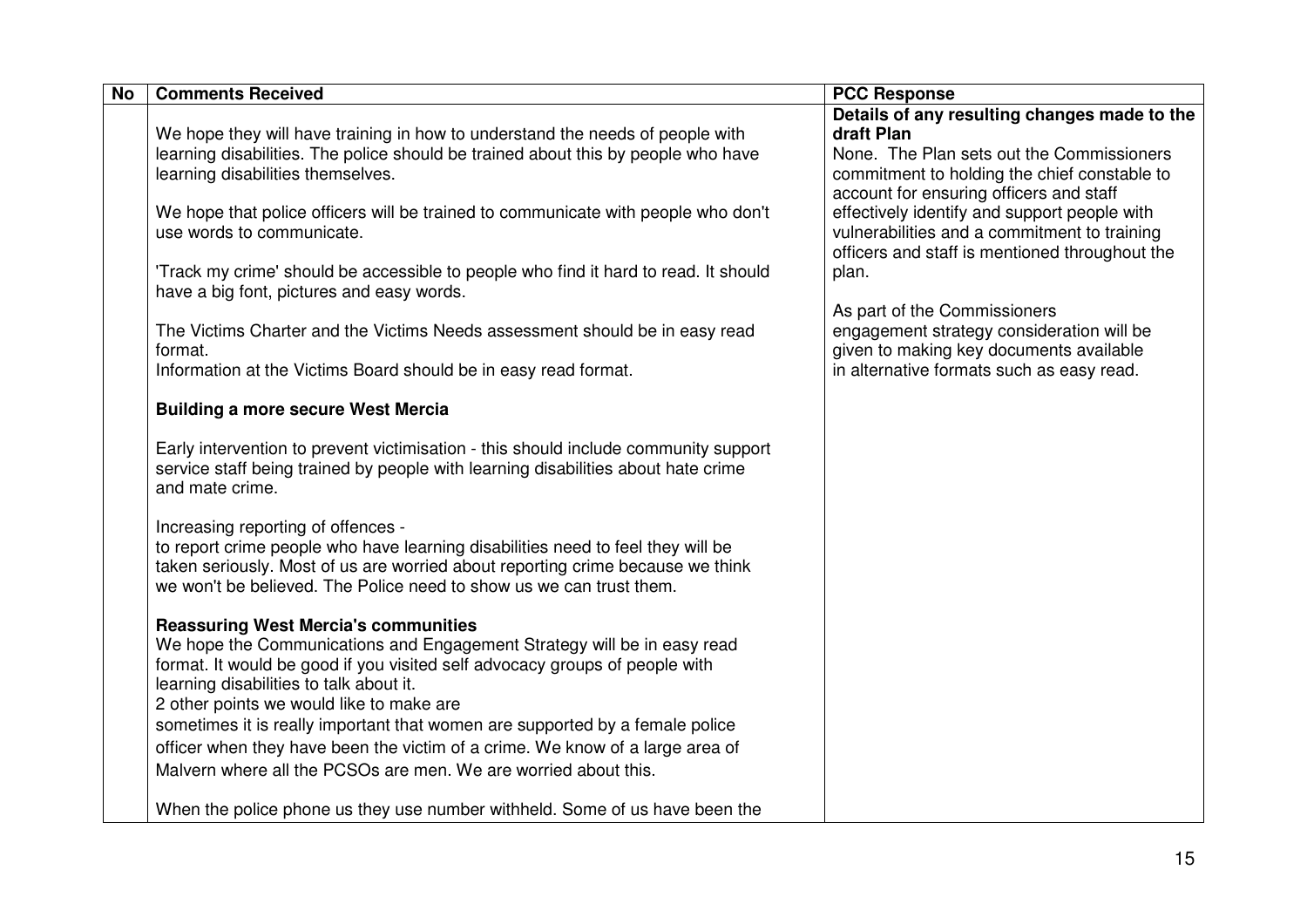| No | Comments Received | PCC Response |
|---|---|---|
| | We hope they will have training in how to understand the needs of people with learning disabilities. The police should be trained about this by people who have learning disabilities themselves.<br><br>We hope that police officers will be trained to communicate with people who don't use words to communicate.<br><br>'Track my crime' should be accessible to people who find it hard to read. It should have a big font, pictures and easy words.<br><br>The Victims Charter and the Victims Needs assessment should be in easy read format.<br>Information at the Victims Board should be in easy read format.<br><br>**Building a more secure West Mercia**<br><br>Early intervention to prevent victimisation - this should include community support service staff being trained by people with learning disabilities about hate crime and mate crime.<br><br>Increasing reporting of offences -<br>to report crime people who have learning disabilities need to feel they will be taken seriously. Most of us are worried about reporting crime because we think we won't be believed. The Police need to show us we can trust them.<br><br>**Reassuring West Mercia's communities**<br>We hope the Communications and Engagement Strategy will be in easy read format. It would be good if you visited self advocacy groups of people with learning disabilities to talk about it.<br>2 other points we would like to make are<br>sometimes it is really important that women are supported by a female police officer when they have been the victim of a crime. We know of a large area of Malvern where all the PCSOs are men. We are worried about this.<br><br>When the police phone us they use number withheld. Some of us have been the | **Details of any resulting changes made to the draft Plan**<br>None. The Plan sets out the Commissioners commitment to holding the chief constable to account for ensuring officers and staff effectively identify and support people with vulnerabilities and a commitment to training officers and staff is mentioned throughout the plan.<br><br>As part of the Commissioners engagement strategy consideration will be given to making key documents available in alternative formats such as easy read. |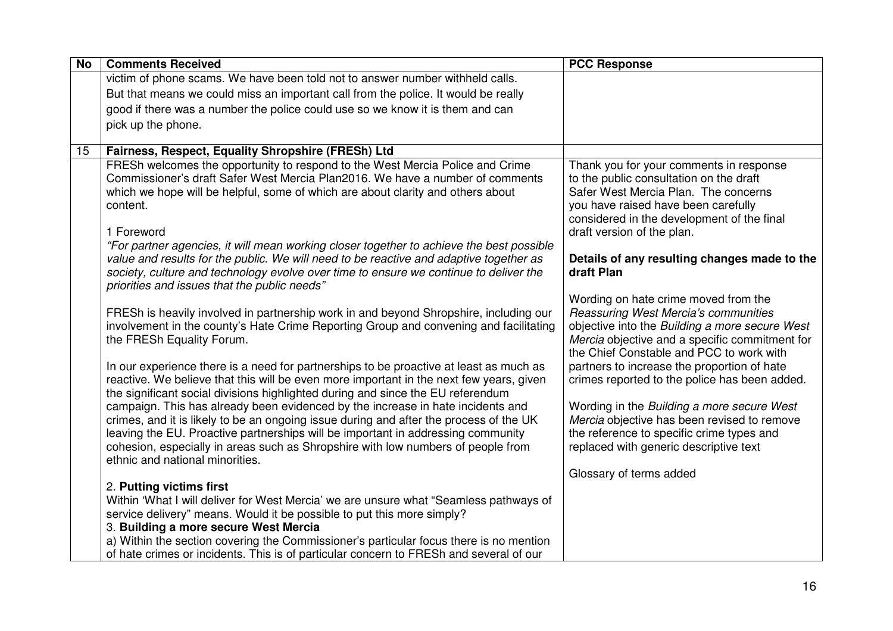| No | Comments Received | PCC Response |
|---|---|---|
| | victim of phone scams. We have been told not to answer number withheld calls. But that means we could miss an important call from the police. It would be really good if there was a number the police could use so we know it is them and can pick up the phone. | |
| 15 | **Fairness, Respect, Equality Shropshire (FRESh) Ltd** | |
| | FRESh welcomes the opportunity to respond to the West Mercia Police and Crime Commissioner's draft Safer West Mercia Plan2016. We have a number of comments which we hope will be helpful, some of which are about clarity and others about content.<br><br>1 Foreword<br>*"For partner agencies, it will mean working closer together to achieve the best possible value and results for the public. We will need to be reactive and adaptive together as society, culture and technology evolve over time to ensure we continue to deliver the priorities and issues that the public needs"*<br><br>FRESh is heavily involved in partnership work in and beyond Shropshire, including our involvement in the county's Hate Crime Reporting Group and convening and facilitating the FRESh Equality Forum.<br><br>In our experience there is a need for partnerships to be proactive at least as much as reactive. We believe that this will be even more important in the next few years, given the significant social divisions highlighted during and since the EU referendum campaign. This has already been evidenced by the increase in hate incidents and crimes, and it is likely to be an ongoing issue during and after the process of the UK leaving the EU. Proactive partnerships will be important in addressing community cohesion, especially in areas such as Shropshire with low numbers of people from ethnic and national minorities.<br><br>2. **Putting victims first**<br>Within 'What I will deliver for West Mercia' we are unsure what "Seamless pathways of service delivery" means. Would it be possible to put this more simply?<br>3. **Building a more secure West Mercia**<br>a) Within the section covering the Commissioner's particular focus there is no mention of hate crimes or incidents. This is of particular concern to FRESh and several of our | Thank you for your comments in response to the public consultation on the draft Safer West Mercia Plan. The concerns you have raised have been carefully considered in the development of the final draft version of the plan.<br><br>**Details of any resulting changes made to the draft Plan**<br><br>Wording on hate crime moved from the *Reassuring West Mercia's communities* objective into the *Building a more secure West Mercia* objective and a specific commitment for the Chief Constable and PCC to work with partners to increase the proportion of hate crimes reported to the police has been added.<br><br>Wording in the *Building a more secure West Mercia* objective has been revised to remove the reference to specific crime types and replaced with generic descriptive text<br><br>Glossary of terms added |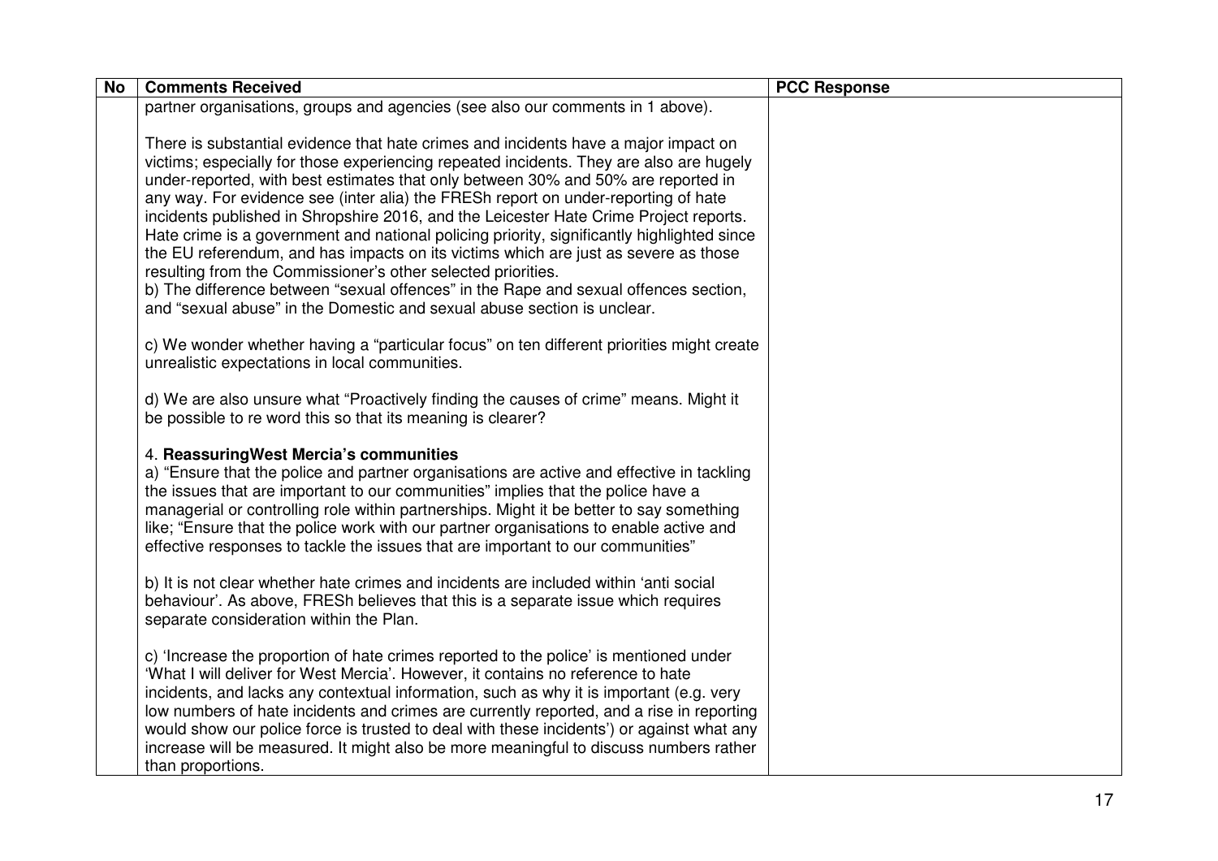| No | Comments Received | PCC Response |
|---|---|---|
| | partner organisations, groups and agencies (see also our comments in 1 above).<br><br>There is substantial evidence that hate crimes and incidents have a major impact on victims; especially for those experiencing repeated incidents. They are also are hugely under-reported, with best estimates that only between 30% and 50% are reported in any way. For evidence see (inter alia) the FRESh report on under-reporting of hate incidents published in Shropshire 2016, and the Leicester Hate Crime Project reports. Hate crime is a government and national policing priority, significantly highlighted since the EU referendum, and has impacts on its victims which are just as severe as those resulting from the Commissioner's other selected priorities.<br>b) The difference between "sexual offences" in the Rape and sexual offences section, and "sexual abuse" in the Domestic and sexual abuse section is unclear.<br><br>c) We wonder whether having a "particular focus" on ten different priorities might create unrealistic expectations in local communities.<br><br>d) We are also unsure what "Proactively finding the causes of crime" means. Might it be possible to re word this so that its meaning is clearer?<br><br>4. **ReassuringWest Mercia's communities**<br>a) "Ensure that the police and partner organisations are active and effective in tackling the issues that are important to our communities" implies that the police have a managerial or controlling role within partnerships. Might it be better to say something like; "Ensure that the police work with our partner organisations to enable active and effective responses to tackle the issues that are important to our communities"<br><br>b) It is not clear whether hate crimes and incidents are included within 'anti social behaviour'. As above, FRESh believes that this is a separate issue which requires separate consideration within the Plan.<br><br>c) 'Increase the proportion of hate crimes reported to the police' is mentioned under 'What I will deliver for West Mercia'. However, it contains no reference to hate incidents, and lacks any contextual information, such as why it is important (e.g. very low numbers of hate incidents and crimes are currently reported, and a rise in reporting would show our police force is trusted to deal with these incidents') or against what any increase will be measured. It might also be more meaningful to discuss numbers rather than proportions. | |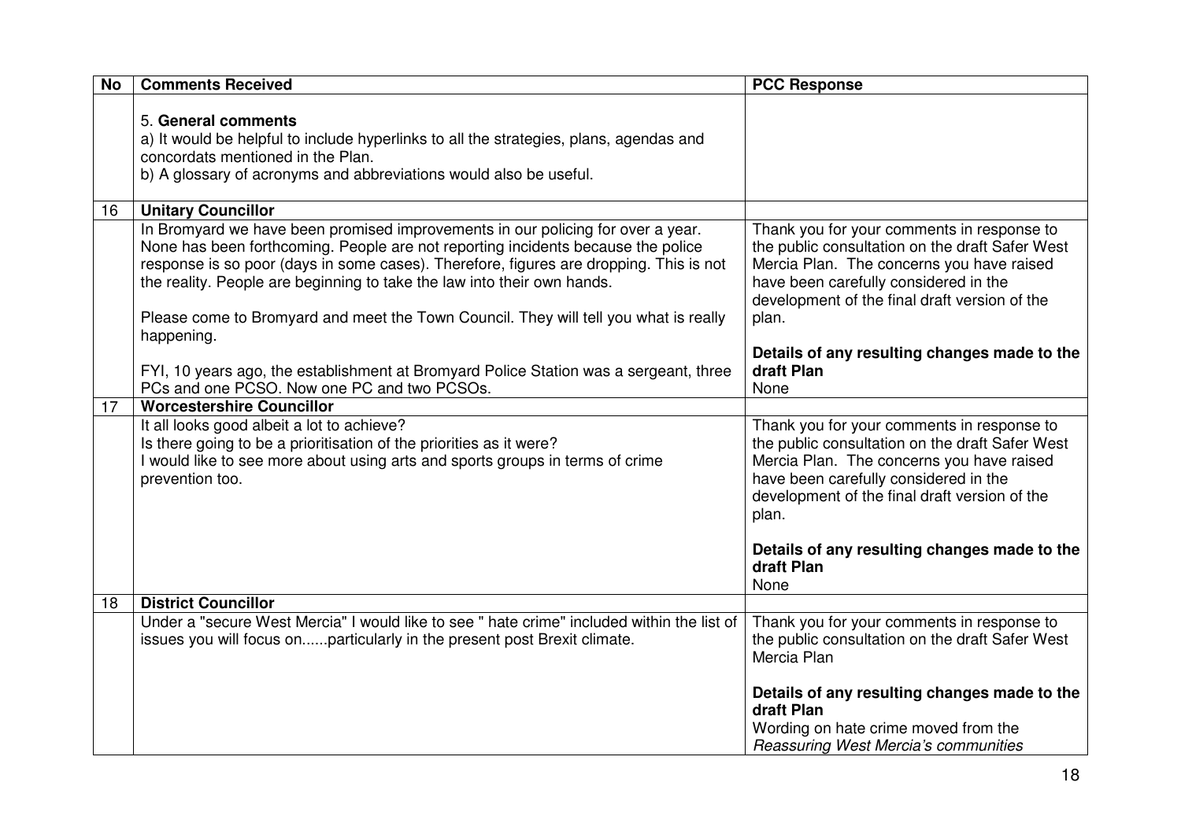| No | Comments Received | PCC Response |
|---|---|---|
| | 5. **General comments**<br>a) It would be helpful to include hyperlinks to all the strategies, plans, agendas and concordats mentioned in the Plan.<br>b) A glossary of acronyms and abbreviations would also be useful. | |
| 16 | **Unitary Councillor** | |
| | In Bromyard we have been promised improvements in our policing for over a year. None has been forthcoming. People are not reporting incidents because the police response is so poor (days in some cases). Therefore, figures are dropping. This is not the reality. People are beginning to take the law into their own hands.<br><br>Please come to Bromyard and meet the Town Council. They will tell you what is really happening.<br><br>FYI, 10 years ago, the establishment at Bromyard Police Station was a sergeant, three PCs and one PCSO. Now one PC and two PCSOs. | Thank you for your comments in response to the public consultation on the draft Safer West Mercia Plan. The concerns you have raised have been carefully considered in the development of the final draft version of the plan.<br><br>**Details of any resulting changes made to the draft Plan**<br>None |
| 17 | **Worcestershire Councillor** | |
| | It all looks good albeit a lot to achieve?<br>Is there going to be a prioritisation of the priorities as it were?<br>I would like to see more about using arts and sports groups in terms of crime prevention too. | Thank you for your comments in response to the public consultation on the draft Safer West Mercia Plan. The concerns you have raised have been carefully considered in the development of the final draft version of the plan.<br><br>**Details of any resulting changes made to the draft Plan**<br>None |
| 18 | **District Councillor** | |
| | Under a "secure West Mercia" I would like to see " hate crime" included within the list of issues you will focus on......particularly in the present post Brexit climate. | Thank you for your comments in response to the public consultation on the draft Safer West Mercia Plan<br><br>**Details of any resulting changes made to the draft Plan**<br>Wording on hate crime moved from the *Reassuring West Mercia's communities* |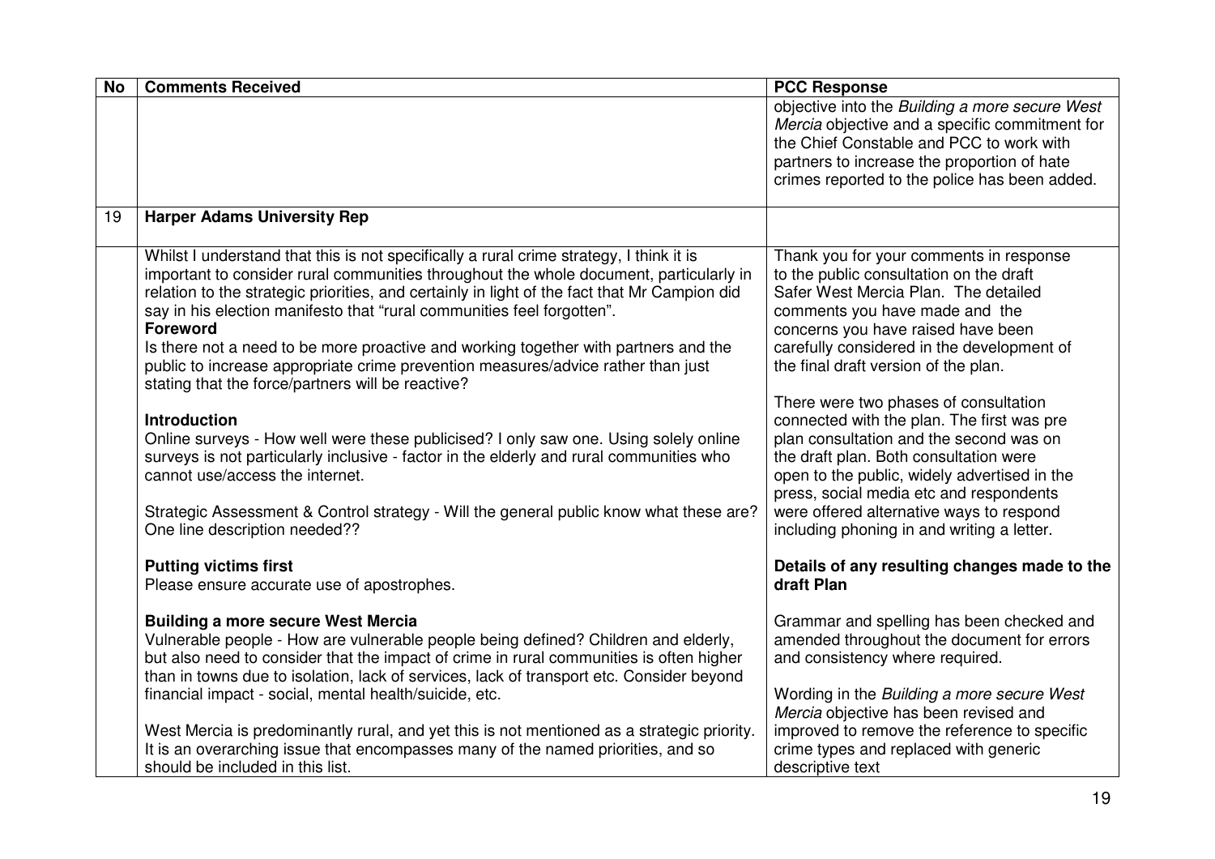| No | Comments Received | PCC Response |
|---|---|---|
| | | objective into the *Building a more secure West Mercia* objective and a specific commitment for the Chief Constable and PCC to work with partners to increase the proportion of hate crimes reported to the police has been added. |
| 19 | **Harper Adams University Rep** | |
| | Whilst I understand that this is not specifically a rural crime strategy, I think it is important to consider rural communities throughout the whole document, particularly in relation to the strategic priorities, and certainly in light of the fact that Mr Campion did say in his election manifesto that "rural communities feel forgotten".<br>**Foreword**<br>Is there not a need to be more proactive and working together with partners and the public to increase appropriate crime prevention measures/advice rather than just stating that the force/partners will be reactive?<br><br>**Introduction**<br>Online surveys - How well were these publicised? I only saw one. Using solely online surveys is not particularly inclusive - factor in the elderly and rural communities who cannot use/access the internet.<br><br>Strategic Assessment & Control strategy - Will the general public know what these are? One line description needed??<br><br>**Putting victims first**<br>Please ensure accurate use of apostrophes.<br><br>**Building a more secure West Mercia**<br>Vulnerable people - How are vulnerable people being defined? Children and elderly, but also need to consider that the impact of crime in rural communities is often higher than in towns due to isolation, lack of services, lack of transport etc. Consider beyond financial impact - social, mental health/suicide, etc.<br><br>West Mercia is predominantly rural, and yet this is not mentioned as a strategic priority. It is an overarching issue that encompasses many of the named priorities, and so should be included in this list. | Thank you for your comments in response to the public consultation on the draft Safer West Mercia Plan. The detailed comments you have made and the concerns you have raised have been carefully considered in the development of the final draft version of the plan.<br><br>There were two phases of consultation connected with the plan. The first was pre plan consultation and the second was on the draft plan. Both consultation were open to the public, widely advertised in the press, social media etc and respondents were offered alternative ways to respond including phoning in and writing a letter.<br><br>**Details of any resulting changes made to the draft Plan**<br><br>Grammar and spelling has been checked and amended throughout the document for errors and consistency where required.<br><br>Wording in the *Building a more secure West Mercia* objective has been revised and improved to remove the reference to specific crime types and replaced with generic descriptive text |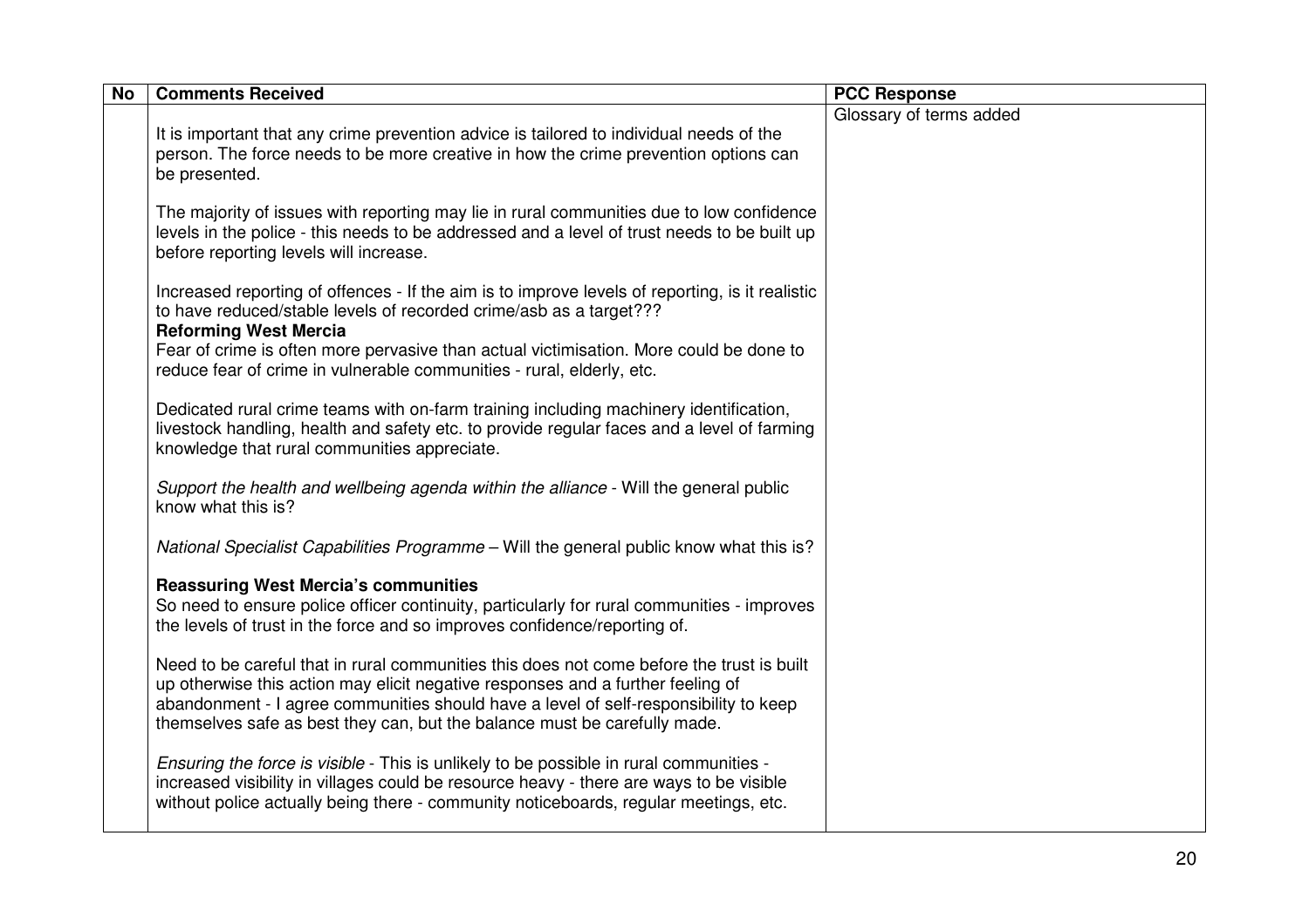| No | Comments Received | PCC Response |
|---|---|---|
| | It is important that any crime prevention advice is tailored to individual needs of the person. The force needs to be more creative in how the crime prevention options can be presented.<br><br>The majority of issues with reporting may lie in rural communities due to low confidence levels in the police - this needs to be addressed and a level of trust needs to be built up before reporting levels will increase.<br><br>Increased reporting of offences - If the aim is to improve levels of reporting, is it realistic to have reduced/stable levels of recorded crime/asb as a target???<br>**Reforming West Mercia**<br>Fear of crime is often more pervasive than actual victimisation. More could be done to reduce fear of crime in vulnerable communities - rural, elderly, etc.<br><br>Dedicated rural crime teams with on-farm training including machinery identification, livestock handling, health and safety etc. to provide regular faces and a level of farming knowledge that rural communities appreciate.<br><br>*Support the health and wellbeing agenda within the alliance* - Will the general public know what this is?<br><br>*National Specialist Capabilities Programme* – Will the general public know what this is?<br><br>**Reassuring West Mercia's communities**<br>So need to ensure police officer continuity, particularly for rural communities - improves the levels of trust in the force and so improves confidence/reporting of.<br><br>Need to be careful that in rural communities this does not come before the trust is built up otherwise this action may elicit negative responses and a further feeling of abandonment - I agree communities should have a level of self-responsibility to keep themselves safe as best they can, but the balance must be carefully made.<br><br>*Ensuring the force is visible* - This is unlikely to be possible in rural communities - increased visibility in villages could be resource heavy - there are ways to be visible without police actually being there - community noticeboards, regular meetings, etc. | Glossary of terms added |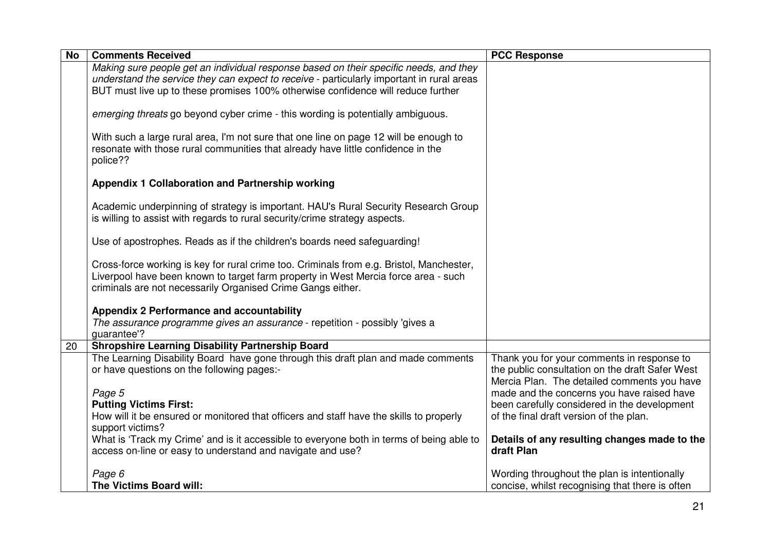| No | Comments Received | PCC Response |
|---|---|---|
| | *Making sure people get an individual response based on their specific needs, and they understand the service they can expect to receive* - particularly important in rural areas BUT must live up to these promises 100% otherwise confidence will reduce further<br><br>*emerging threats* go beyond cyber crime - this wording is potentially ambiguous.<br><br>With such a large rural area, I'm not sure that one line on page 12 will be enough to resonate with those rural communities that already have little confidence in the police??<br><br>**Appendix 1 Collaboration and Partnership working**<br><br>Academic underpinning of strategy is important. HAU's Rural Security Research Group is willing to assist with regards to rural security/crime strategy aspects.<br><br>Use of apostrophes. Reads as if the children's boards need safeguarding!<br><br>Cross-force working is key for rural crime too. Criminals from e.g. Bristol, Manchester, Liverpool have been known to target farm property in West Mercia force area - such criminals are not necessarily Organised Crime Gangs either.<br><br>**Appendix 2 Performance and accountability**<br>*The assurance programme gives an assurance* - repetition - possibly 'gives a guarantee'? | |
| 20 | **Shropshire Learning Disability Partnership Board** | |
| | The Learning Disability Board have gone through this draft plan and made comments or have questions on the following pages:-<br><br>*Page 5*<br>**Putting Victims First:**<br>How will it be ensured or monitored that officers and staff have the skills to properly support victims?<br>What is 'Track my Crime' and is it accessible to everyone both in terms of being able to access on-line or easy to understand and navigate and use?<br><br>*Page 6*<br>**The Victims Board will:** | Thank you for your comments in response to the public consultation on the draft Safer West Mercia Plan. The detailed comments you have made and the concerns you have raised have been carefully considered in the development of the final draft version of the plan.<br><br>**Details of any resulting changes made to the draft Plan**<br><br>Wording throughout the plan is intentionally concise, whilst recognising that there is often |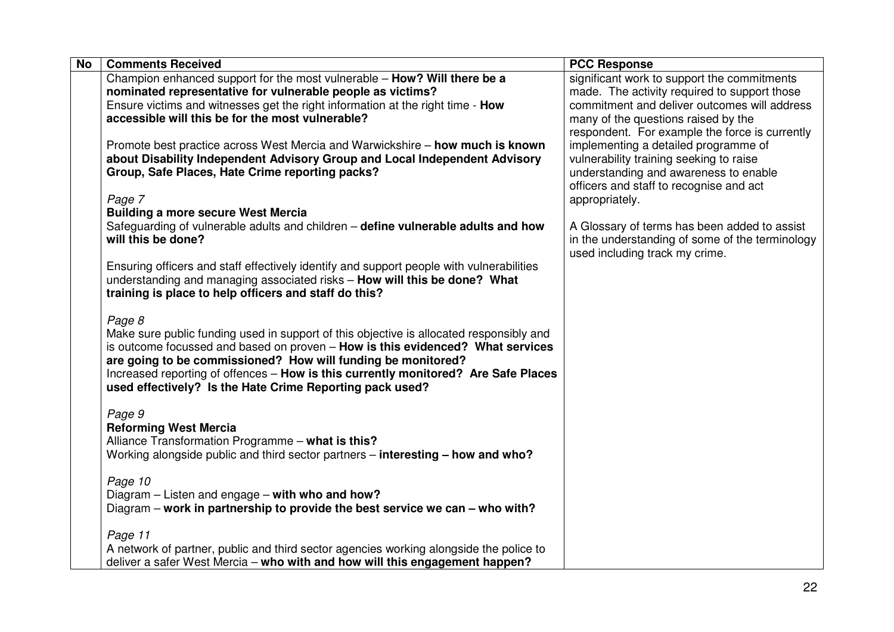| No | Comments Received | PCC Response |
|---|---|---|
| | Champion enhanced support for the most vulnerable – **How? Will there be a nominated representative for vulnerable people as victims?**<br>Ensure victims and witnesses get the right information at the right time - **How accessible will this be for the most vulnerable?**<br><br>Promote best practice across West Mercia and Warwickshire – **how much is known about Disability Independent Advisory Group and Local Independent Advisory Group, Safe Places, Hate Crime reporting packs?**<br><br>*Page 7*<br>**Building a more secure West Mercia**<br>Safeguarding of vulnerable adults and children – **define vulnerable adults and how will this be done?**<br><br>Ensuring officers and staff effectively identify and support people with vulnerabilities understanding and managing associated risks – **How will this be done? What training is place to help officers and staff do this?**<br><br>*Page 8*<br>Make sure public funding used in support of this objective is allocated responsibly and is outcome focussed and based on proven – **How is this evidenced? What services are going to be commissioned? How will funding be monitored?**<br>Increased reporting of offences – **How is this currently monitored? Are Safe Places used effectively? Is the Hate Crime Reporting pack used?**<br><br>*Page 9*<br>**Reforming West Mercia**<br>Alliance Transformation Programme – **what is this?**<br>Working alongside public and third sector partners – **interesting – how and who?**<br><br>*Page 10*<br>Diagram – Listen and engage – **with who and how?**<br>Diagram – **work in partnership to provide the best service we can – who with?**<br><br>*Page 11*<br>A network of partner, public and third sector agencies working alongside the police to deliver a safer West Mercia – **who with and how will this engagement happen?** | significant work to support the commitments made. The activity required to support those commitment and deliver outcomes will address many of the questions raised by the respondent. For example the force is currently implementing a detailed programme of vulnerability training seeking to raise understanding and awareness to enable officers and staff to recognise and act appropriately.<br><br>A Glossary of terms has been added to assist in the understanding of some of the terminology used including track my crime. |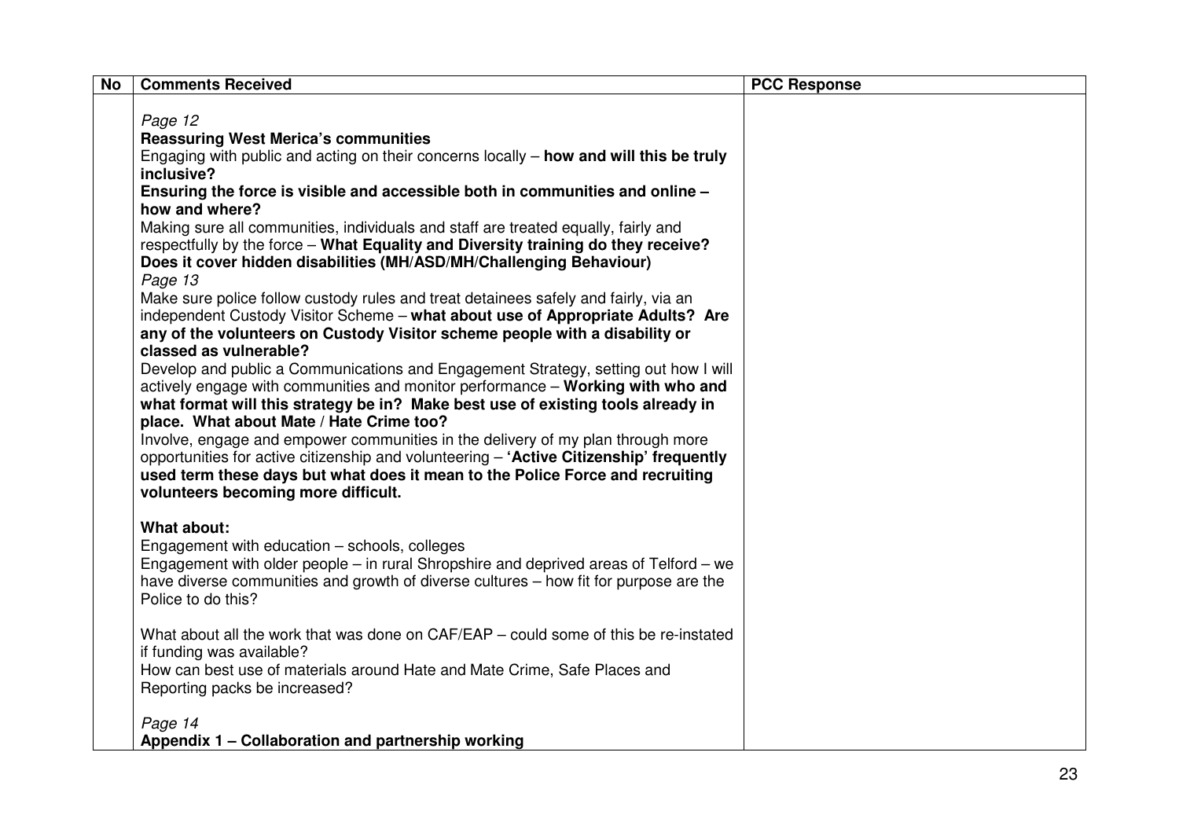| No | Comments Received | PCC Response |
|---|---|---|
| | *Page 12*<br>**Reassuring West Merica's communities**<br>Engaging with public and acting on their concerns locally – **how and will this be truly inclusive?**<br>**Ensuring the force is visible and accessible both in communities and online – how and where?**<br>Making sure all communities, individuals and staff are treated equally, fairly and respectfully by the force – **What Equality and Diversity training do they receive? Does it cover hidden disabilities (MH/ASD/MH/Challenging Behaviour)**<br>*Page 13*<br>Make sure police follow custody rules and treat detainees safely and fairly, via an independent Custody Visitor Scheme – **what about use of Appropriate Adults? Are any of the volunteers on Custody Visitor scheme people with a disability or classed as vulnerable?**<br>Develop and public a Communications and Engagement Strategy, setting out how I will actively engage with communities and monitor performance – **Working with who and what format will this strategy be in? Make best use of existing tools already in place. What about Mate / Hate Crime too?**<br>Involve, engage and empower communities in the delivery of my plan through more opportunities for active citizenship and volunteering – **'Active Citizenship' frequently used term these days but what does it mean to the Police Force and recruiting volunteers becoming more difficult.**<br><br>**What about:**<br>Engagement with education – schools, colleges<br>Engagement with older people – in rural Shropshire and deprived areas of Telford – we have diverse communities and growth of diverse cultures – how fit for purpose are the Police to do this?<br><br>What about all the work that was done on CAF/EAP – could some of this be re-instated if funding was available?<br>How can best use of materials around Hate and Mate Crime, Safe Places and Reporting packs be increased?<br><br>*Page 14*<br>**Appendix 1 – Collaboration and partnership working** | |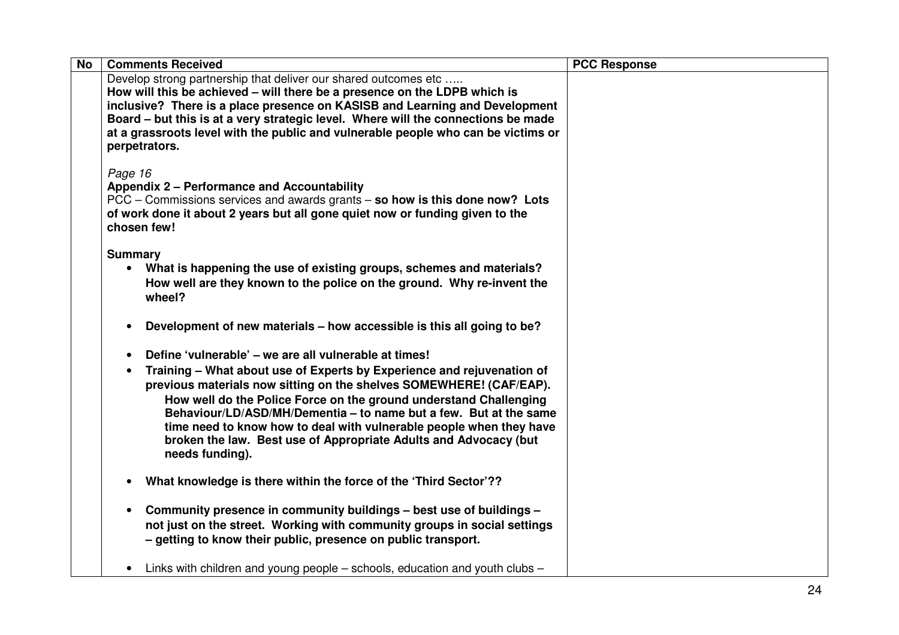| No | Comments Received | PCC Response |
|---|---|---|
| | Develop strong partnership that deliver our shared outcomes etc …..<br>**How will this be achieved – will there be a presence on the LDPB which is inclusive? There is a place presence on KASISB and Learning and Development Board – but this is at a very strategic level. Where will the connections be made at a grassroots level with the public and vulnerable people who can be victims or perpetrators.**<br><br>*Page 16*<br>**Appendix 2 – Performance and Accountability**<br>PCC – Commissions services and awards grants – **so how is this done now? Lots of work done it about 2 years but all gone quiet now or funding given to the chosen few!**<br><br>**Summary**<br>• **What is happening the use of existing groups, schemes and materials? How well are they known to the police on the ground. Why re-invent the wheel?**<br><br>• **Development of new materials – how accessible is this all going to be?**<br><br>• **Define 'vulnerable' – we are all vulnerable at times!**<br>• **Training – What about use of Experts by Experience and rejuvenation of previous materials now sitting on the shelves SOMEWHERE! (CAF/EAP).** **How well do the Police Force on the ground understand Challenging Behaviour/LD/ASD/MH/Dementia – to name but a few. But at the same time need to know how to deal with vulnerable people when they have broken the law. Best use of Appropriate Adults and Advocacy (but needs funding).**<br><br>• **What knowledge is there within the force of the 'Third Sector'??**<br><br>• **Community presence in community buildings – best use of buildings – not just on the street. Working with community groups in social settings – getting to know their public, presence on public transport.**<br><br>• Links with children and young people – schools, education and youth clubs – | |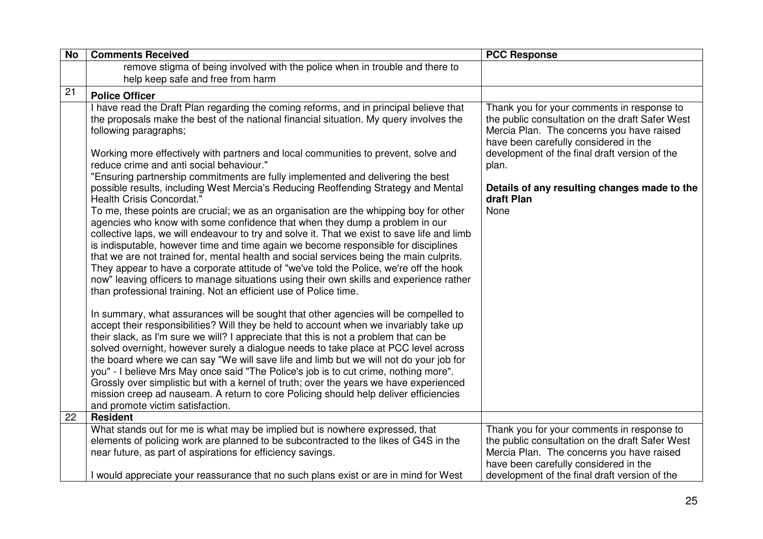| No | Comments Received | PCC Response |
|---|---|---|
| | remove stigma of being involved with the police when in trouble and there to help keep safe and free from harm | |
| 21 | **Police Officer** | |
| | I have read the Draft Plan regarding the coming reforms, and in principal believe that the proposals make the best of the national financial situation. My query involves the following paragraphs;<br><br>Working more effectively with partners and local communities to prevent, solve and reduce crime and anti social behaviour."<br>"Ensuring partnership commitments are fully implemented and delivering the best possible results, including West Mercia's Reducing Reoffending Strategy and Mental Health Crisis Concordat."<br>To me, these points are crucial; we as an organisation are the whipping boy for other agencies who know with some confidence that when they dump a problem in our collective laps, we will endeavour to try and solve it. That we exist to save life and limb is indisputable, however time and time again we become responsible for disciplines that we are not trained for, mental health and social services being the main culprits. They appear to have a corporate attitude of "we've told the Police, we're off the hook now" leaving officers to manage situations using their own skills and experience rather than professional training. Not an efficient use of Police time.<br><br>In summary, what assurances will be sought that other agencies will be compelled to accept their responsibilities? Will they be held to account when we invariably take up their slack, as I'm sure we will? I appreciate that this is not a problem that can be solved overnight, however surely a dialogue needs to take place at PCC level across the board where we can say "We will save life and limb but we will not do your job for you" - I believe Mrs May once said "The Police's job is to cut crime, nothing more". Grossly over simplistic but with a kernel of truth; over the years we have experienced mission creep ad nauseam. A return to core Policing should help deliver efficiencies and promote victim satisfaction. | Thank you for your comments in response to the public consultation on the draft Safer West Mercia Plan. The concerns you have raised have been carefully considered in the development of the final draft version of the plan.<br><br>**Details of any resulting changes made to the draft Plan**<br>None |
| 22 | **Resident** | |
| | What stands out for me is what may be implied but is nowhere expressed, that elements of policing work are planned to be subcontracted to the likes of G4S in the near future, as part of aspirations for efficiency savings.<br><br>I would appreciate your reassurance that no such plans exist or are in mind for West | Thank you for your comments in response to the public consultation on the draft Safer West Mercia Plan. The concerns you have raised have been carefully considered in the development of the final draft version of the |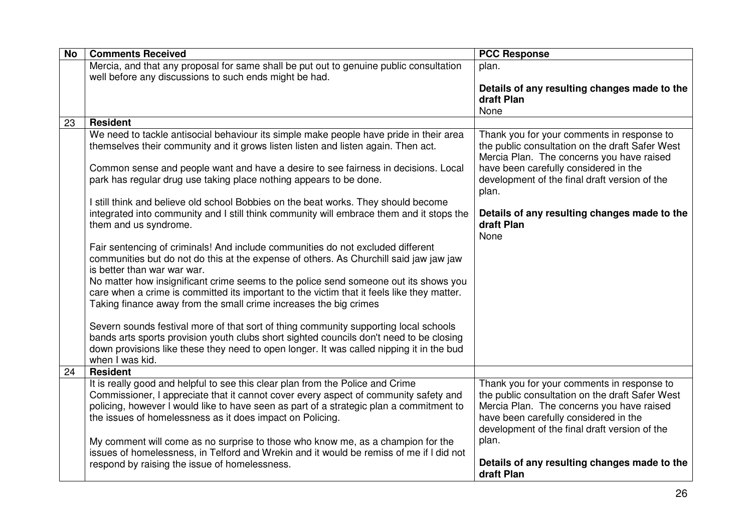| No | Comments Received | PCC Response |
|---|---|---|
| | Mercia, and that any proposal for same shall be put out to genuine public consultation well before any discussions to such ends might be had. | plan.<br><br>**Details of any resulting changes made to the draft Plan**<br>None |
| 23 | **Resident** | |
| | We need to tackle antisocial behaviour its simple make people have pride in their area themselves their community and it grows listen listen and listen again. Then act.<br><br>Common sense and people want and have a desire to see fairness in decisions. Local park has regular drug use taking place nothing appears to be done.<br><br>I still think and believe old school Bobbies on the beat works. They should become integrated into community and I still think community will embrace them and it stops the them and us syndrome.<br><br>Fair sentencing of criminals! And include communities do not excluded different communities but do not do this at the expense of others. As Churchill said jaw jaw jaw is better than war war war.<br>No matter how insignificant crime seems to the police send someone out its shows you care when a crime is committed its important to the victim that it feels like they matter. Taking finance away from the small crime increases the big crimes<br><br>Severn sounds festival more of that sort of thing community supporting local schools bands arts sports provision youth clubs short sighted councils don't need to be closing down provisions like these they need to open longer. It was called nipping it in the bud when I was kid. | Thank you for your comments in response to the public consultation on the draft Safer West Mercia Plan. The concerns you have raised have been carefully considered in the development of the final draft version of the plan.<br><br>**Details of any resulting changes made to the draft Plan**<br>None |
| 24 | **Resident** | |
| | It is really good and helpful to see this clear plan from the Police and Crime Commissioner, I appreciate that it cannot cover every aspect of community safety and policing, however I would like to have seen as part of a strategic plan a commitment to the issues of homelessness as it does impact on Policing.<br><br>My comment will come as no surprise to those who know me, as a champion for the issues of homelessness, in Telford and Wrekin and it would be remiss of me if I did not respond by raising the issue of homelessness. | Thank you for your comments in response to the public consultation on the draft Safer West Mercia Plan. The concerns you have raised have been carefully considered in the development of the final draft version of the plan.<br><br>**Details of any resulting changes made to the draft Plan** |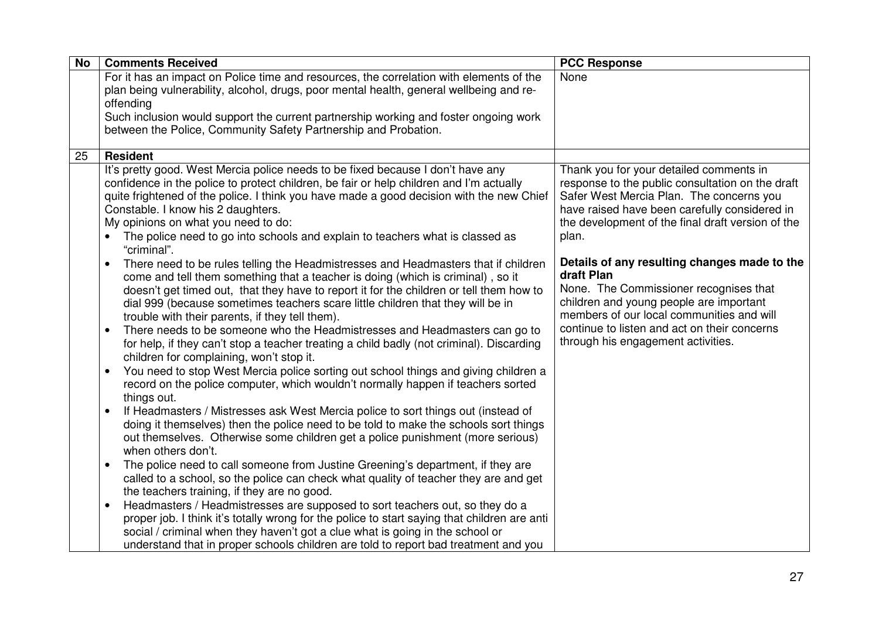| No | Comments Received | PCC Response |
|---|---|---|
| | For it has an impact on Police time and resources, the correlation with elements of the plan being vulnerability, alcohol, drugs, poor mental health, general wellbeing and re-offending<br>Such inclusion would support the current partnership working and foster ongoing work between the Police, Community Safety Partnership and Probation. | None |
| 25 | **Resident** | |
| | It's pretty good. West Mercia police needs to be fixed because I don't have any confidence in the police to protect children, be fair or help children and I'm actually quite frightened of the police. I think you have made a good decision with the new Chief Constable. I know his 2 daughters.<br>My opinions on what you need to do:<br>• The police need to go into schools and explain to teachers what is classed as "criminal".<br>• There need to be rules telling the Headmistresses and Headmasters that if children come and tell them something that a teacher is doing (which is criminal) , so it doesn't get timed out, that they have to report it for the children or tell them how to dial 999 (because sometimes teachers scare little children that they will be in trouble with their parents, if they tell them).<br>• There needs to be someone who the Headmistresses and Headmasters can go to for help, if they can't stop a teacher treating a child badly (not criminal). Discarding children for complaining, won't stop it.<br>• You need to stop West Mercia police sorting out school things and giving children a record on the police computer, which wouldn't normally happen if teachers sorted things out.<br>• If Headmasters / Mistresses ask West Mercia police to sort things out (instead of doing it themselves) then the police need to be told to make the schools sort things out themselves. Otherwise some children get a police punishment (more serious) when others don't.<br>• The police need to call someone from Justine Greening's department, if they are called to a school, so the police can check what quality of teacher they are and get the teachers training, if they are no good.<br>• Headmasters / Headmistresses are supposed to sort teachers out, so they do a proper job. I think it's totally wrong for the police to start saying that children are anti social / criminal when they haven't got a clue what is going in the school or understand that in proper schools children are told to report bad treatment and you | Thank you for your detailed comments in response to the public consultation on the draft Safer West Mercia Plan. The concerns you have raised have been carefully considered in the development of the final draft version of the plan.<br><br>**Details of any resulting changes made to the draft Plan**<br>None. The Commissioner recognises that children and young people are important members of our local communities and will continue to listen and act on their concerns through his engagement activities. |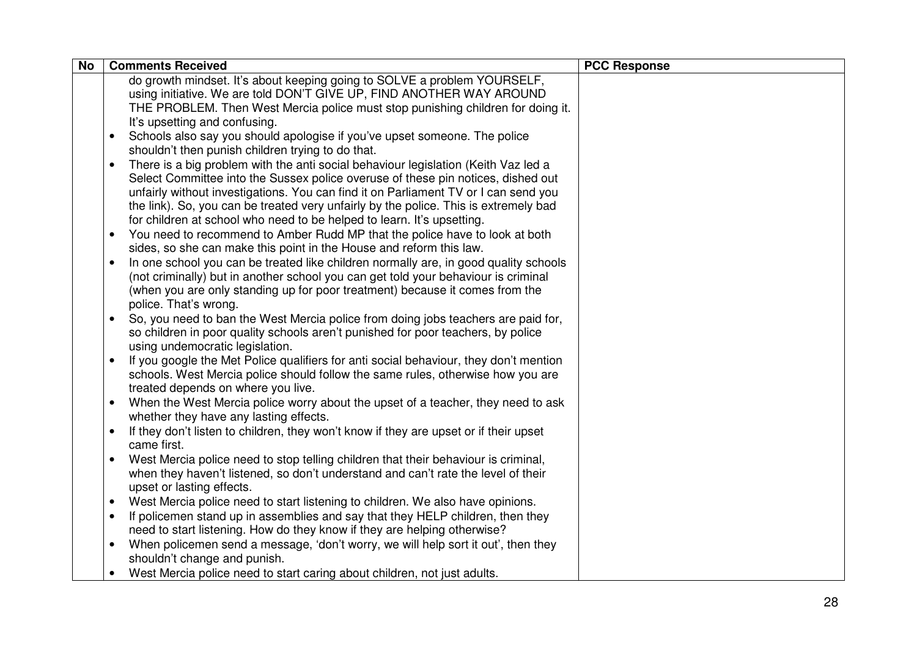| No | Comments Received | PCC Response |
| --- | --- | --- |
| | do growth mindset. It's about keeping going to SOLVE a problem YOURSELF, using initiative. We are told DON'T GIVE UP, FIND ANOTHER WAY AROUND THE PROBLEM. Then West Mercia police must stop punishing children for doing it. It's upsetting and confusing.<br>• Schools also say you should apologise if you've upset someone. The police shouldn't then punish children trying to do that.<br>• There is a big problem with the anti social behaviour legislation (Keith Vaz led a Select Committee into the Sussex police overuse of these pin notices, dished out unfairly without investigations. You can find it on Parliament TV or I can send you the link). So, you can be treated very unfairly by the police. This is extremely bad for children at school who need to be helped to learn. It's upsetting.<br>• You need to recommend to Amber Rudd MP that the police have to look at both sides, so she can make this point in the House and reform this law.<br>• In one school you can be treated like children normally are, in good quality schools (not criminally) but in another school you can get told your behaviour is criminal (when you are only standing up for poor treatment) because it comes from the police. That's wrong.<br>• So, you need to ban the West Mercia police from doing jobs teachers are paid for, so children in poor quality schools aren't punished for poor teachers, by police using undemocratic legislation.<br>• If you google the Met Police qualifiers for anti social behaviour, they don't mention schools. West Mercia police should follow the same rules, otherwise how you are treated depends on where you live.<br>• When the West Mercia police worry about the upset of a teacher, they need to ask whether they have any lasting effects.<br>• If they don't listen to children, they won't know if they are upset or if their upset came first.<br>• West Mercia police need to stop telling children that their behaviour is criminal, when they haven't listened, so don't understand and can't rate the level of their upset or lasting effects.<br>• West Mercia police need to start listening to children. We also have opinions.<br>• If policemen stand up in assemblies and say that they HELP children, then they need to start listening. How do they know if they are helping otherwise?<br>• When policemen send a message, 'don't worry, we will help sort it out', then they shouldn't change and punish.<br>• West Mercia police need to start caring about children, not just adults. | |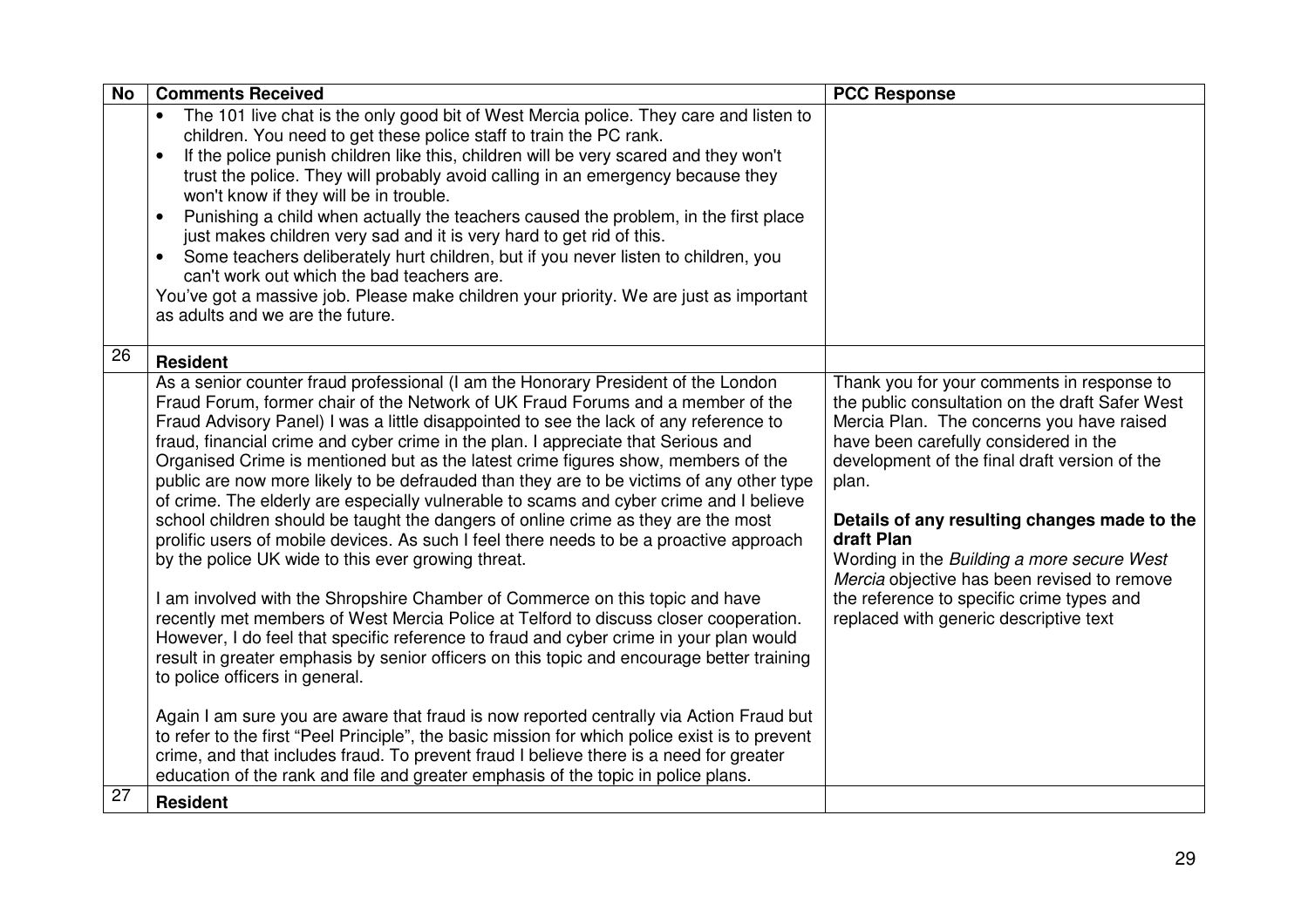| No | Comments Received | PCC Response |
|---|---|---|
| | • The 101 live chat is the only good bit of West Mercia police. They care and listen to children. You need to get these police staff to train the PC rank.<br>• If the police punish children like this, children will be very scared and they won't trust the police. They will probably avoid calling in an emergency because they won't know if they will be in trouble.<br>• Punishing a child when actually the teachers caused the problem, in the first place just makes children very sad and it is very hard to get rid of this.<br>• Some teachers deliberately hurt children, but if you never listen to children, you can't work out which the bad teachers are.<br>You've got a massive job. Please make children your priority. We are just as important as adults and we are the future. | |
| 26 | **Resident** | |
| | As a senior counter fraud professional (I am the Honorary President of the London Fraud Forum, former chair of the Network of UK Fraud Forums and a member of the Fraud Advisory Panel) I was a little disappointed to see the lack of any reference to fraud, financial crime and cyber crime in the plan. I appreciate that Serious and Organised Crime is mentioned but as the latest crime figures show, members of the public are now more likely to be defrauded than they are to be victims of any other type of crime. The elderly are especially vulnerable to scams and cyber crime and I believe school children should be taught the dangers of online crime as they are the most prolific users of mobile devices. As such I feel there needs to be a proactive approach by the police UK wide to this ever growing threat.<br><br>I am involved with the Shropshire Chamber of Commerce on this topic and have recently met members of West Mercia Police at Telford to discuss closer cooperation. However, I do feel that specific reference to fraud and cyber crime in your plan would result in greater emphasis by senior officers on this topic and encourage better training to police officers in general.<br><br>Again I am sure you are aware that fraud is now reported centrally via Action Fraud but to refer to the first "Peel Principle", the basic mission for which police exist is to prevent crime, and that includes fraud. To prevent fraud I believe there is a need for greater education of the rank and file and greater emphasis of the topic in police plans. | Thank you for your comments in response to the public consultation on the draft Safer West Mercia Plan. The concerns you have raised have been carefully considered in the development of the final draft version of the plan.<br><br>**Details of any resulting changes made to the draft Plan**<br>Wording in the *Building a more secure West Mercia* objective has been revised to remove the reference to specific crime types and replaced with generic descriptive text |
| 27 | **Resident** | |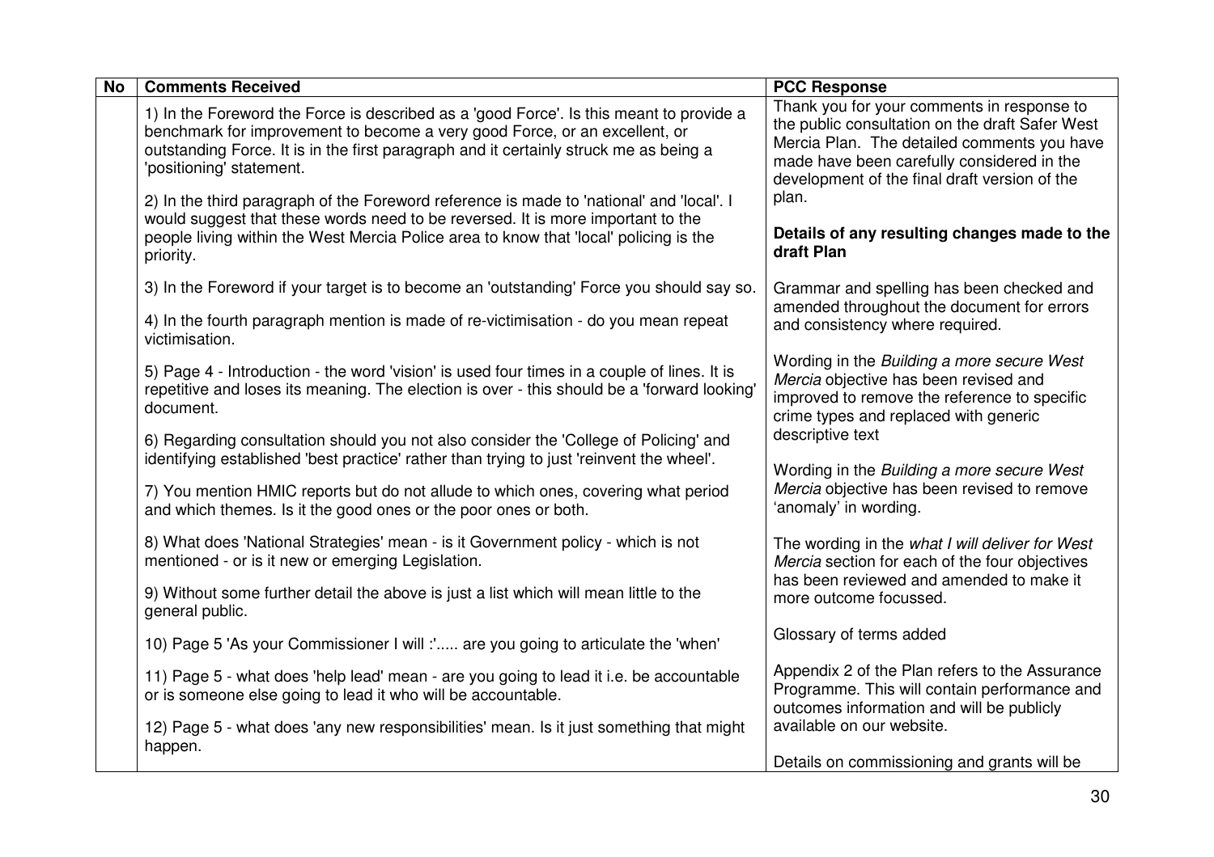| No | Comments Received | PCC Response |
|---|---|---|
| | 1) In the Foreword the Force is described as a 'good Force'. Is this meant to provide a benchmark for improvement to become a very good Force, or an excellent, or outstanding Force. It is in the first paragraph and it certainly struck me as being a 'positioning' statement.<br><br>2) In the third paragraph of the Foreword reference is made to 'national' and 'local'. I would suggest that these words need to be reversed. It is more important to the people living within the West Mercia Police area to know that 'local' policing is the priority.<br><br>3) In the Foreword if your target is to become an 'outstanding' Force you should say so.<br><br>4) In the fourth paragraph mention is made of re-victimisation - do you mean repeat victimisation.<br><br>5) Page 4 - Introduction - the word 'vision' is used four times in a couple of lines. It is repetitive and loses its meaning. The election is over - this should be a 'forward looking' document.<br><br>6) Regarding consultation should you not also consider the 'College of Policing' and identifying established 'best practice' rather than trying to just 'reinvent the wheel'.<br><br>7) You mention HMIC reports but do not allude to which ones, covering what period and which themes. Is it the good ones or the poor ones or both.<br><br>8) What does 'National Strategies' mean - is it Government policy - which is not mentioned - or is it new or emerging Legislation.<br><br>9) Without some further detail the above is just a list which will mean little to the general public.<br><br>10) Page 5 'As your Commissioner I will :'..... are you going to articulate the 'when'<br><br>11) Page 5 - what does 'help lead' mean - are you going to lead it i.e. be accountable or is someone else going to lead it who will be accountable.<br><br>12) Page 5 - what does 'any new responsibilities' mean. Is it just something that might happen. | Thank you for your comments in response to the public consultation on the draft Safer West Mercia Plan. The detailed comments you have made have been carefully considered in the development of the final draft version of the plan.<br><br>**Details of any resulting changes made to the draft Plan**<br><br>Grammar and spelling has been checked and amended throughout the document for errors and consistency where required.<br><br>Wording in the *Building a more secure West Mercia* objective has been revised and improved to remove the reference to specific crime types and replaced with generic descriptive text<br><br>Wording in the *Building a more secure West Mercia* objective has been revised to remove 'anomaly' in wording.<br><br>The wording in the *what I will deliver for West Mercia* section for each of the four objectives has been reviewed and amended to make it more outcome focussed.<br><br>Glossary of terms added<br><br>Appendix 2 of the Plan refers to the Assurance Programme. This will contain performance and outcomes information and will be publicly available on our website.<br><br>Details on commissioning and grants will be |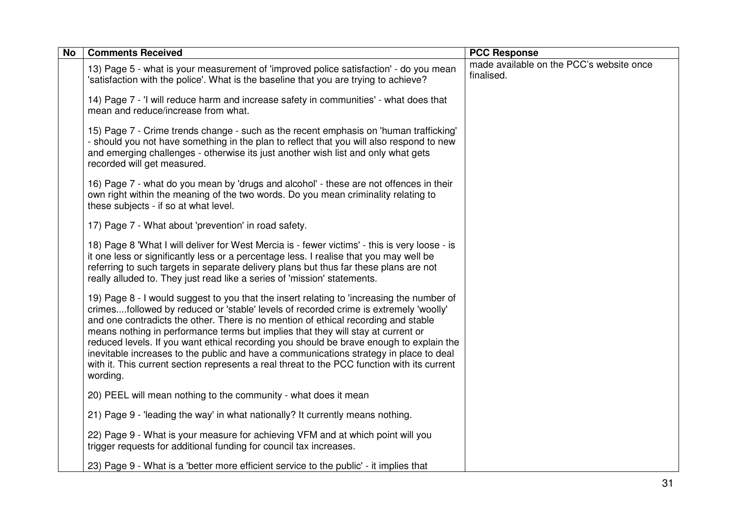| No | Comments Received | PCC Response |
|---|---|---|
| | 13) Page 5 - what is your measurement of 'improved police satisfaction' - do you mean 'satisfaction with the police'. What is the baseline that you are trying to achieve?<br><br>14) Page 7 - 'I will reduce harm and increase safety in communities' - what does that mean and reduce/increase from what.<br><br>15) Page 7 - Crime trends change - such as the recent emphasis on 'human trafficking' - should you not have something in the plan to reflect that you will also respond to new and emerging challenges - otherwise its just another wish list and only what gets recorded will get measured.<br><br>16) Page 7 - what do you mean by 'drugs and alcohol' - these are not offences in their own right within the meaning of the two words. Do you mean criminality relating to these subjects - if so at what level.<br><br>17) Page 7 - What about 'prevention' in road safety.<br><br>18) Page 8 'What I will deliver for West Mercia is - fewer victims' - this is very loose - is it one less or significantly less or a percentage less. I realise that you may well be referring to such targets in separate delivery plans but thus far these plans are not really alluded to. They just read like a series of 'mission' statements.<br><br>19) Page 8 - I would suggest to you that the insert relating to 'increasing the number of crimes....followed by reduced or 'stable' levels of recorded crime is extremely 'woolly' and one contradicts the other. There is no mention of ethical recording and stable means nothing in performance terms but implies that they will stay at current or reduced levels. If you want ethical recording you should be brave enough to explain the inevitable increases to the public and have a communications strategy in place to deal with it. This current section represents a real threat to the PCC function with its current wording.<br><br>20) PEEL will mean nothing to the community - what does it mean<br><br>21) Page 9 - 'leading the way' in what nationally? It currently means nothing.<br><br>22) Page 9 - What is your measure for achieving VFM and at which point will you trigger requests for additional funding for council tax increases.<br><br>23) Page 9 - What is a 'better more efficient service to the public' - it implies that | made available on the PCC's website once finalised. |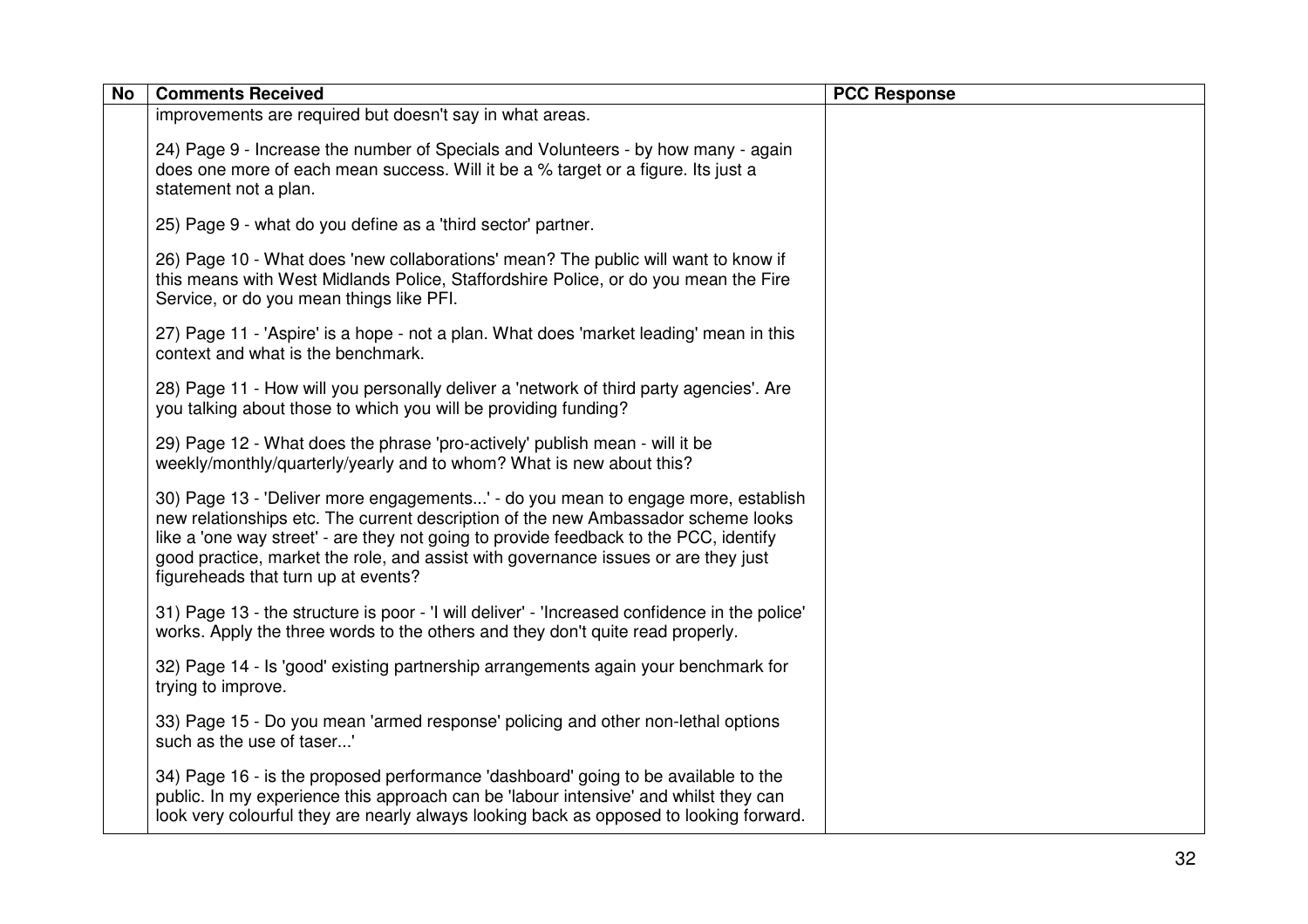| No | Comments Received | PCC Response |
|---|---|---|
| | improvements are required but doesn't say in what areas.<br><br>24) Page 9 - Increase the number of Specials and Volunteers - by how many - again does one more of each mean success. Will it be a % target or a figure. Its just a statement not a plan.<br><br>25) Page 9 - what do you define as a 'third sector' partner.<br><br>26) Page 10 - What does 'new collaborations' mean? The public will want to know if this means with West Midlands Police, Staffordshire Police, or do you mean the Fire Service, or do you mean things like PFI.<br><br>27) Page 11 - 'Aspire' is a hope - not a plan. What does 'market leading' mean in this context and what is the benchmark.<br><br>28) Page 11 - How will you personally deliver a 'network of third party agencies'. Are you talking about those to which you will be providing funding?<br><br>29) Page 12 - What does the phrase 'pro-actively' publish mean - will it be weekly/monthly/quarterly/yearly and to whom? What is new about this?<br><br>30) Page 13 - 'Deliver more engagements...' - do you mean to engage more, establish new relationships etc. The current description of the new Ambassador scheme looks like a 'one way street' - are they not going to provide feedback to the PCC, identify good practice, market the role, and assist with governance issues or are they just figureheads that turn up at events?<br><br>31) Page 13 - the structure is poor - 'I will deliver' - 'Increased confidence in the police' works. Apply the three words to the others and they don't quite read properly.<br><br>32) Page 14 - Is 'good' existing partnership arrangements again your benchmark for trying to improve.<br><br>33) Page 15 - Do you mean 'armed response' policing and other non-lethal options such as the use of taser...'<br><br>34) Page 16 - is the proposed performance 'dashboard' going to be available to the public. In my experience this approach can be 'labour intensive' and whilst they can look very colourful they are nearly always looking back as opposed to looking forward. | |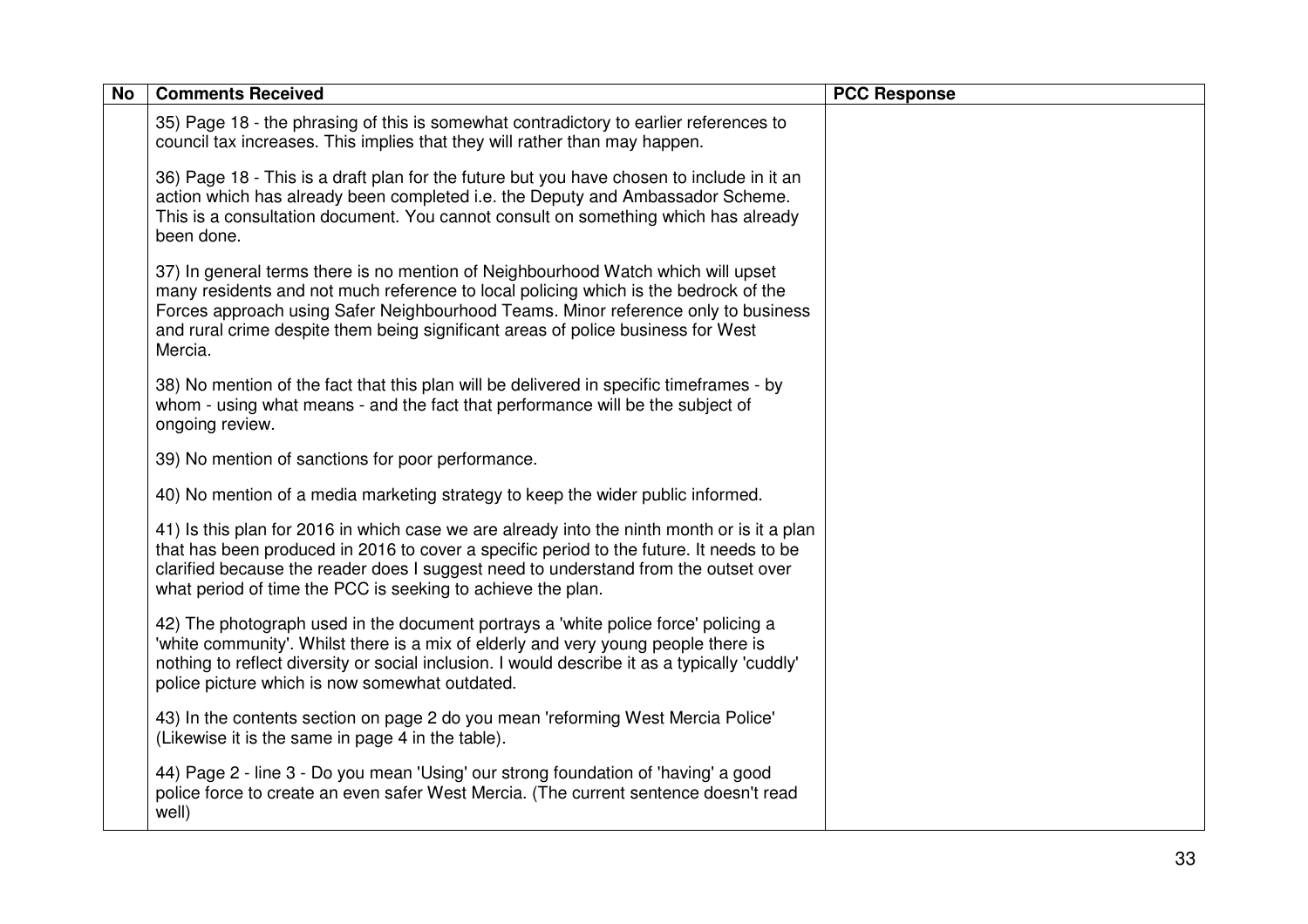| No | Comments Received | PCC Response |
|---|---|---|
| | 35) Page 18 - the phrasing of this is somewhat contradictory to earlier references to council tax increases. This implies that they will rather than may happen.<br><br>36) Page 18 - This is a draft plan for the future but you have chosen to include in it an action which has already been completed i.e. the Deputy and Ambassador Scheme. This is a consultation document. You cannot consult on something which has already been done.<br><br>37) In general terms there is no mention of Neighbourhood Watch which will upset many residents and not much reference to local policing which is the bedrock of the Forces approach using Safer Neighbourhood Teams. Minor reference only to business and rural crime despite them being significant areas of police business for West Mercia.<br><br>38) No mention of the fact that this plan will be delivered in specific timeframes - by whom - using what means - and the fact that performance will be the subject of ongoing review.<br><br>39) No mention of sanctions for poor performance.<br><br>40) No mention of a media marketing strategy to keep the wider public informed.<br><br>41) Is this plan for 2016 in which case we are already into the ninth month or is it a plan that has been produced in 2016 to cover a specific period to the future. It needs to be clarified because the reader does I suggest need to understand from the outset over what period of time the PCC is seeking to achieve the plan.<br><br>42) The photograph used in the document portrays a 'white police force' policing a 'white community'. Whilst there is a mix of elderly and very young people there is nothing to reflect diversity or social inclusion. I would describe it as a typically 'cuddly' police picture which is now somewhat outdated.<br><br>43) In the contents section on page 2 do you mean 'reforming West Mercia Police' (Likewise it is the same in page 4 in the table).<br><br>44) Page 2 - line 3 - Do you mean 'Using' our strong foundation of 'having' a good police force to create an even safer West Mercia. (The current sentence doesn't read well) | |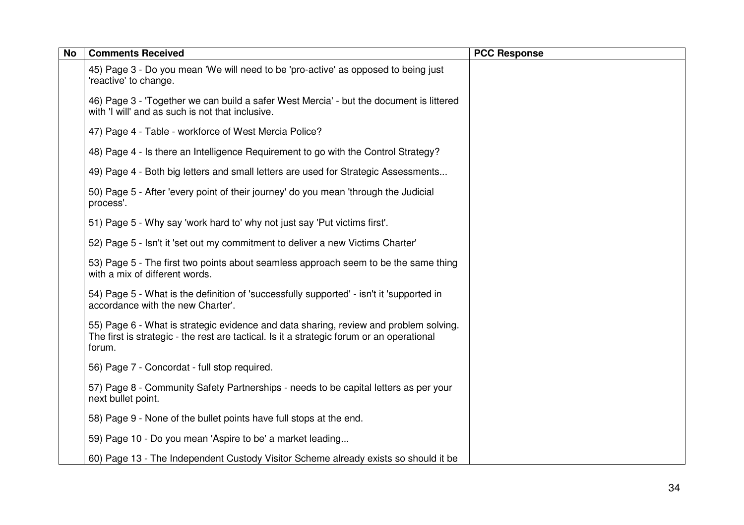| No | Comments Received | PCC Response |
|---|---|---|
| | 45) Page 3 - Do you mean 'We will need to be 'pro-active' as opposed to being just 'reactive' to change.<br><br>46) Page 3 - 'Together we can build a safer West Mercia' - but the document is littered with 'I will' and as such is not that inclusive.<br><br>47) Page 4 - Table - workforce of West Mercia Police?<br><br>48) Page 4 - Is there an Intelligence Requirement to go with the Control Strategy?<br><br>49) Page 4 - Both big letters and small letters are used for Strategic Assessments...<br><br>50) Page 5 - After 'every point of their journey' do you mean 'through the Judicial process'.<br><br>51) Page 5 - Why say 'work hard to' why not just say 'Put victims first'.<br><br>52) Page 5 - Isn't it 'set out my commitment to deliver a new Victims Charter'<br><br>53) Page 5 - The first two points about seamless approach seem to be the same thing with a mix of different words.<br><br>54) Page 5 - What is the definition of 'successfully supported' - isn't it 'supported in accordance with the new Charter'.<br><br>55) Page 6 - What is strategic evidence and data sharing, review and problem solving. The first is strategic - the rest are tactical. Is it a strategic forum or an operational forum.<br><br>56) Page 7 - Concordat - full stop required.<br><br>57) Page 8 - Community Safety Partnerships - needs to be capital letters as per your next bullet point.<br><br>58) Page 9 - None of the bullet points have full stops at the end.<br><br>59) Page 10 - Do you mean 'Aspire to be' a market leading...<br><br>60) Page 13 - The Independent Custody Visitor Scheme already exists so should it be | |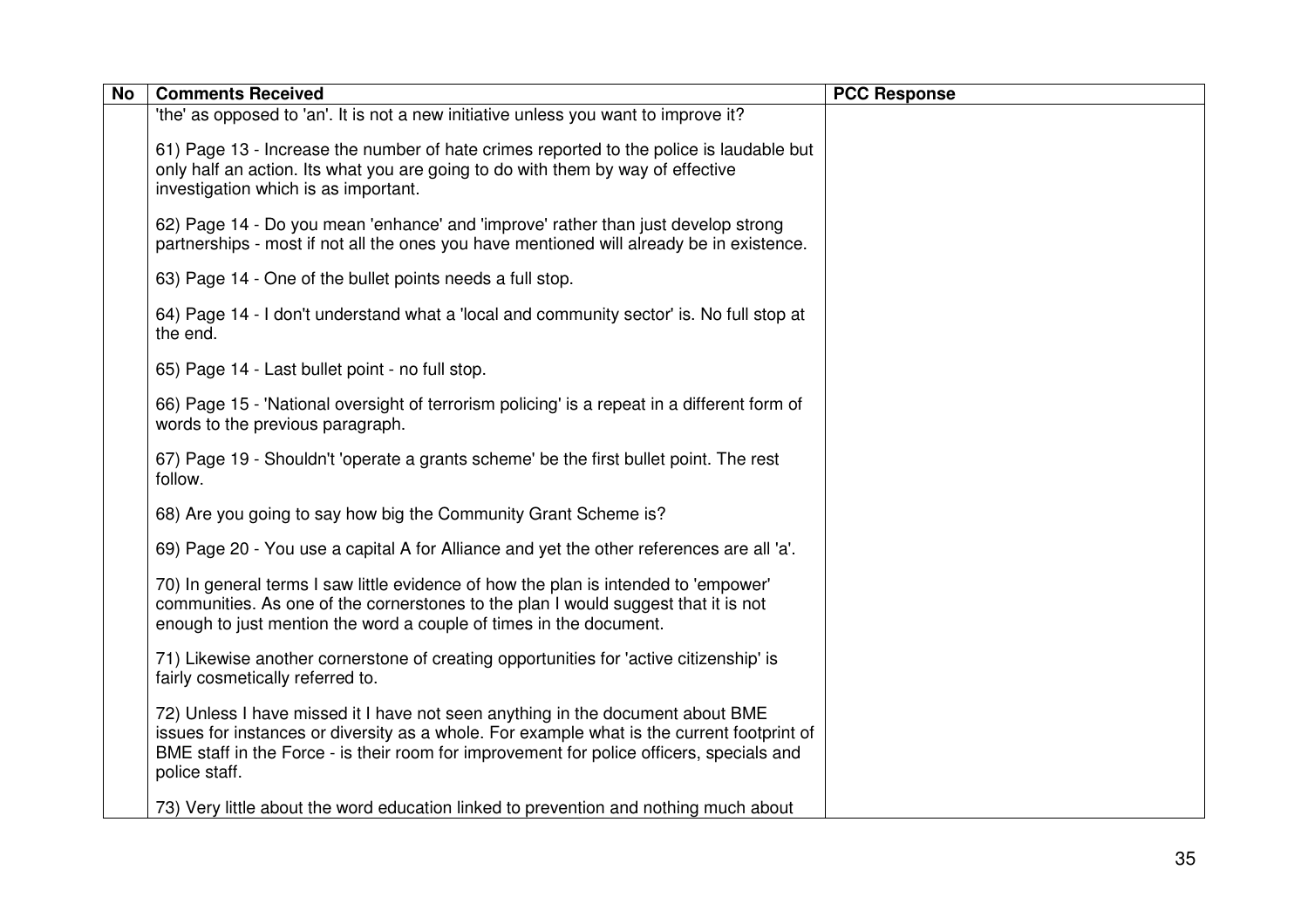| No | Comments Received | PCC Response |
|---|---|---|
| | 'the' as opposed to 'an'. It is not a new initiative unless you want to improve it?<br><br>61) Page 13 - Increase the number of hate crimes reported to the police is laudable but only half an action. Its what you are going to do with them by way of effective investigation which is as important.<br><br>62) Page 14 - Do you mean 'enhance' and 'improve' rather than just develop strong partnerships - most if not all the ones you have mentioned will already be in existence.<br><br>63) Page 14 - One of the bullet points needs a full stop.<br><br>64) Page 14 - I don't understand what a 'local and community sector' is. No full stop at the end.<br><br>65) Page 14 - Last bullet point - no full stop.<br><br>66) Page 15 - 'National oversight of terrorism policing' is a repeat in a different form of words to the previous paragraph.<br><br>67) Page 19 - Shouldn't 'operate a grants scheme' be the first bullet point. The rest follow.<br><br>68) Are you going to say how big the Community Grant Scheme is?<br><br>69) Page 20 - You use a capital A for Alliance and yet the other references are all 'a'.<br><br>70) In general terms I saw little evidence of how the plan is intended to 'empower' communities. As one of the cornerstones to the plan I would suggest that it is not enough to just mention the word a couple of times in the document.<br><br>71) Likewise another cornerstone of creating opportunities for 'active citizenship' is fairly cosmetically referred to.<br><br>72) Unless I have missed it I have not seen anything in the document about BME issues for instances or diversity as a whole. For example what is the current footprint of BME staff in the Force - is their room for improvement for police officers, specials and police staff.<br><br>73) Very little about the word education linked to prevention and nothing much about | |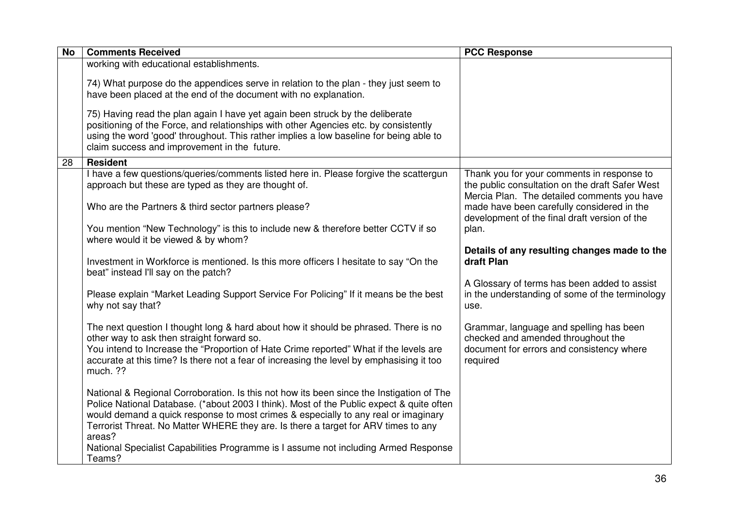| No | Comments Received | PCC Response |
|---|---|---|
| | working with educational establishments.<br><br>74) What purpose do the appendices serve in relation to the plan - they just seem to have been placed at the end of the document with no explanation.<br><br>75) Having read the plan again I have yet again been struck by the deliberate positioning of the Force, and relationships with other Agencies etc. by consistently using the word 'good' throughout. This rather implies a low baseline for being able to claim success and improvement in the future. | |
| 28 | **Resident** | |
| | I have a few questions/queries/comments listed here in. Please forgive the scattergun approach but these are typed as they are thought of.<br><br>Who are the Partners & third sector partners please?<br><br>You mention "New Technology" is this to include new & therefore better CCTV if so where would it be viewed & by whom?<br><br>Investment in Workforce is mentioned. Is this more officers I hesitate to say "On the beat" instead I'll say on the patch?<br><br>Please explain "Market Leading Support Service For Policing" If it means be the best why not say that?<br><br>The next question I thought long & hard about how it should be phrased. There is no other way to ask then straight forward so.<br>You intend to Increase the "Proportion of Hate Crime reported" What if the levels are accurate at this time? Is there not a fear of increasing the level by emphasising it too much. ??<br><br>National & Regional Corroboration. Is this not how its been since the Instigation of The Police National Database. (*about 2003 I think). Most of the Public expect & quite often would demand a quick response to most crimes & especially to any real or imaginary Terrorist Threat. No Matter WHERE they are. Is there a target for ARV times to any areas?<br>National Specialist Capabilities Programme is I assume not including Armed Response Teams? | Thank you for your comments in response to the public consultation on the draft Safer West Mercia Plan. The detailed comments you have made have been carefully considered in the development of the final draft version of the plan.<br><br>**Details of any resulting changes made to the draft Plan**<br><br>A Glossary of terms has been added to assist in the understanding of some of the terminology use.<br><br>Grammar, language and spelling has been checked and amended throughout the document for errors and consistency where required |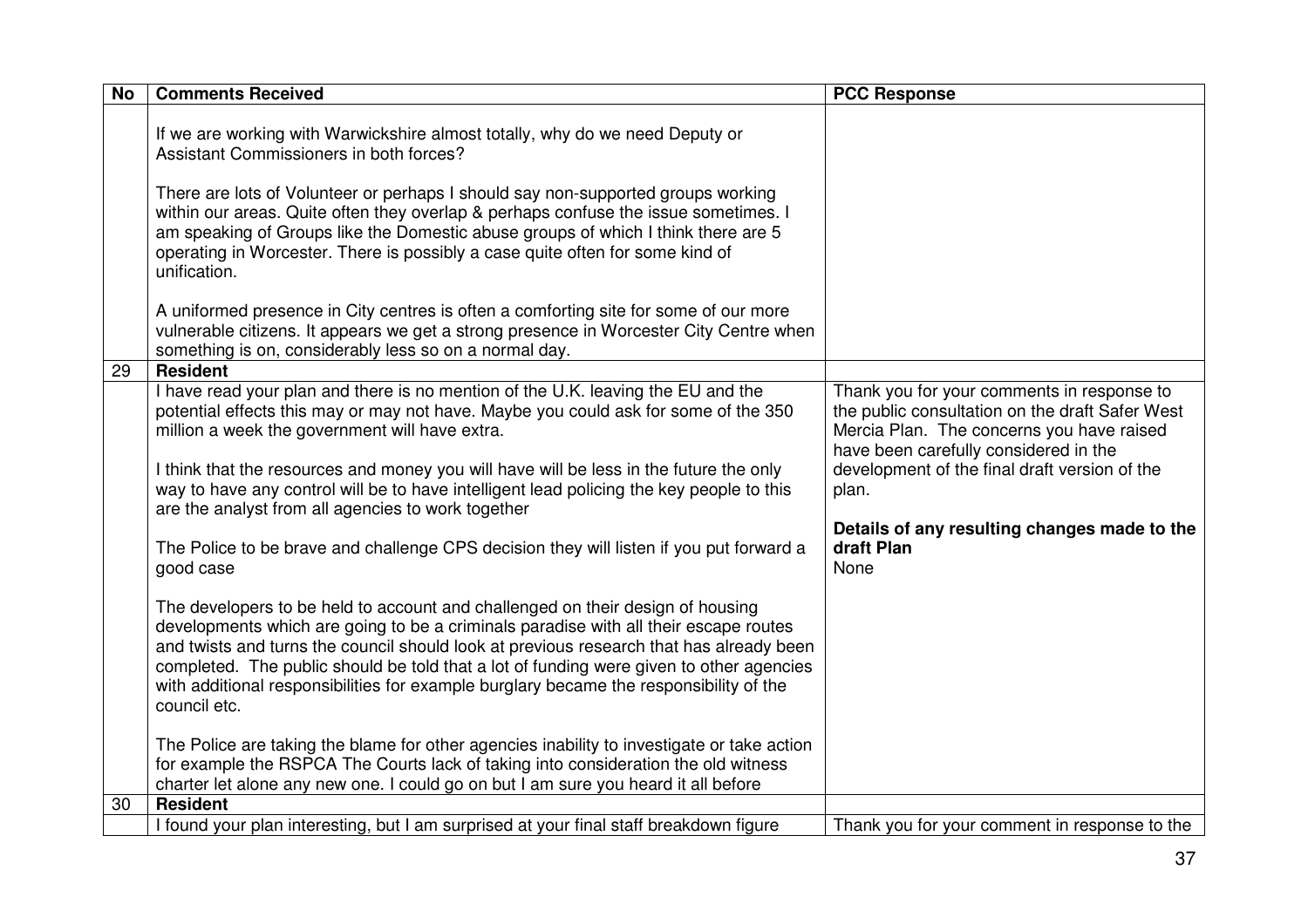| No | Comments Received | PCC Response |
|---|---|---|
| | If we are working with Warwickshire almost totally, why do we need Deputy or Assistant Commissioners in both forces?<br><br>There are lots of Volunteer or perhaps I should say non-supported groups working within our areas. Quite often they overlap & perhaps confuse the issue sometimes. I am speaking of Groups like the Domestic abuse groups of which I think there are 5 operating in Worcester. There is possibly a case quite often for some kind of unification.<br><br>A uniformed presence in City centres is often a comforting site for some of our more vulnerable citizens. It appears we get a strong presence in Worcester City Centre when something is on, considerably less so on a normal day. | |
| 29 | **Resident** | |
| | I have read your plan and there is no mention of the U.K. leaving the EU and the potential effects this may or may not have. Maybe you could ask for some of the 350 million a week the government will have extra.<br><br>I think that the resources and money you will have will be less in the future the only way to have any control will be to have intelligent lead policing the key people to this are the analyst from all agencies to work together<br><br>The Police to be brave and challenge CPS decision they will listen if you put forward a good case<br><br>The developers to be held to account and challenged on their design of housing developments which are going to be a criminals paradise with all their escape routes and twists and turns the council should look at previous research that has already been completed. The public should be told that a lot of funding were given to other agencies with additional responsibilities for example burglary became the responsibility of the council etc.<br><br>The Police are taking the blame for other agencies inability to investigate or take action for example the RSPCA The Courts lack of taking into consideration the old witness charter let alone any new one. I could go on but I am sure you heard it all before | Thank you for your comments in response to the public consultation on the draft Safer West Mercia Plan. The concerns you have raised have been carefully considered in the development of the final draft version of the plan.<br><br>**Details of any resulting changes made to the draft Plan**<br>None |
| 30 | **Resident** | |
| | I found your plan interesting, but I am surprised at your final staff breakdown figure | Thank you for your comment in response to the |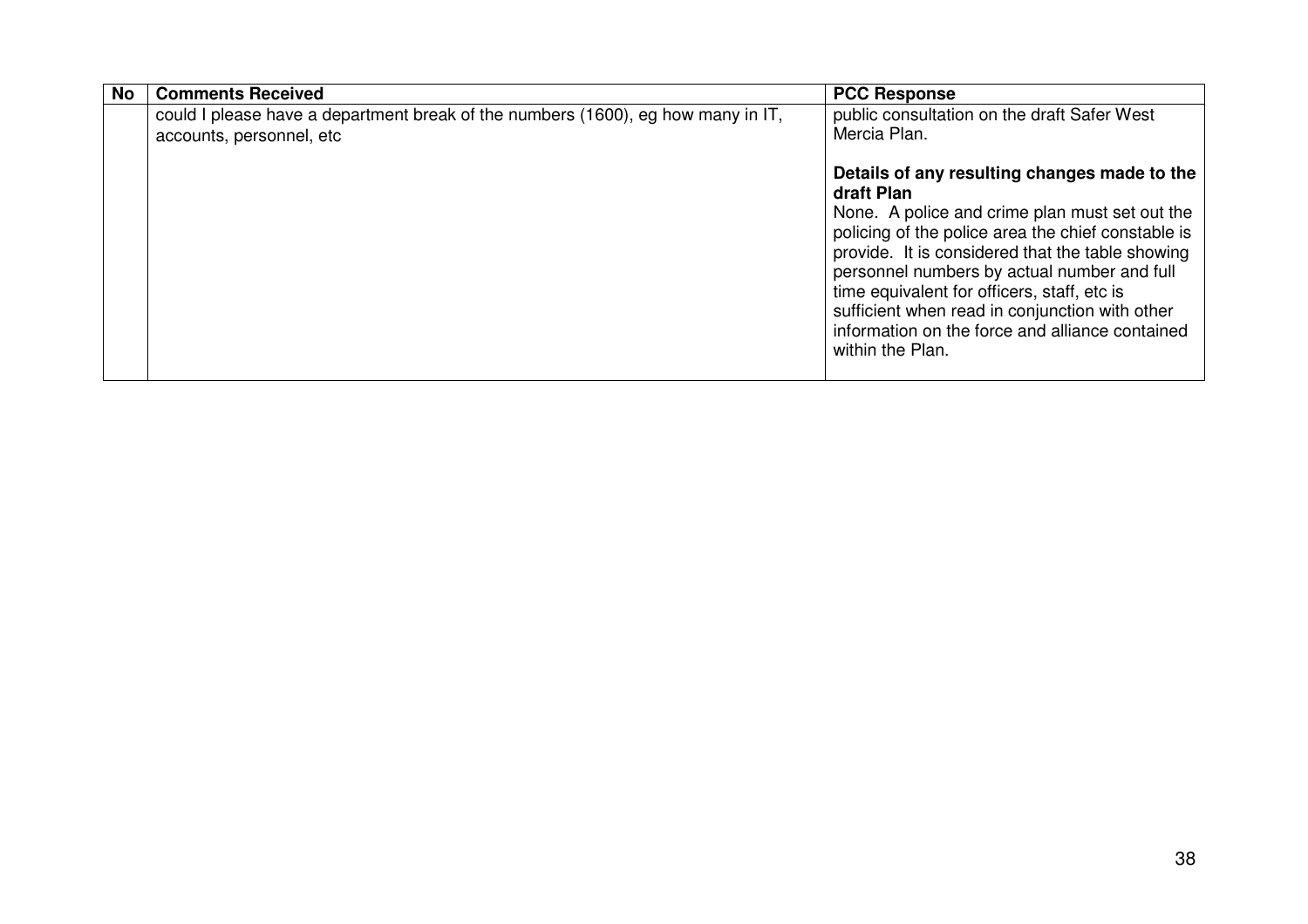| No | Comments Received | PCC Response |
|---|---|---|
| | could I please have a department break of the numbers (1600), eg how many in IT, accounts, personnel, etc | public consultation on the draft Safer West Mercia Plan.<br><br>**Details of any resulting changes made to the draft Plan**<br>None. A police and crime plan must set out the policing of the police area the chief constable is provide. It is considered that the table showing personnel numbers by actual number and full time equivalent for officers, staff, etc is sufficient when read in conjunction with other information on the force and alliance contained within the Plan. |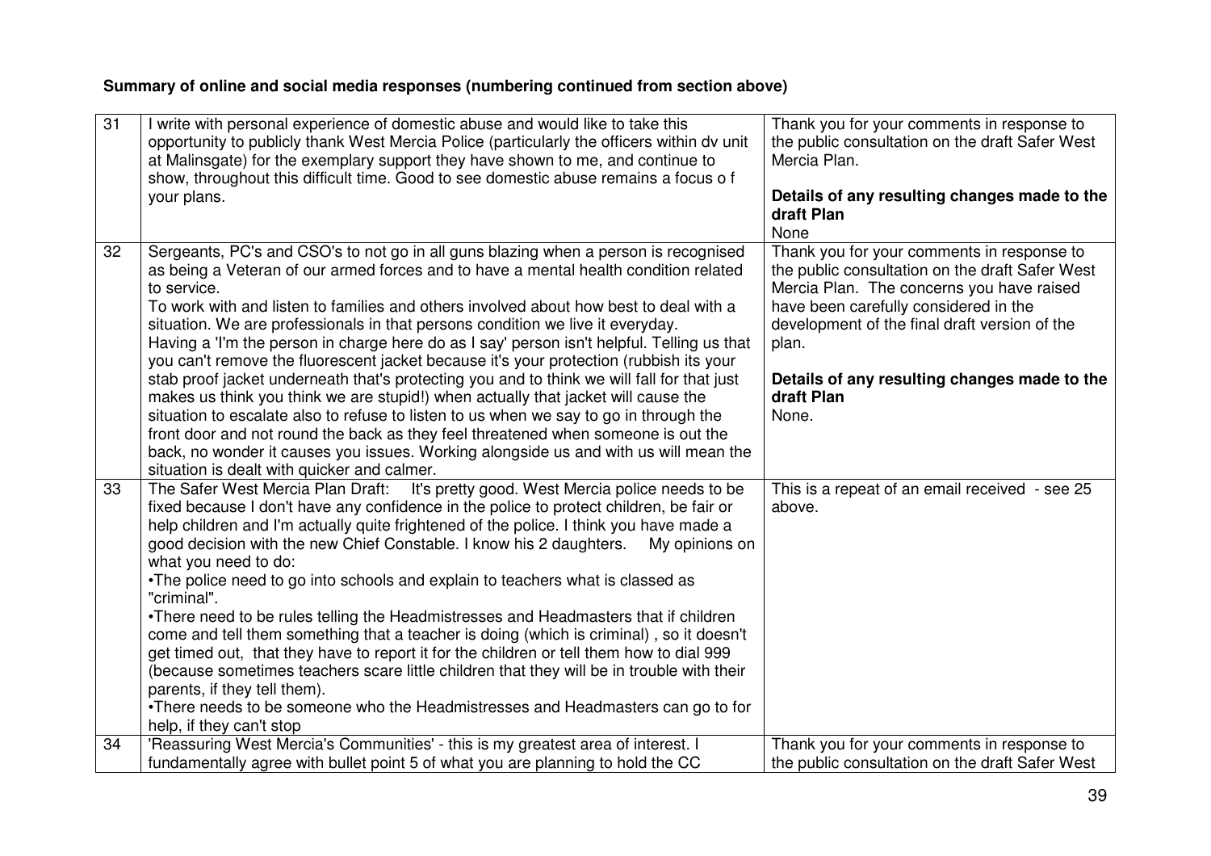**Summary of online and social media responses (numbering continued from section above)**

| | | |
|---|---|---|
| 31 | I write with personal experience of domestic abuse and would like to take this opportunity to publicly thank West Mercia Police (particularly the officers within dv unit at Malinsgate) for the exemplary support they have shown to me, and continue to show, throughout this difficult time. Good to see domestic abuse remains a focus o f your plans. | Thank you for your comments in response to the public consultation on the draft Safer West Mercia Plan.<br><br>**Details of any resulting changes made to the draft Plan**<br>None |
| 32 | Sergeants, PC's and CSO's to not go in all guns blazing when a person is recognised as being a Veteran of our armed forces and to have a mental health condition related to service.<br>To work with and listen to families and others involved about how best to deal with a situation. We are professionals in that persons condition we live it everyday.<br>Having a 'I'm the person in charge here do as I say' person isn't helpful. Telling us that you can't remove the fluorescent jacket because it's your protection (rubbish its your stab proof jacket underneath that's protecting you and to think we will fall for that just makes us think you think we are stupid!) when actually that jacket will cause the situation to escalate also to refuse to listen to us when we say to go in through the front door and not round the back as they feel threatened when someone is out the back, no wonder it causes you issues. Working alongside us and with us will mean the situation is dealt with quicker and calmer. | Thank you for your comments in response to the public consultation on the draft Safer West Mercia Plan. The concerns you have raised have been carefully considered in the development of the final draft version of the plan.<br><br>**Details of any resulting changes made to the draft Plan**<br>None. |
| 33 | The Safer West Mercia Plan Draft: It's pretty good. West Mercia police needs to be fixed because I don't have any confidence in the police to protect children, be fair or help children and I'm actually quite frightened of the police. I think you have made a good decision with the new Chief Constable. I know his 2 daughters. My opinions on what you need to do:<br>•The police need to go into schools and explain to teachers what is classed as "criminal".<br>•There need to be rules telling the Headmistresses and Headmasters that if children come and tell them something that a teacher is doing (which is criminal) , so it doesn't get timed out, that they have to report it for the children or tell them how to dial 999 (because sometimes teachers scare little children that they will be in trouble with their parents, if they tell them).<br>•There needs to be someone who the Headmistresses and Headmasters can go to for help, if they can't stop | This is a repeat of an email received - see 25 above. |
| 34 | 'Reassuring West Mercia's Communities' - this is my greatest area of interest. I fundamentally agree with bullet point 5 of what you are planning to hold the CC | Thank you for your comments in response to the public consultation on the draft Safer West |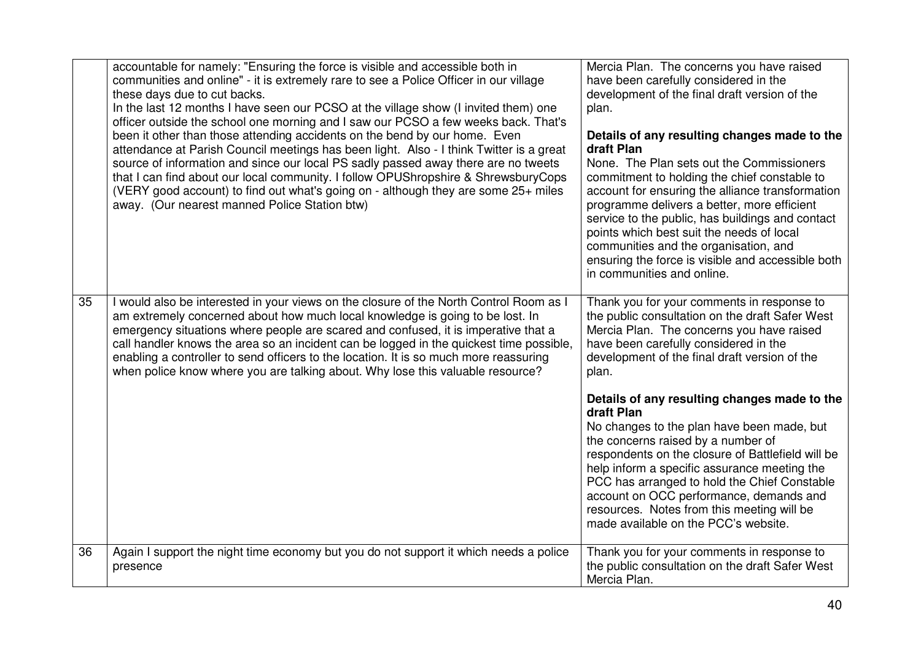| | | |
|---|---|---|
| | accountable for namely: "Ensuring the force is visible and accessible both in communities and online" - it is extremely rare to see a Police Officer in our village these days due to cut backs.<br>In the last 12 months I have seen our PCSO at the village show (I invited them) one officer outside the school one morning and I saw our PCSO a few weeks back. That's been it other than those attending accidents on the bend by our home. Even attendance at Parish Council meetings has been light. Also - I think Twitter is a great source of information and since our local PS sadly passed away there are no tweets that I can find about our local community. I follow OPUShropshire & ShrewsburyCops (VERY good account) to find out what's going on - although they are some 25+ miles away. (Our nearest manned Police Station btw) | Mercia Plan. The concerns you have raised have been carefully considered in the development of the final draft version of the plan.<br><br>**Details of any resulting changes made to the draft Plan**<br>None. The Plan sets out the Commissioners commitment to holding the chief constable to account for ensuring the alliance transformation programme delivers a better, more efficient service to the public, has buildings and contact points which best suit the needs of local communities and the organisation, and ensuring the force is visible and accessible both in communities and online. |
| 35 | I would also be interested in your views on the closure of the North Control Room as I am extremely concerned about how much local knowledge is going to be lost. In emergency situations where people are scared and confused, it is imperative that a call handler knows the area so an incident can be logged in the quickest time possible, enabling a controller to send officers to the location. It is so much more reassuring when police know where you are talking about. Why lose this valuable resource? | Thank you for your comments in response to the public consultation on the draft Safer West Mercia Plan. The concerns you have raised have been carefully considered in the development of the final draft version of the plan.<br><br>**Details of any resulting changes made to the draft Plan**<br>No changes to the plan have been made, but the concerns raised by a number of respondents on the closure of Battlefield will be help inform a specific assurance meeting the PCC has arranged to hold the Chief Constable account on OCC performance, demands and resources. Notes from this meeting will be made available on the PCC's website. |
| 36 | Again I support the night time economy but you do not support it which needs a police presence | Thank you for your comments in response to the public consultation on the draft Safer West Mercia Plan. |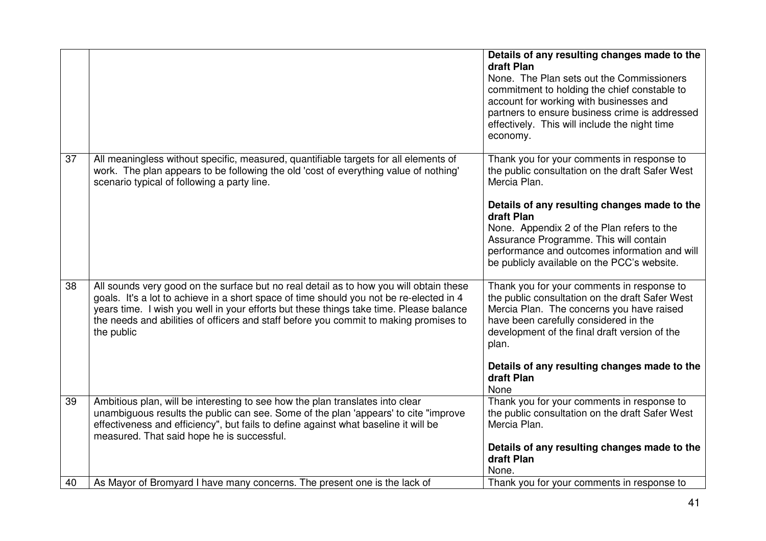| | | |
|---|---|---|
| | | **Details of any resulting changes made to the draft Plan**<br>None. The Plan sets out the Commissioners commitment to holding the chief constable to account for working with businesses and partners to ensure business crime is addressed effectively. This will include the night time economy. |
| 37 | All meaningless without specific, measured, quantifiable targets for all elements of work. The plan appears to be following the old 'cost of everything value of nothing' scenario typical of following a party line. | Thank you for your comments in response to the public consultation on the draft Safer West Mercia Plan.<br><br>**Details of any resulting changes made to the draft Plan**<br>None. Appendix 2 of the Plan refers to the Assurance Programme. This will contain performance and outcomes information and will be publicly available on the PCC's website. |
| 38 | All sounds very good on the surface but no real detail as to how you will obtain these goals. It's a lot to achieve in a short space of time should you not be re-elected in 4 years time. I wish you well in your efforts but these things take time. Please balance the needs and abilities of officers and staff before you commit to making promises to the public | Thank you for your comments in response to the public consultation on the draft Safer West Mercia Plan. The concerns you have raised have been carefully considered in the development of the final draft version of the plan.<br><br>**Details of any resulting changes made to the draft Plan**<br>None |
| 39 | Ambitious plan, will be interesting to see how the plan translates into clear unambiguous results the public can see. Some of the plan 'appears' to cite "improve effectiveness and efficiency", but fails to define against what baseline it will be measured. That said hope he is successful. | Thank you for your comments in response to the public consultation on the draft Safer West Mercia Plan.<br><br>**Details of any resulting changes made to the draft Plan**<br>None. |
| 40 | As Mayor of Bromyard I have many concerns. The present one is the lack of | Thank you for your comments in response to |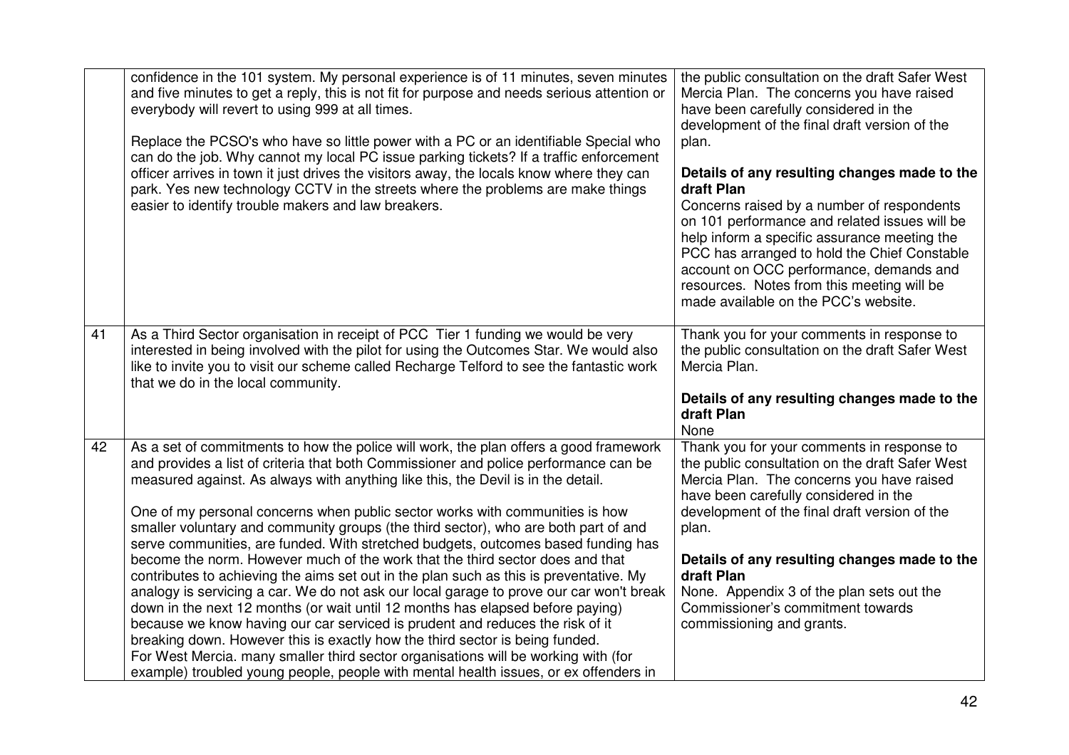| | | |
|---|---|---|
| | confidence in the 101 system. My personal experience is of 11 minutes, seven minutes and five minutes to get a reply, this is not fit for purpose and needs serious attention or everybody will revert to using 999 at all times.<br><br>Replace the PCSO's who have so little power with a PC or an identifiable Special who can do the job. Why cannot my local PC issue parking tickets? If a traffic enforcement officer arrives in town it just drives the visitors away, the locals know where they can park. Yes new technology CCTV in the streets where the problems are make things easier to identify trouble makers and law breakers. | the public consultation on the draft Safer West Mercia Plan. The concerns you have raised have been carefully considered in the development of the final draft version of the plan.<br><br>**Details of any resulting changes made to the draft Plan**<br>Concerns raised by a number of respondents on 101 performance and related issues will be help inform a specific assurance meeting the PCC has arranged to hold the Chief Constable account on OCC performance, demands and resources. Notes from this meeting will be made available on the PCC's website. |
| 41 | As a Third Sector organisation in receipt of PCC Tier 1 funding we would be very interested in being involved with the pilot for using the Outcomes Star. We would also like to invite you to visit our scheme called Recharge Telford to see the fantastic work that we do in the local community. | Thank you for your comments in response to the public consultation on the draft Safer West Mercia Plan.<br><br>**Details of any resulting changes made to the draft Plan**<br>None |
| 42 | As a set of commitments to how the police will work, the plan offers a good framework and provides a list of criteria that both Commissioner and police performance can be measured against. As always with anything like this, the Devil is in the detail.<br><br>One of my personal concerns when public sector works with communities is how smaller voluntary and community groups (the third sector), who are both part of and serve communities, are funded. With stretched budgets, outcomes based funding has become the norm. However much of the work that the third sector does and that contributes to achieving the aims set out in the plan such as this is preventative. My analogy is servicing a car. We do not ask our local garage to prove our car won't break down in the next 12 months (or wait until 12 months has elapsed before paying) because we know having our car serviced is prudent and reduces the risk of it breaking down. However this is exactly how the third sector is being funded.<br>For West Mercia. many smaller third sector organisations will be working with (for example) troubled young people, people with mental health issues, or ex offenders in | Thank you for your comments in response to the public consultation on the draft Safer West Mercia Plan. The concerns you have raised have been carefully considered in the development of the final draft version of the plan.<br><br>**Details of any resulting changes made to the draft Plan**<br>None. Appendix 3 of the plan sets out the Commissioner's commitment towards commissioning and grants. |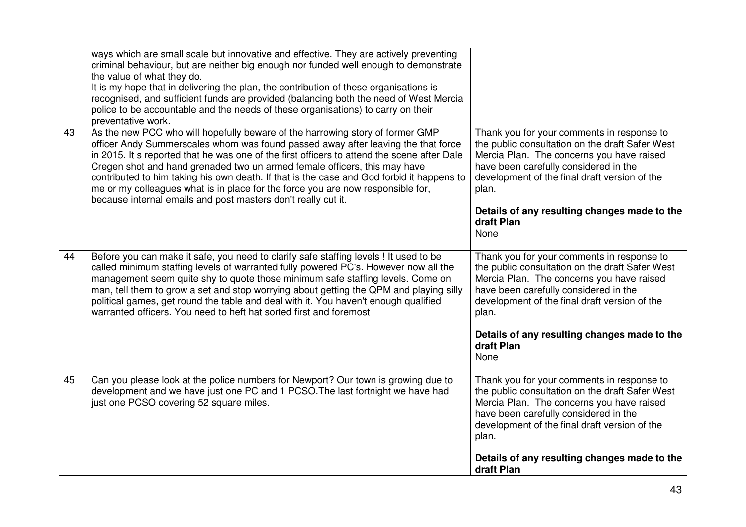| | | |
|---|---|---|
| | ways which are small scale but innovative and effective. They are actively preventing criminal behaviour, but are neither big enough nor funded well enough to demonstrate the value of what they do.<br>It is my hope that in delivering the plan, the contribution of these organisations is recognised, and sufficient funds are provided (balancing both the need of West Mercia police to be accountable and the needs of these organisations) to carry on their preventative work. | |
| 43 | As the new PCC who will hopefully beware of the harrowing story of former GMP officer Andy Summerscales whom was found passed away after leaving the that force in 2015. It s reported that he was one of the first officers to attend the scene after Dale Cregen shot and hand grenaded two un armed female officers, this may have contributed to him taking his own death. If that is the case and God forbid it happens to me or my colleagues what is in place for the force you are now responsible for, because internal emails and post masters don't really cut it. | Thank you for your comments in response to the public consultation on the draft Safer West Mercia Plan. The concerns you have raised have been carefully considered in the development of the final draft version of the plan.<br><br>**Details of any resulting changes made to the draft Plan**<br>None |
| 44 | Before you can make it safe, you need to clarify safe staffing levels ! It used to be called minimum staffing levels of warranted fully powered PC's. However now all the management seem quite shy to quote those minimum safe staffing levels. Come on man, tell them to grow a set and stop worrying about getting the QPM and playing silly political games, get round the table and deal with it. You haven't enough qualified warranted officers. You need to heft hat sorted first and foremost | Thank you for your comments in response to the public consultation on the draft Safer West Mercia Plan. The concerns you have raised have been carefully considered in the development of the final draft version of the plan.<br><br>**Details of any resulting changes made to the draft Plan**<br>None |
| 45 | Can you please look at the police numbers for Newport? Our town is growing due to development and we have just one PC and 1 PCSO.The last fortnight we have had just one PCSO covering 52 square miles. | Thank you for your comments in response to the public consultation on the draft Safer West Mercia Plan. The concerns you have raised have been carefully considered in the development of the final draft version of the plan.<br><br>**Details of any resulting changes made to the draft Plan** |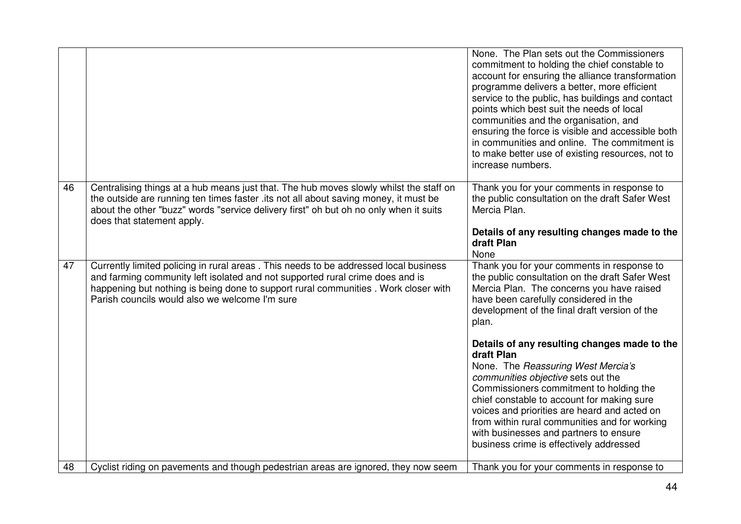| | | |
|---|---|---|
| | | None. The Plan sets out the Commissioners commitment to holding the chief constable to account for ensuring the alliance transformation programme delivers a better, more efficient service to the public, has buildings and contact points which best suit the needs of local communities and the organisation, and ensuring the force is visible and accessible both in communities and online. The commitment is to make better use of existing resources, not to increase numbers. |
| 46 | Centralising things at a hub means just that. The hub moves slowly whilst the staff on the outside are running ten times faster .its not all about saving money, it must be about the other "buzz" words "service delivery first" oh but oh no only when it suits does that statement apply. | Thank you for your comments in response to the public consultation on the draft Safer West Mercia Plan.<br><br>**Details of any resulting changes made to the draft Plan**<br>None |
| 47 | Currently limited policing in rural areas . This needs to be addressed local business and farming community left isolated and not supported rural crime does and is happening but nothing is being done to support rural communities . Work closer with Parish councils would also we welcome I'm sure | Thank you for your comments in response to the public consultation on the draft Safer West Mercia Plan. The concerns you have raised have been carefully considered in the development of the final draft version of the plan.<br><br>**Details of any resulting changes made to the draft Plan**<br>None. The *Reassuring West Mercia's communities objective* sets out the Commissioners commitment to holding the chief constable to account for making sure voices and priorities are heard and acted on from within rural communities and for working with businesses and partners to ensure business crime is effectively addressed |
| 48 | Cyclist riding on pavements and though pedestrian areas are ignored, they now seem | Thank you for your comments in response to |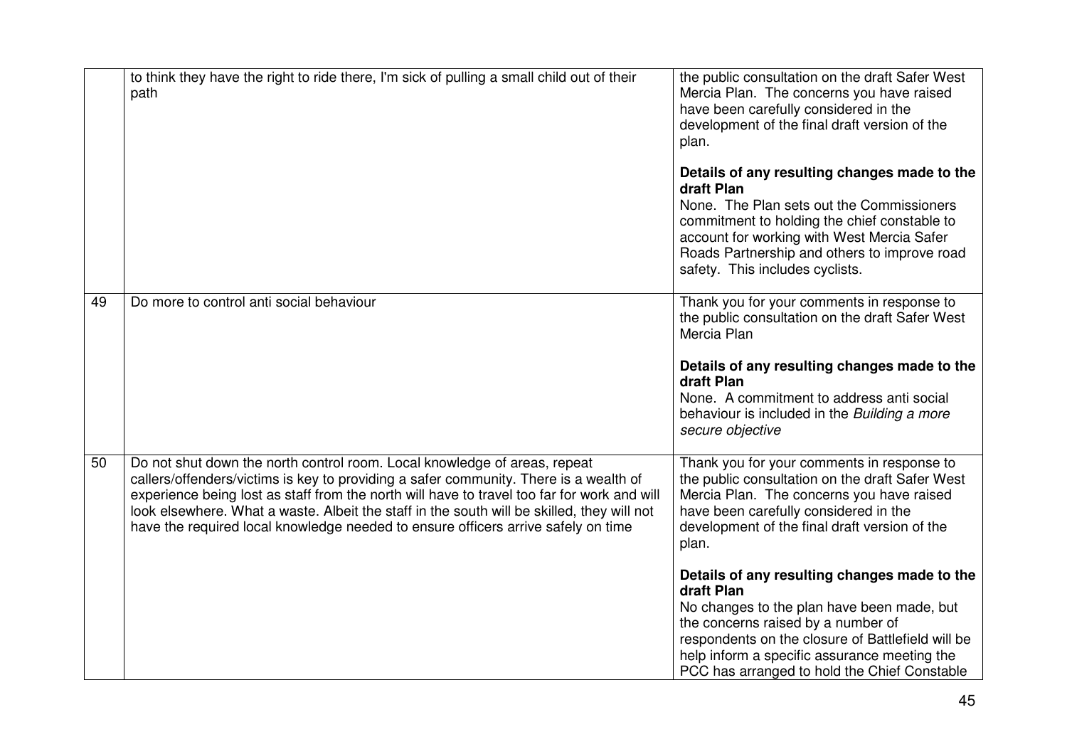|  |  |  |
|---|---|---|
|  | to think they have the right to ride there, I'm sick of pulling a small child out of their path | the public consultation on the draft Safer West Mercia Plan. The concerns you have raised have been carefully considered in the development of the final draft version of the plan.<br><br>**Details of any resulting changes made to the draft Plan**<br>None. The Plan sets out the Commissioners commitment to holding the chief constable to account for working with West Mercia Safer Roads Partnership and others to improve road safety. This includes cyclists. |
| 49 | Do more to control anti social behaviour | Thank you for your comments in response to the public consultation on the draft Safer West Mercia Plan<br><br>**Details of any resulting changes made to the draft Plan**<br>None. A commitment to address anti social behaviour is included in the *Building a more secure objective* |
| 50 | Do not shut down the north control room. Local knowledge of areas, repeat callers/offenders/victims is key to providing a safer community. There is a wealth of experience being lost as staff from the north will have to travel too far for work and will look elsewhere. What a waste. Albeit the staff in the south will be skilled, they will not have the required local knowledge needed to ensure officers arrive safely on time | Thank you for your comments in response to the public consultation on the draft Safer West Mercia Plan. The concerns you have raised have been carefully considered in the development of the final draft version of the plan.<br><br>**Details of any resulting changes made to the draft Plan**<br>No changes to the plan have been made, but the concerns raised by a number of respondents on the closure of Battlefield will be help inform a specific assurance meeting the PCC has arranged to hold the Chief Constable |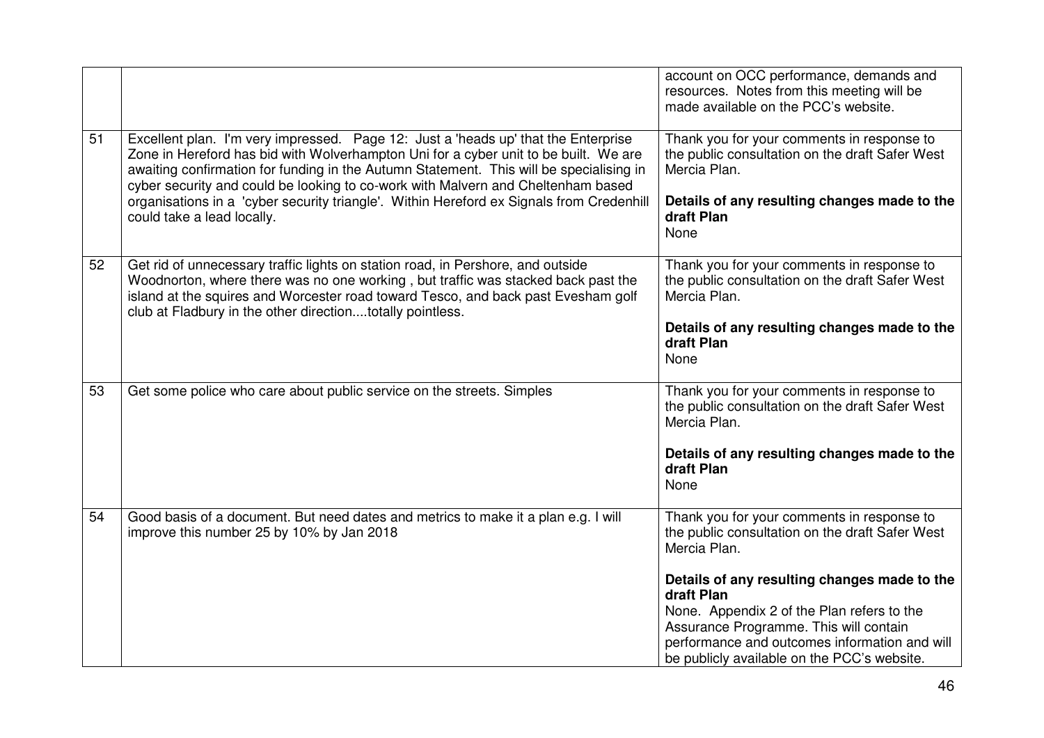| | | |
|---|---|---|
| | | account on OCC performance, demands and resources. Notes from this meeting will be made available on the PCC's website. |
| 51 | Excellent plan. I'm very impressed. Page 12: Just a 'heads up' that the Enterprise Zone in Hereford has bid with Wolverhampton Uni for a cyber unit to be built. We are awaiting confirmation for funding in the Autumn Statement. This will be specialising in cyber security and could be looking to co-work with Malvern and Cheltenham based organisations in a 'cyber security triangle'. Within Hereford ex Signals from Credenhill could take a lead locally. | Thank you for your comments in response to the public consultation on the draft Safer West Mercia Plan.<br><br>**Details of any resulting changes made to the draft Plan**<br>None |
| 52 | Get rid of unnecessary traffic lights on station road, in Pershore, and outside Woodnorton, where there was no one working , but traffic was stacked back past the island at the squires and Worcester road toward Tesco, and back past Evesham golf club at Fladbury in the other direction....totally pointless. | Thank you for your comments in response to the public consultation on the draft Safer West Mercia Plan.<br><br>**Details of any resulting changes made to the draft Plan**<br>None |
| 53 | Get some police who care about public service on the streets. Simples | Thank you for your comments in response to the public consultation on the draft Safer West Mercia Plan.<br><br>**Details of any resulting changes made to the draft Plan**<br>None |
| 54 | Good basis of a document. But need dates and metrics to make it a plan e.g. I will improve this number 25 by 10% by Jan 2018 | Thank you for your comments in response to the public consultation on the draft Safer West Mercia Plan.<br><br>**Details of any resulting changes made to the draft Plan**<br>None. Appendix 2 of the Plan refers to the Assurance Programme. This will contain performance and outcomes information and will be publicly available on the PCC's website. |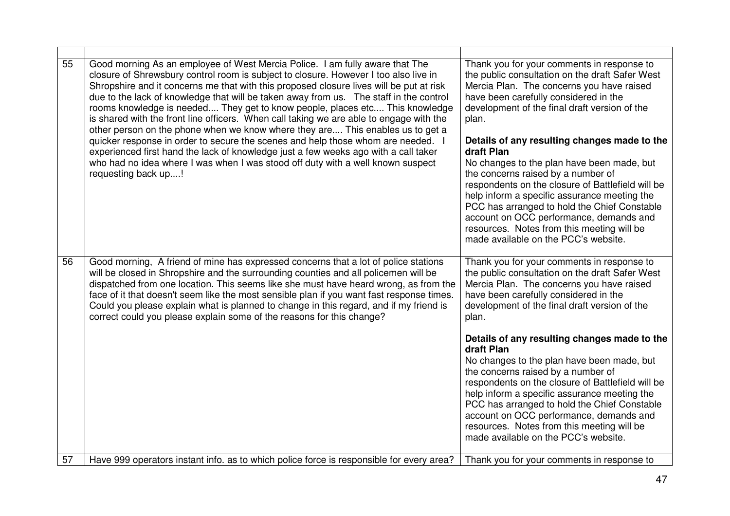| | | |
|---|---|---|
| 55 | Good morning As an employee of West Mercia Police. I am fully aware that The closure of Shrewsbury control room is subject to closure. However I too also live in Shropshire and it concerns me that with this proposed closure lives will be put at risk due to the lack of knowledge that will be taken away from us. The staff in the control rooms knowledge is needed.... They get to know people, places etc.... This knowledge is shared with the front line officers. When call taking we are able to engage with the other person on the phone when we know where they are.... This enables us to get a quicker response in order to secure the scenes and help those whom are needed. I experienced first hand the lack of knowledge just a few weeks ago with a call taker who had no idea where I was when I was stood off duty with a well known suspect requesting back up....! | Thank you for your comments in response to the public consultation on the draft Safer West Mercia Plan. The concerns you have raised have been carefully considered in the development of the final draft version of the plan.<br><br>**Details of any resulting changes made to the draft Plan**<br>No changes to the plan have been made, but the concerns raised by a number of respondents on the closure of Battlefield will be help inform a specific assurance meeting the PCC has arranged to hold the Chief Constable account on OCC performance, demands and resources. Notes from this meeting will be made available on the PCC's website. |
| 56 | Good morning, A friend of mine has expressed concerns that a lot of police stations will be closed in Shropshire and the surrounding counties and all policemen will be dispatched from one location. This seems like she must have heard wrong, as from the face of it that doesn't seem like the most sensible plan if you want fast response times. Could you please explain what is planned to change in this regard, and if my friend is correct could you please explain some of the reasons for this change? | Thank you for your comments in response to the public consultation on the draft Safer West Mercia Plan. The concerns you have raised have been carefully considered in the development of the final draft version of the plan.<br><br>**Details of any resulting changes made to the draft Plan**<br>No changes to the plan have been made, but the concerns raised by a number of respondents on the closure of Battlefield will be help inform a specific assurance meeting the PCC has arranged to hold the Chief Constable account on OCC performance, demands and resources. Notes from this meeting will be made available on the PCC's website. |
| 57 | Have 999 operators instant info. as to which police force is responsible for every area? | Thank you for your comments in response to |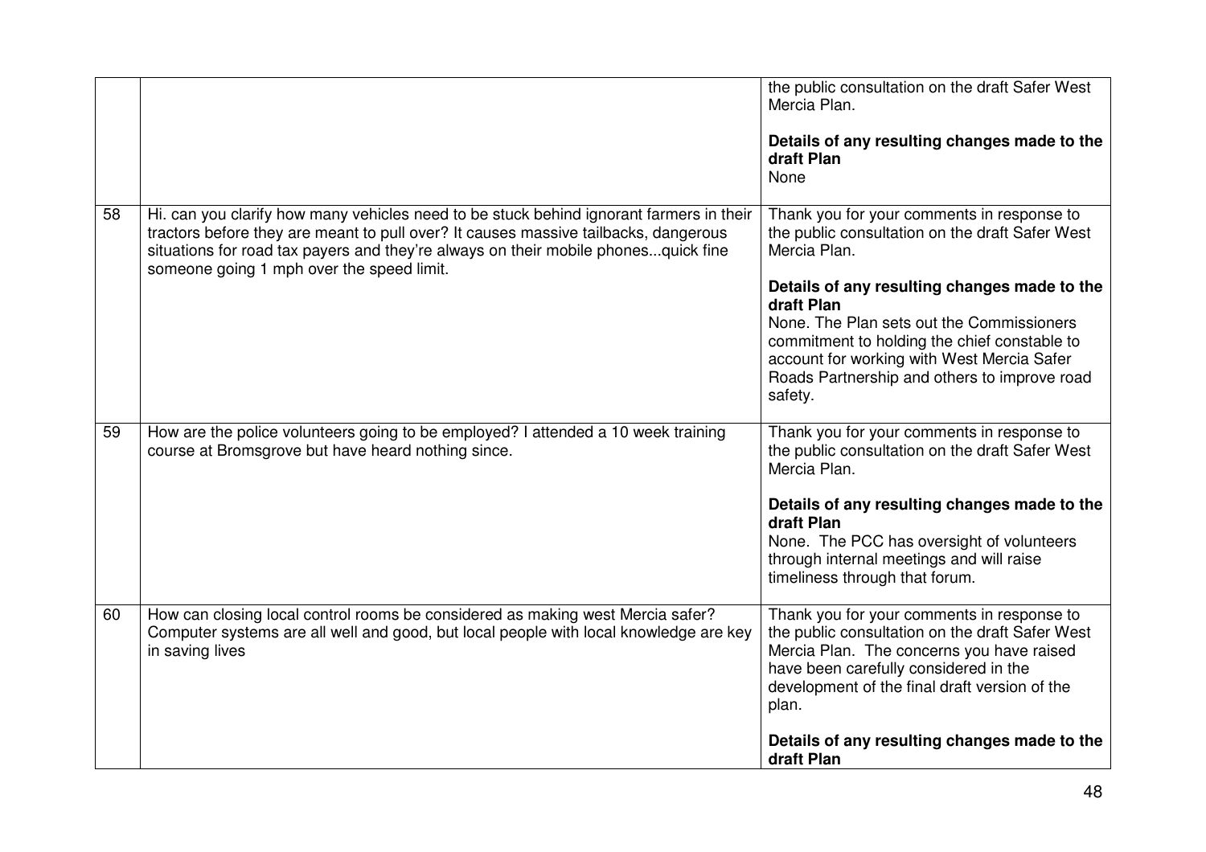| | | |
|---|---|---|
| | | the public consultation on the draft Safer West Mercia Plan.<br><br>**Details of any resulting changes made to the draft Plan**<br>None |
| 58 | Hi. can you clarify how many vehicles need to be stuck behind ignorant farmers in their tractors before they are meant to pull over? It causes massive tailbacks, dangerous situations for road tax payers and they're always on their mobile phones...quick fine someone going 1 mph over the speed limit. | Thank you for your comments in response to the public consultation on the draft Safer West Mercia Plan.<br><br>**Details of any resulting changes made to the draft Plan**<br>None. The Plan sets out the Commissioners commitment to holding the chief constable to account for working with West Mercia Safer Roads Partnership and others to improve road safety. |
| 59 | How are the police volunteers going to be employed? I attended a 10 week training course at Bromsgrove but have heard nothing since. | Thank you for your comments in response to the public consultation on the draft Safer West Mercia Plan.<br><br>**Details of any resulting changes made to the draft Plan**<br>None. The PCC has oversight of volunteers through internal meetings and will raise timeliness through that forum. |
| 60 | How can closing local control rooms be considered as making west Mercia safer? Computer systems are all well and good, but local people with local knowledge are key in saving lives | Thank you for your comments in response to the public consultation on the draft Safer West Mercia Plan. The concerns you have raised have been carefully considered in the development of the final draft version of the plan.<br><br>**Details of any resulting changes made to the draft Plan** |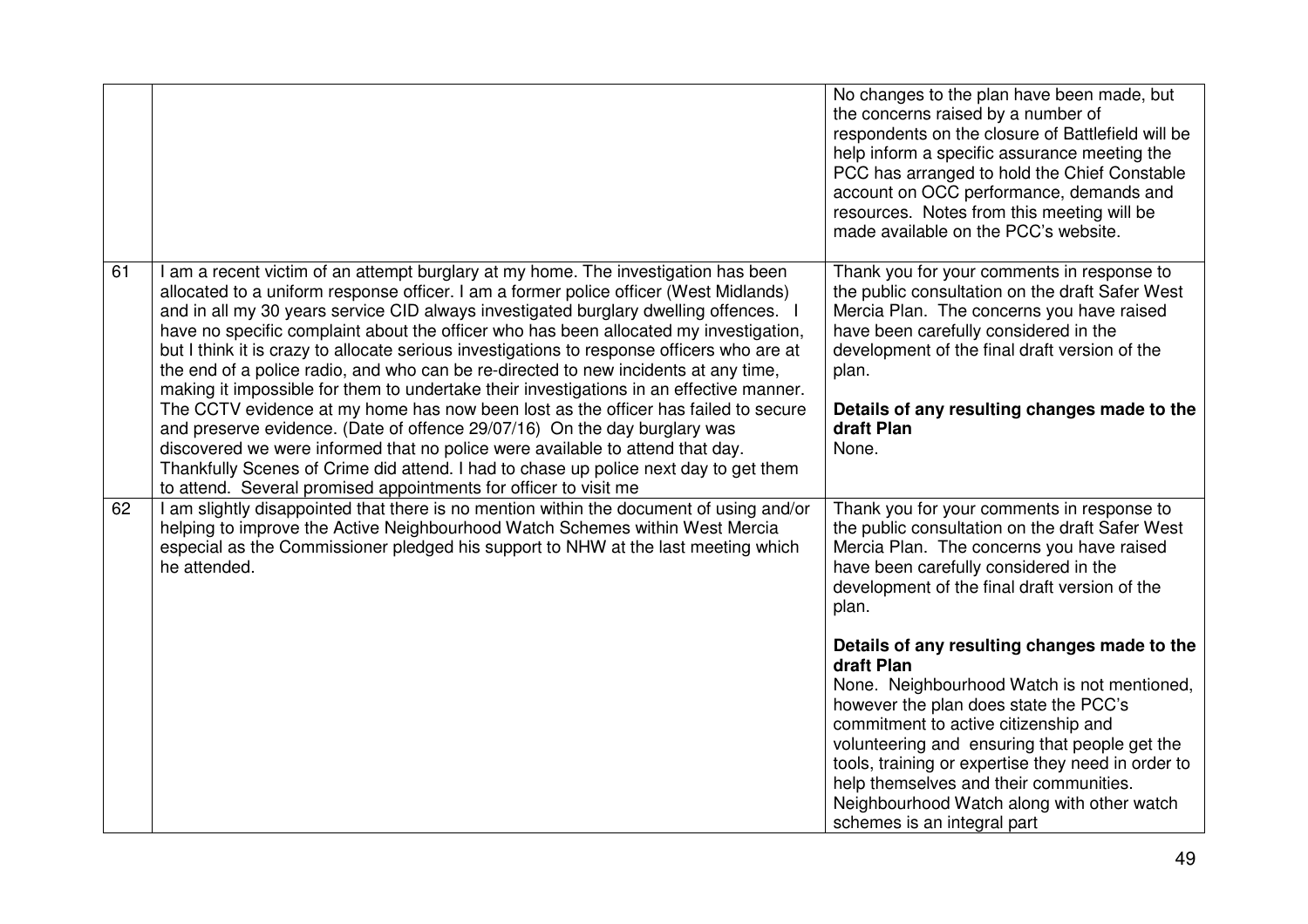| | | |
|---|---|---|
| | | No changes to the plan have been made, but the concerns raised by a number of respondents on the closure of Battlefield will be help inform a specific assurance meeting the PCC has arranged to hold the Chief Constable account on OCC performance, demands and resources. Notes from this meeting will be made available on the PCC's website. |
| 61 | I am a recent victim of an attempt burglary at my home. The investigation has been allocated to a uniform response officer. I am a former police officer (West Midlands) and in all my 30 years service CID always investigated burglary dwelling offences. I have no specific complaint about the officer who has been allocated my investigation, but I think it is crazy to allocate serious investigations to response officers who are at the end of a police radio, and who can be re-directed to new incidents at any time, making it impossible for them to undertake their investigations in an effective manner. The CCTV evidence at my home has now been lost as the officer has failed to secure and preserve evidence. (Date of offence 29/07/16) On the day burglary was discovered we were informed that no police were available to attend that day. Thankfully Scenes of Crime did attend. I had to chase up police next day to get them to attend. Several promised appointments for officer to visit me | Thank you for your comments in response to the public consultation on the draft Safer West Mercia Plan. The concerns you have raised have been carefully considered in the development of the final draft version of the plan.<br><br>**Details of any resulting changes made to the draft Plan**<br>None. |
| 62 | I am slightly disappointed that there is no mention within the document of using and/or helping to improve the Active Neighbourhood Watch Schemes within West Mercia especial as the Commissioner pledged his support to NHW at the last meeting which he attended. | Thank you for your comments in response to the public consultation on the draft Safer West Mercia Plan. The concerns you have raised have been carefully considered in the development of the final draft version of the plan.<br><br>**Details of any resulting changes made to the draft Plan**<br>None. Neighbourhood Watch is not mentioned, however the plan does state the PCC's commitment to active citizenship and volunteering and ensuring that people get the tools, training or expertise they need in order to help themselves and their communities. Neighbourhood Watch along with other watch schemes is an integral part |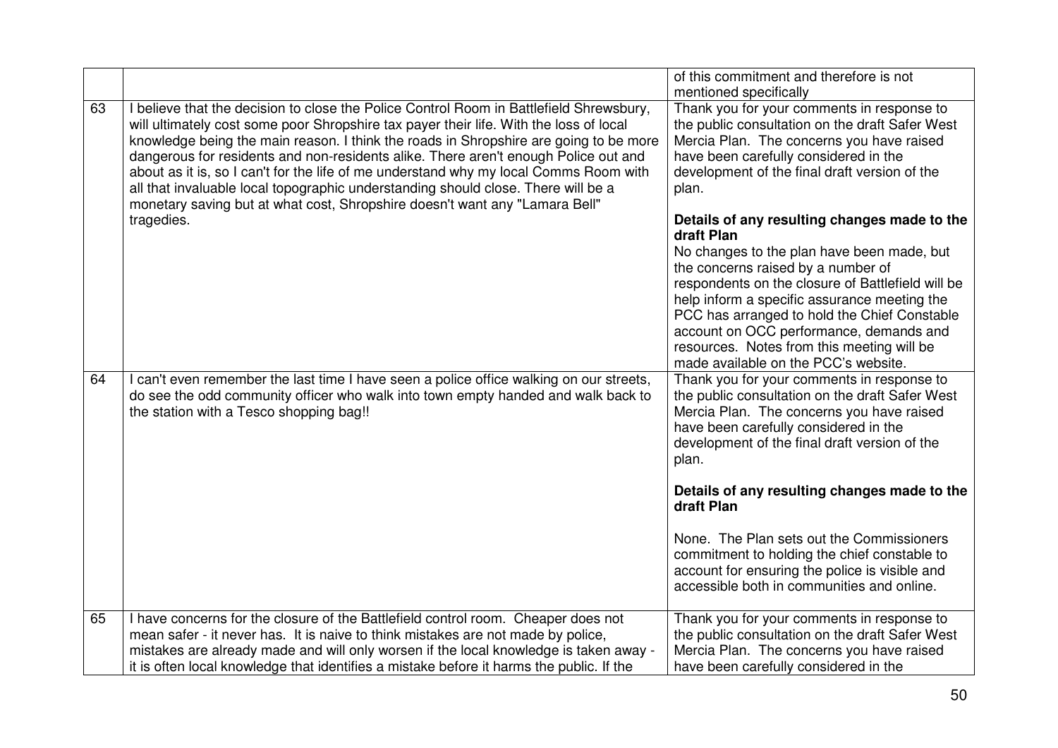| | | |
|---|---|---|
| | | of this commitment and therefore is not mentioned specifically |
| 63 | I believe that the decision to close the Police Control Room in Battlefield Shrewsbury, will ultimately cost some poor Shropshire tax payer their life. With the loss of local knowledge being the main reason. I think the roads in Shropshire are going to be more dangerous for residents and non-residents alike. There aren't enough Police out and about as it is, so I can't for the life of me understand why my local Comms Room with all that invaluable local topographic understanding should close. There will be a monetary saving but at what cost, Shropshire doesn't want any "Lamara Bell" tragedies. | Thank you for your comments in response to the public consultation on the draft Safer West Mercia Plan. The concerns you have raised have been carefully considered in the development of the final draft version of the plan.<br><br>**Details of any resulting changes made to the draft Plan**<br>No changes to the plan have been made, but the concerns raised by a number of respondents on the closure of Battlefield will be help inform a specific assurance meeting the PCC has arranged to hold the Chief Constable account on OCC performance, demands and resources. Notes from this meeting will be made available on the PCC's website. |
| 64 | I can't even remember the last time I have seen a police office walking on our streets, do see the odd community officer who walk into town empty handed and walk back to the station with a Tesco shopping bag!! | Thank you for your comments in response to the public consultation on the draft Safer West Mercia Plan. The concerns you have raised have been carefully considered in the development of the final draft version of the plan.<br><br>**Details of any resulting changes made to the draft Plan**<br><br>None. The Plan sets out the Commissioners commitment to holding the chief constable to account for ensuring the police is visible and accessible both in communities and online. |
| 65 | I have concerns for the closure of the Battlefield control room. Cheaper does not mean safer - it never has. It is naive to think mistakes are not made by police, mistakes are already made and will only worsen if the local knowledge is taken away - it is often local knowledge that identifies a mistake before it harms the public. If the | Thank you for your comments in response to the public consultation on the draft Safer West Mercia Plan. The concerns you have raised have been carefully considered in the |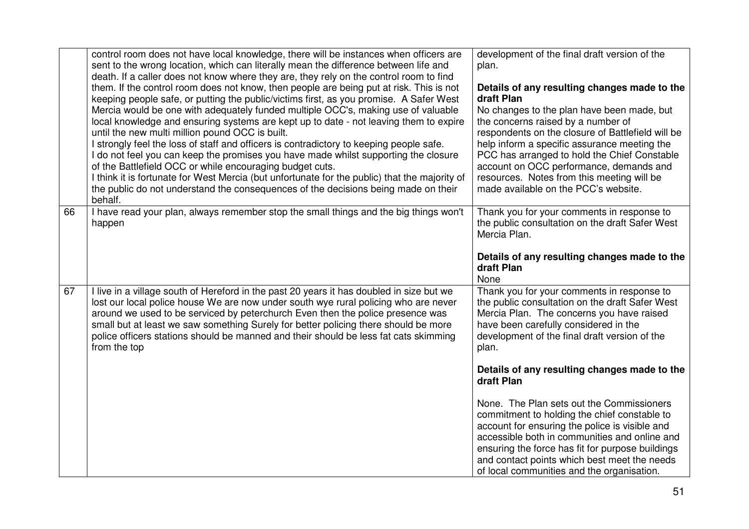| | | |
|---|---|---|
| | control room does not have local knowledge, there will be instances when officers are sent to the wrong location, which can literally mean the difference between life and death. If a caller does not know where they are, they rely on the control room to find them. If the control room does not know, then people are being put at risk. This is not keeping people safe, or putting the public/victims first, as you promise. A Safer West Mercia would be one with adequately funded multiple OCC's, making use of valuable local knowledge and ensuring systems are kept up to date - not leaving them to expire until the new multi million pound OCC is built.<br>I strongly feel the loss of staff and officers is contradictory to keeping people safe.<br>I do not feel you can keep the promises you have made whilst supporting the closure of the Battlefield OCC or while encouraging budget cuts.<br>I think it is fortunate for West Mercia (but unfortunate for the public) that the majority of the public do not understand the consequences of the decisions being made on their behalf. | development of the final draft version of the plan.<br><br>**Details of any resulting changes made to the draft Plan**<br>No changes to the plan have been made, but the concerns raised by a number of respondents on the closure of Battlefield will be help inform a specific assurance meeting the PCC has arranged to hold the Chief Constable account on OCC performance, demands and resources. Notes from this meeting will be made available on the PCC's website. |
| 66 | I have read your plan, always remember stop the small things and the big things won't happen | Thank you for your comments in response to the public consultation on the draft Safer West Mercia Plan.<br><br>**Details of any resulting changes made to the draft Plan**<br>None |
| 67 | I live in a village south of Hereford in the past 20 years it has doubled in size but we lost our local police house We are now under south wye rural policing who are never around we used to be serviced by peterchurch Even then the police presence was small but at least we saw something Surely for better policing there should be more police officers stations should be manned and their should be less fat cats skimming from the top | Thank you for your comments in response to the public consultation on the draft Safer West Mercia Plan. The concerns you have raised have been carefully considered in the development of the final draft version of the plan.<br><br>**Details of any resulting changes made to the draft Plan**<br><br>None. The Plan sets out the Commissioners commitment to holding the chief constable to account for ensuring the police is visible and accessible both in communities and online and ensuring the force has fit for purpose buildings and contact points which best meet the needs of local communities and the organisation. |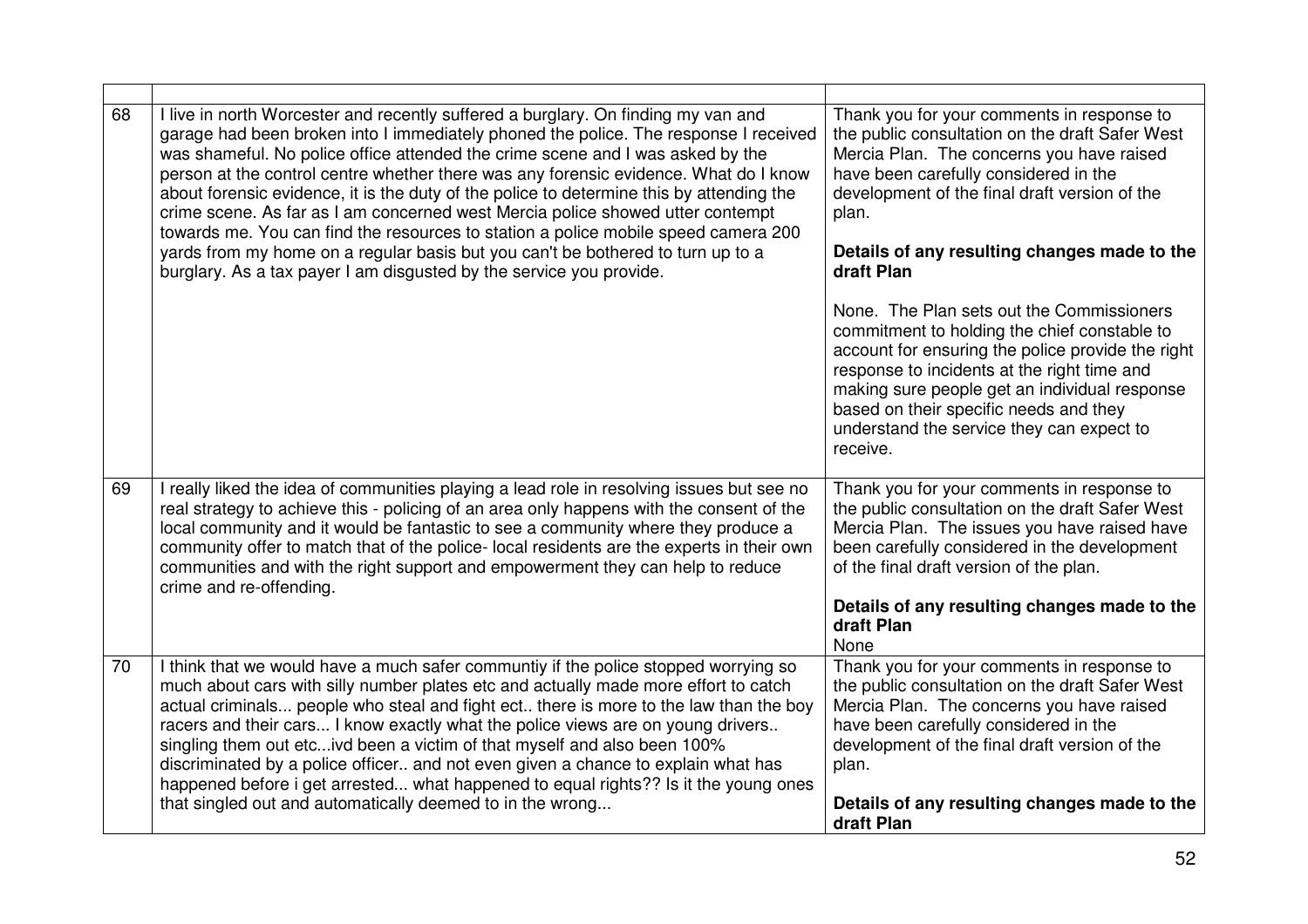| | | |
|---|---|---|
| 68 | I live in north Worcester and recently suffered a burglary. On finding my van and garage had been broken into I immediately phoned the police. The response I received was shameful. No police office attended the crime scene and I was asked by the person at the control centre whether there was any forensic evidence. What do I know about forensic evidence, it is the duty of the police to determine this by attending the crime scene. As far as I am concerned west Mercia police showed utter contempt towards me. You can find the resources to station a police mobile speed camera 200 yards from my home on a regular basis but you can't be bothered to turn up to a burglary. As a tax payer I am disgusted by the service you provide. | Thank you for your comments in response to the public consultation on the draft Safer West Mercia Plan. The concerns you have raised have been carefully considered in the development of the final draft version of the plan.<br><br>**Details of any resulting changes made to the draft Plan**<br><br>None. The Plan sets out the Commissioners commitment to holding the chief constable to account for ensuring the police provide the right response to incidents at the right time and making sure people get an individual response based on their specific needs and they understand the service they can expect to receive. |
| 69 | I really liked the idea of communities playing a lead role in resolving issues but see no real strategy to achieve this - policing of an area only happens with the consent of the local community and it would be fantastic to see a community where they produce a community offer to match that of the police- local residents are the experts in their own communities and with the right support and empowerment they can help to reduce crime and re-offending. | Thank you for your comments in response to the public consultation on the draft Safer West Mercia Plan. The issues you have raised have been carefully considered in the development of the final draft version of the plan.<br><br>**Details of any resulting changes made to the draft Plan**<br>None |
| 70 | I think that we would have a much safer communtiy if the police stopped worrying so much about cars with silly number plates etc and actually made more effort to catch actual criminals... people who steal and fight ect.. there is more to the law than the boy racers and their cars... I know exactly what the police views are on young drivers.. singling them out etc...ivd been a victim of that myself and also been 100% discriminated by a police officer.. and not even given a chance to explain what has happened before i get arrested... what happened to equal rights?? Is it the young ones that singled out and automatically deemed to in the wrong... | Thank you for your comments in response to the public consultation on the draft Safer West Mercia Plan. The concerns you have raised have been carefully considered in the development of the final draft version of the plan.<br><br>**Details of any resulting changes made to the draft Plan** |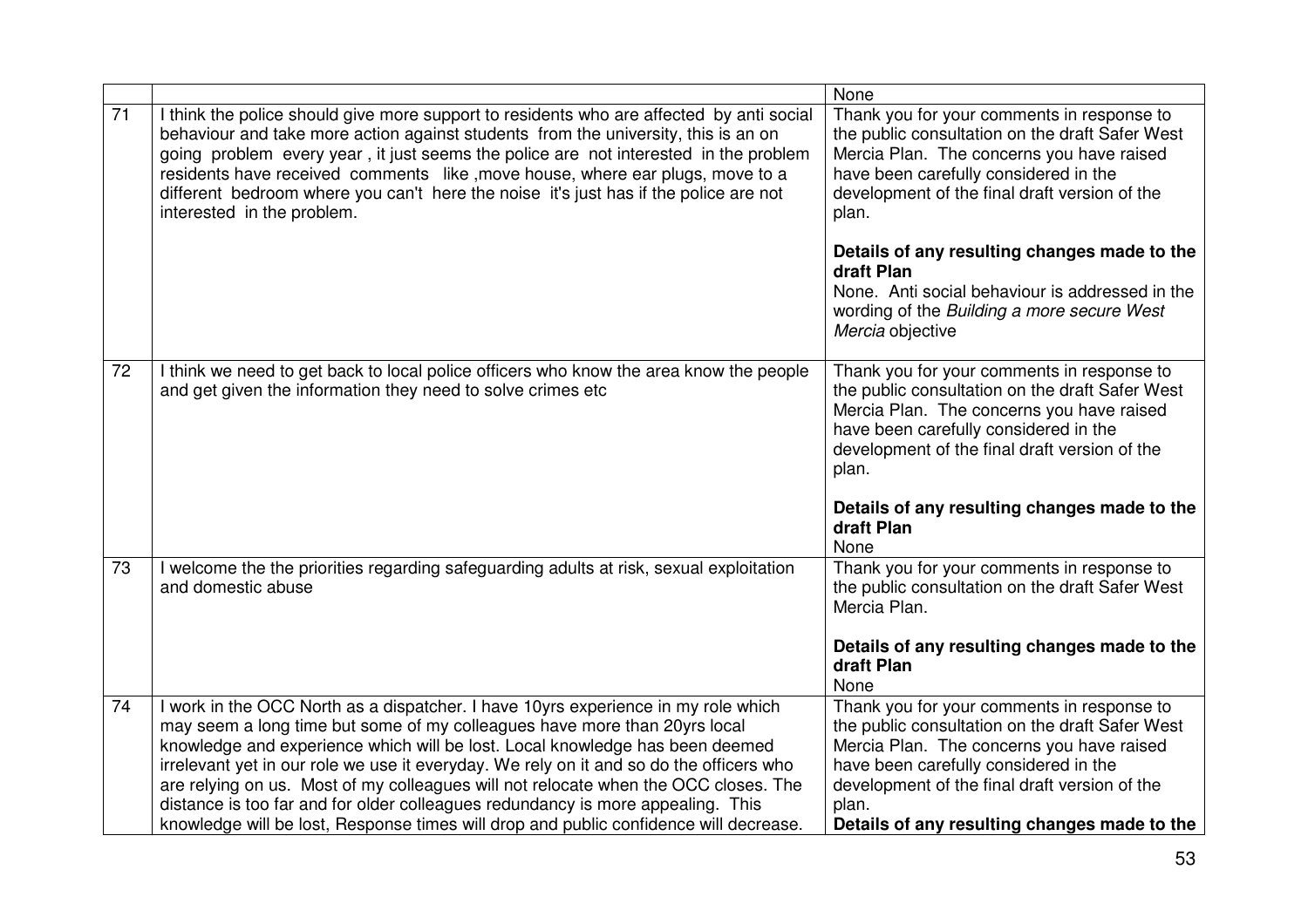| | | |
|---|---|---|
| | | None |
| 71 | I think the police should give more support to residents who are affected by anti social behaviour and take more action against students from the university, this is an on going problem every year , it just seems the police are not interested in the problem residents have received comments like ,move house, where ear plugs, move to a different bedroom where you can't here the noise it's just has if the police are not interested in the problem. | Thank you for your comments in response to the public consultation on the draft Safer West Mercia Plan. The concerns you have raised have been carefully considered in the development of the final draft version of the plan.<br><br>**Details of any resulting changes made to the draft Plan**<br>None. Anti social behaviour is addressed in the wording of the *Building a more secure West Mercia* objective |
| 72 | I think we need to get back to local police officers who know the area know the people and get given the information they need to solve crimes etc | Thank you for your comments in response to the public consultation on the draft Safer West Mercia Plan. The concerns you have raised have been carefully considered in the development of the final draft version of the plan.<br><br>**Details of any resulting changes made to the draft Plan**<br>None |
| 73 | I welcome the the priorities regarding safeguarding adults at risk, sexual exploitation and domestic abuse | Thank you for your comments in response to the public consultation on the draft Safer West Mercia Plan.<br><br>**Details of any resulting changes made to the draft Plan**<br>None |
| 74 | I work in the OCC North as a dispatcher. I have 10yrs experience in my role which may seem a long time but some of my colleagues have more than 20yrs local knowledge and experience which will be lost. Local knowledge has been deemed irrelevant yet in our role we use it everyday. We rely on it and so do the officers who are relying on us. Most of my colleagues will not relocate when the OCC closes. The distance is too far and for older colleagues redundancy is more appealing. This knowledge will be lost, Response times will drop and public confidence will decrease. | Thank you for your comments in response to the public consultation on the draft Safer West Mercia Plan. The concerns you have raised have been carefully considered in the development of the final draft version of the plan.<br>**Details of any resulting changes made to the** |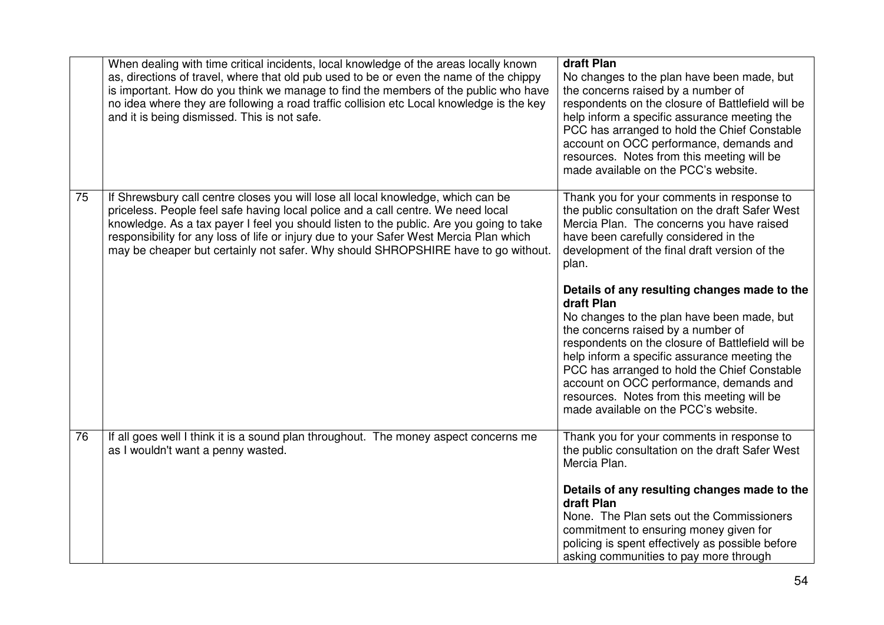| | | |
|---|---|---|
| | When dealing with time critical incidents, local knowledge of the areas locally known as, directions of travel, where that old pub used to be or even the name of the chippy is important. How do you think we manage to find the members of the public who have no idea where they are following a road traffic collision etc Local knowledge is the key and it is being dismissed. This is not safe. | **draft Plan**<br>No changes to the plan have been made, but the concerns raised by a number of respondents on the closure of Battlefield will be help inform a specific assurance meeting the PCC has arranged to hold the Chief Constable account on OCC performance, demands and resources. Notes from this meeting will be made available on the PCC's website. |
| 75 | If Shrewsbury call centre closes you will lose all local knowledge, which can be priceless. People feel safe having local police and a call centre. We need local knowledge. As a tax payer I feel you should listen to the public. Are you going to take responsibility for any loss of life or injury due to your Safer West Mercia Plan which may be cheaper but certainly not safer. Why should SHROPSHIRE have to go without. | Thank you for your comments in response to the public consultation on the draft Safer West Mercia Plan. The concerns you have raised have been carefully considered in the development of the final draft version of the plan.<br><br>**Details of any resulting changes made to the draft Plan**<br>No changes to the plan have been made, but the concerns raised by a number of respondents on the closure of Battlefield will be help inform a specific assurance meeting the PCC has arranged to hold the Chief Constable account on OCC performance, demands and resources. Notes from this meeting will be made available on the PCC's website. |
| 76 | If all goes well I think it is a sound plan throughout. The money aspect concerns me as I wouldn't want a penny wasted. | Thank you for your comments in response to the public consultation on the draft Safer West Mercia Plan.<br><br>**Details of any resulting changes made to the draft Plan**<br>None. The Plan sets out the Commissioners commitment to ensuring money given for policing is spent effectively as possible before asking communities to pay more through |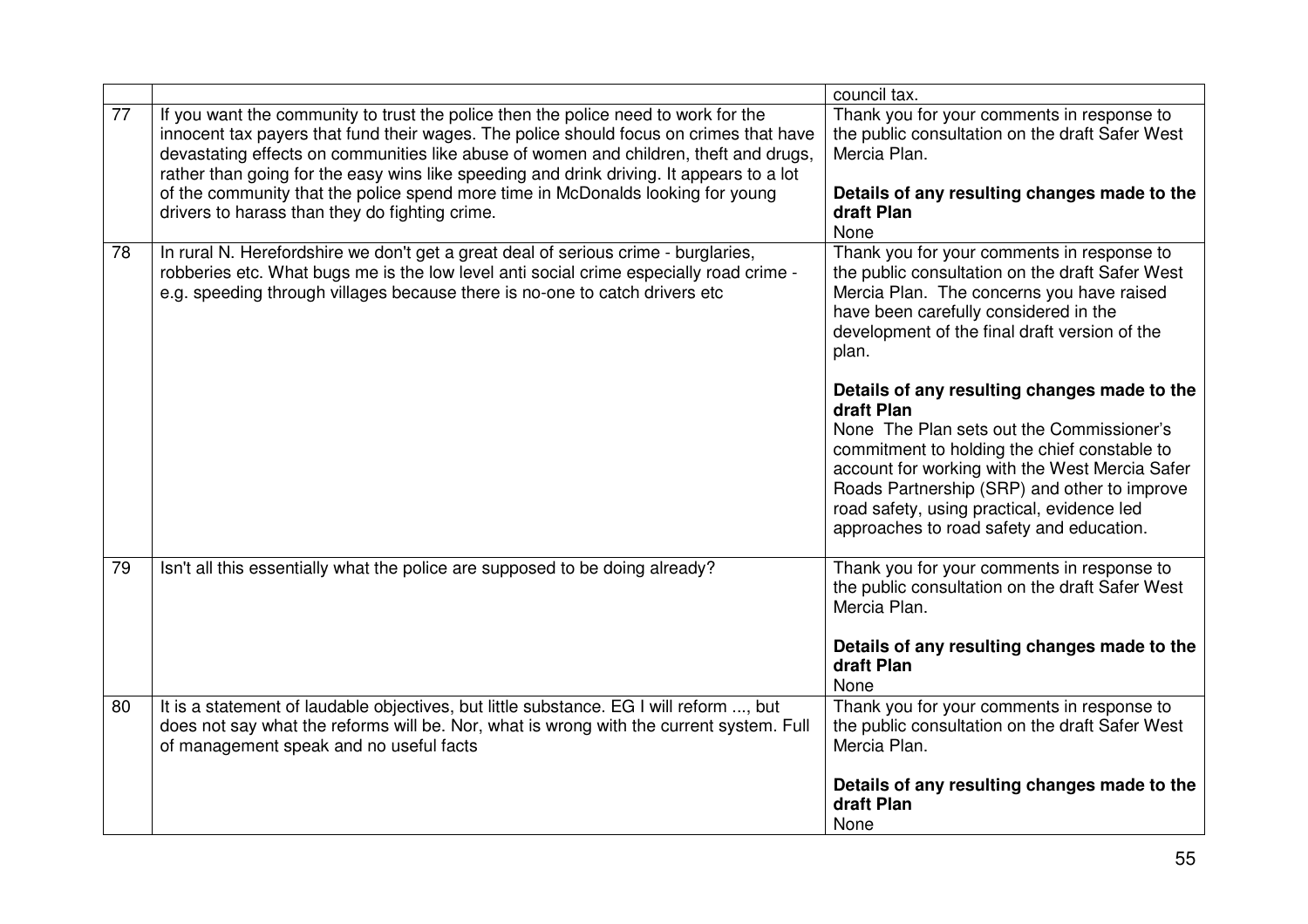| | | |
|---|---|---|
| | | council tax. |
| 77 | If you want the community to trust the police then the police need to work for the innocent tax payers that fund their wages. The police should focus on crimes that have devastating effects on communities like abuse of women and children, theft and drugs, rather than going for the easy wins like speeding and drink driving. It appears to a lot of the community that the police spend more time in McDonalds looking for young drivers to harass than they do fighting crime. | Thank you for your comments in response to the public consultation on the draft Safer West Mercia Plan.<br><br>**Details of any resulting changes made to the draft Plan**<br>None |
| 78 | In rural N. Herefordshire we don't get a great deal of serious crime - burglaries, robberies etc. What bugs me is the low level anti social crime especially road crime - e.g. speeding through villages because there is no-one to catch drivers etc | Thank you for your comments in response to the public consultation on the draft Safer West Mercia Plan. The concerns you have raised have been carefully considered in the development of the final draft version of the plan.<br><br>**Details of any resulting changes made to the draft Plan**<br>None The Plan sets out the Commissioner's commitment to holding the chief constable to account for working with the West Mercia Safer Roads Partnership (SRP) and other to improve road safety, using practical, evidence led approaches to road safety and education. |
| 79 | Isn't all this essentially what the police are supposed to be doing already? | Thank you for your comments in response to the public consultation on the draft Safer West Mercia Plan.<br><br>**Details of any resulting changes made to the draft Plan**<br>None |
| 80 | It is a statement of laudable objectives, but little substance. EG I will reform ..., but does not say what the reforms will be. Nor, what is wrong with the current system. Full of management speak and no useful facts | Thank you for your comments in response to the public consultation on the draft Safer West Mercia Plan.<br><br>**Details of any resulting changes made to the draft Plan**<br>None |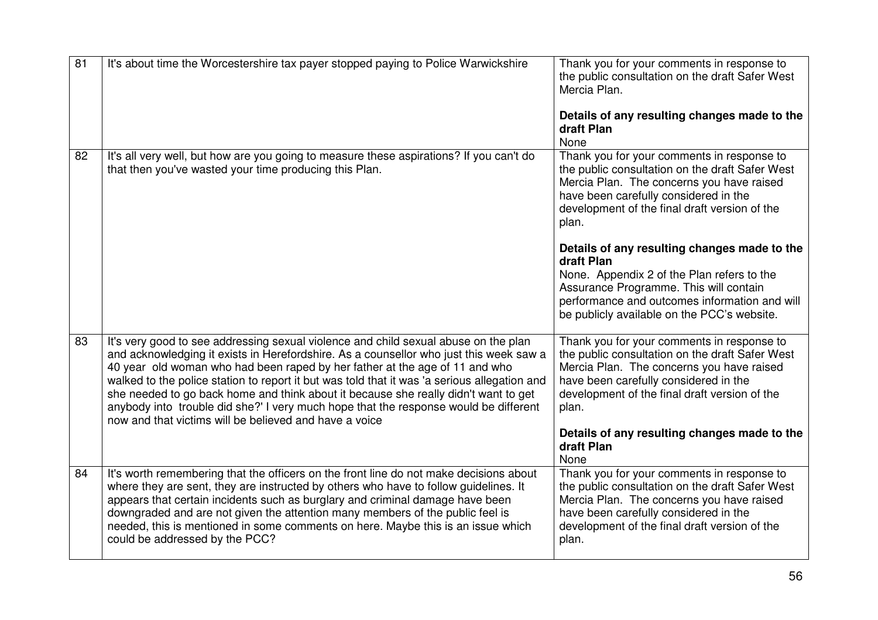| | | |
|---|---|---|
| 81 | It's about time the Worcestershire tax payer stopped paying to Police Warwickshire | Thank you for your comments in response to the public consultation on the draft Safer West Mercia Plan.<br><br>**Details of any resulting changes made to the draft Plan**<br>None |
| 82 | It's all very well, but how are you going to measure these aspirations? If you can't do that then you've wasted your time producing this Plan. | Thank you for your comments in response to the public consultation on the draft Safer West Mercia Plan. The concerns you have raised have been carefully considered in the development of the final draft version of the plan.<br><br>**Details of any resulting changes made to the draft Plan**<br>None. Appendix 2 of the Plan refers to the Assurance Programme. This will contain performance and outcomes information and will be publicly available on the PCC's website. |
| 83 | It's very good to see addressing sexual violence and child sexual abuse on the plan and acknowledging it exists in Herefordshire. As a counsellor who just this week saw a 40 year old woman who had been raped by her father at the age of 11 and who walked to the police station to report it but was told that it was 'a serious allegation and she needed to go back home and think about it because she really didn't want to get anybody into trouble did she?' I very much hope that the response would be different now and that victims will be believed and have a voice | Thank you for your comments in response to the public consultation on the draft Safer West Mercia Plan. The concerns you have raised have been carefully considered in the development of the final draft version of the plan.<br><br>**Details of any resulting changes made to the draft Plan**<br>None |
| 84 | It's worth remembering that the officers on the front line do not make decisions about where they are sent, they are instructed by others who have to follow guidelines. It appears that certain incidents such as burglary and criminal damage have been downgraded and are not given the attention many members of the public feel is needed, this is mentioned in some comments on here. Maybe this is an issue which could be addressed by the PCC? | Thank you for your comments in response to the public consultation on the draft Safer West Mercia Plan. The concerns you have raised have been carefully considered in the development of the final draft version of the plan. |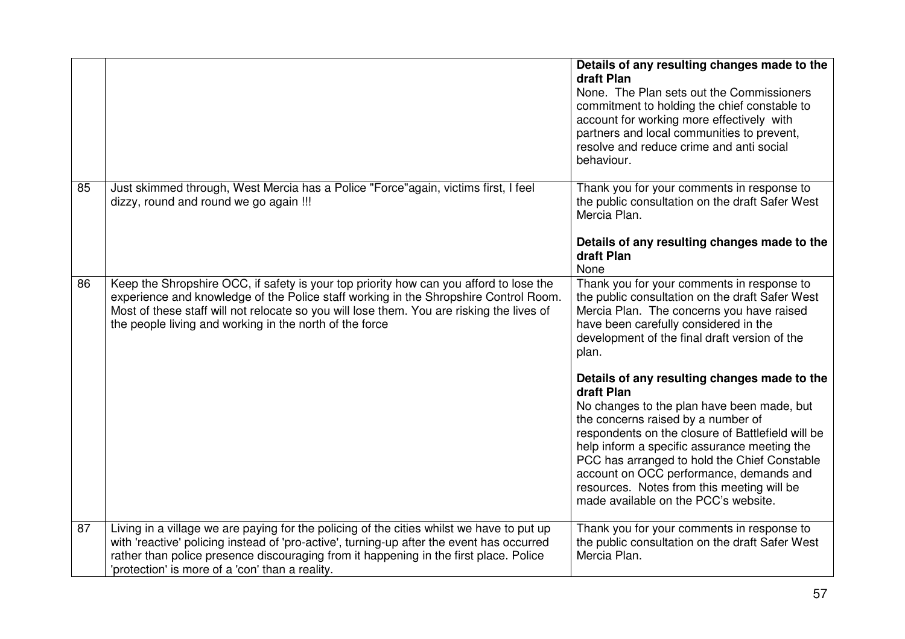| | | |
|---|---|---|
| | | **Details of any resulting changes made to the draft Plan**<br>None. The Plan sets out the Commissioners commitment to holding the chief constable to account for working more effectively with partners and local communities to prevent, resolve and reduce crime and anti social behaviour. |
| 85 | Just skimmed through, West Mercia has a Police "Force"again, victims first, I feel dizzy, round and round we go again !!! | Thank you for your comments in response to the public consultation on the draft Safer West Mercia Plan.<br><br>**Details of any resulting changes made to the draft Plan**<br>None |
| 86 | Keep the Shropshire OCC, if safety is your top priority how can you afford to lose the experience and knowledge of the Police staff working in the Shropshire Control Room. Most of these staff will not relocate so you will lose them. You are risking the lives of the people living and working in the north of the force | Thank you for your comments in response to the public consultation on the draft Safer West Mercia Plan. The concerns you have raised have been carefully considered in the development of the final draft version of the plan.<br><br>**Details of any resulting changes made to the draft Plan**<br>No changes to the plan have been made, but the concerns raised by a number of respondents on the closure of Battlefield will be help inform a specific assurance meeting the PCC has arranged to hold the Chief Constable account on OCC performance, demands and resources. Notes from this meeting will be made available on the PCC's website. |
| 87 | Living in a village we are paying for the policing of the cities whilst we have to put up with 'reactive' policing instead of 'pro-active', turning-up after the event has occurred rather than police presence discouraging from it happening in the first place. Police 'protection' is more of a 'con' than a reality. | Thank you for your comments in response to the public consultation on the draft Safer West Mercia Plan. |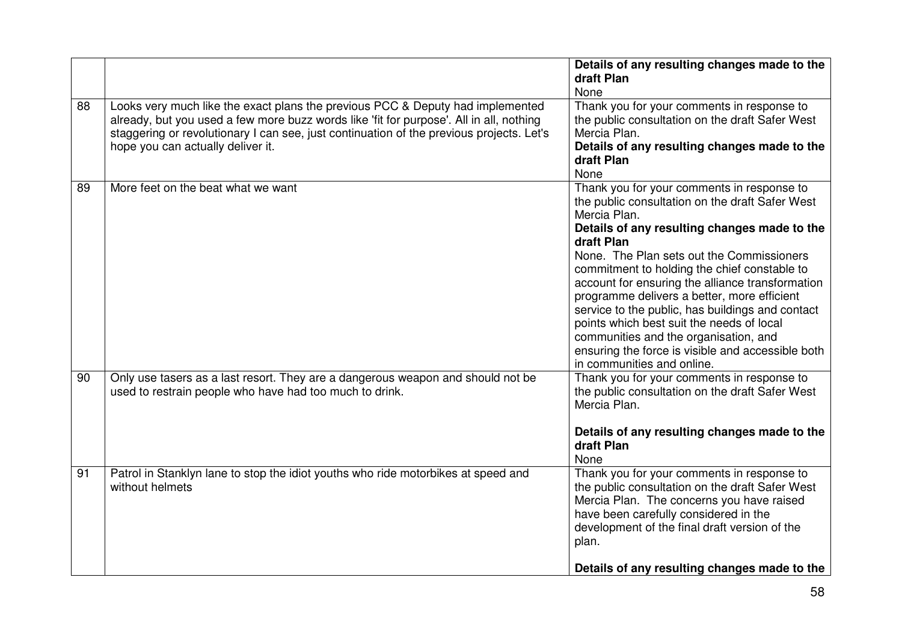| | | |
|---|---|---|
| | | **Details of any resulting changes made to the draft Plan**<br>None |
| 88 | Looks very much like the exact plans the previous PCC & Deputy had implemented already, but you used a few more buzz words like 'fit for purpose'. All in all, nothing staggering or revolutionary I can see, just continuation of the previous projects. Let's hope you can actually deliver it. | Thank you for your comments in response to the public consultation on the draft Safer West Mercia Plan.<br>**Details of any resulting changes made to the draft Plan**<br>None |
| 89 | More feet on the beat what we want | Thank you for your comments in response to the public consultation on the draft Safer West Mercia Plan.<br>**Details of any resulting changes made to the draft Plan**<br>None. The Plan sets out the Commissioners commitment to holding the chief constable to account for ensuring the alliance transformation programme delivers a better, more efficient service to the public, has buildings and contact points which best suit the needs of local communities and the organisation, and ensuring the force is visible and accessible both in communities and online. |
| 90 | Only use tasers as a last resort. They are a dangerous weapon and should not be used to restrain people who have had too much to drink. | Thank you for your comments in response to the public consultation on the draft Safer West Mercia Plan.<br><br>**Details of any resulting changes made to the draft Plan**<br>None |
| 91 | Patrol in Stanklyn lane to stop the idiot youths who ride motorbikes at speed and without helmets | Thank you for your comments in response to the public consultation on the draft Safer West Mercia Plan. The concerns you have raised have been carefully considered in the development of the final draft version of the plan.<br><br>**Details of any resulting changes made to the** |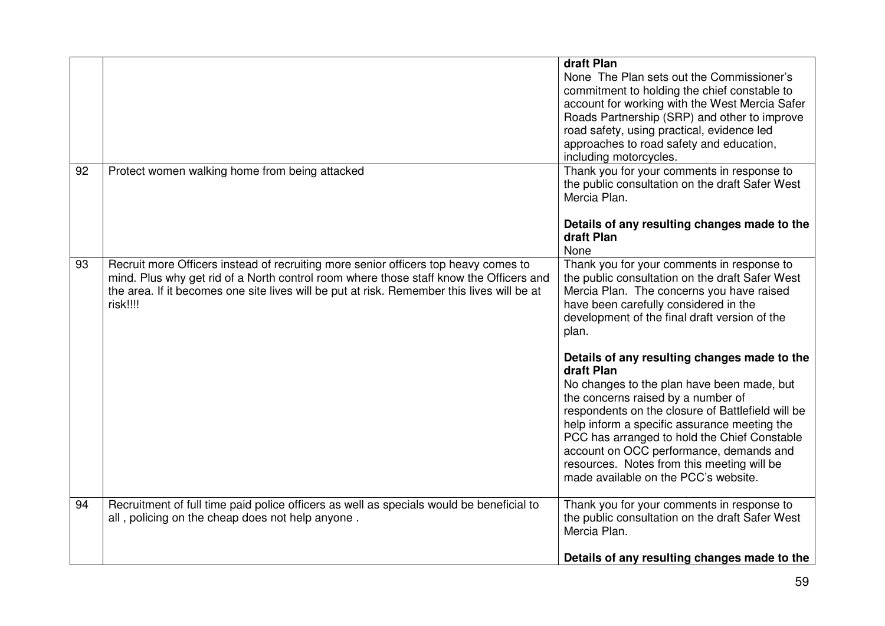| | | |
|---|---|---|
| | | **draft Plan**<br>None The Plan sets out the Commissioner's commitment to holding the chief constable to account for working with the West Mercia Safer Roads Partnership (SRP) and other to improve road safety, using practical, evidence led approaches to road safety and education, including motorcycles. |
| 92 | Protect women walking home from being attacked | Thank you for your comments in response to the public consultation on the draft Safer West Mercia Plan.<br><br>**Details of any resulting changes made to the draft Plan**<br>None |
| 93 | Recruit more Officers instead of recruiting more senior officers top heavy comes to mind. Plus why get rid of a North control room where those staff know the Officers and the area. If it becomes one site lives will be put at risk. Remember this lives will be at risk!!!! | Thank you for your comments in response to the public consultation on the draft Safer West Mercia Plan. The concerns you have raised have been carefully considered in the development of the final draft version of the plan.<br><br>**Details of any resulting changes made to the draft Plan**<br>No changes to the plan have been made, but the concerns raised by a number of respondents on the closure of Battlefield will be help inform a specific assurance meeting the PCC has arranged to hold the Chief Constable account on OCC performance, demands and resources. Notes from this meeting will be made available on the PCC's website. |
| 94 | Recruitment of full time paid police officers as well as specials would be beneficial to all , policing on the cheap does not help anyone . | Thank you for your comments in response to the public consultation on the draft Safer West Mercia Plan.<br><br>**Details of any resulting changes made to the** |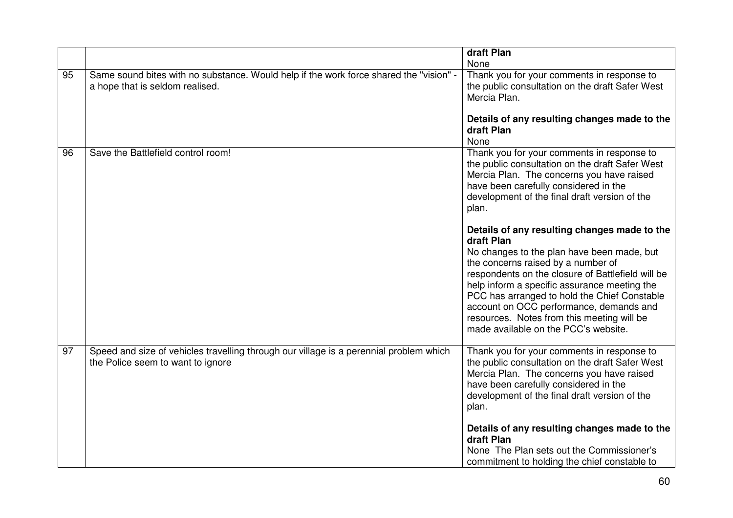|  |  |  |
|---|---|---|
|  |  | **draft Plan**<br>None |
| 95 | Same sound bites with no substance. Would help if the work force shared the "vision" - a hope that is seldom realised. | Thank you for your comments in response to the public consultation on the draft Safer West Mercia Plan.<br><br>**Details of any resulting changes made to the draft Plan**<br>None |
| 96 | Save the Battlefield control room! | Thank you for your comments in response to the public consultation on the draft Safer West Mercia Plan. The concerns you have raised have been carefully considered in the development of the final draft version of the plan.<br><br>**Details of any resulting changes made to the draft Plan**<br>No changes to the plan have been made, but the concerns raised by a number of respondents on the closure of Battlefield will be help inform a specific assurance meeting the PCC has arranged to hold the Chief Constable account on OCC performance, demands and resources. Notes from this meeting will be made available on the PCC's website. |
| 97 | Speed and size of vehicles travelling through our village is a perennial problem which the Police seem to want to ignore | Thank you for your comments in response to the public consultation on the draft Safer West Mercia Plan. The concerns you have raised have been carefully considered in the development of the final draft version of the plan.<br><br>**Details of any resulting changes made to the draft Plan**<br>None The Plan sets out the Commissioner's commitment to holding the chief constable to |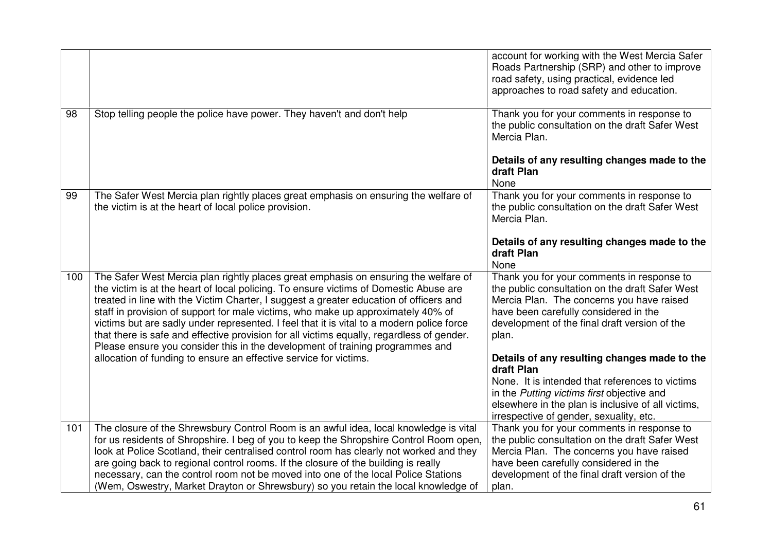| | | |
|---|---|---|
| | | account for working with the West Mercia Safer Roads Partnership (SRP) and other to improve road safety, using practical, evidence led approaches to road safety and education. |
| 98 | Stop telling people the police have power. They haven't and don't help | Thank you for your comments in response to the public consultation on the draft Safer West Mercia Plan.<br><br>**Details of any resulting changes made to the draft Plan**<br>None |
| 99 | The Safer West Mercia plan rightly places great emphasis on ensuring the welfare of the victim is at the heart of local police provision. | Thank you for your comments in response to the public consultation on the draft Safer West Mercia Plan.<br><br>**Details of any resulting changes made to the draft Plan**<br>None |
| 100 | The Safer West Mercia plan rightly places great emphasis on ensuring the welfare of the victim is at the heart of local policing. To ensure victims of Domestic Abuse are treated in line with the Victim Charter, I suggest a greater education of officers and staff in provision of support for male victims, who make up approximately 40% of victims but are sadly under represented. I feel that it is vital to a modern police force that there is safe and effective provision for all victims equally, regardless of gender. Please ensure you consider this in the development of training programmes and allocation of funding to ensure an effective service for victims. | Thank you for your comments in response to the public consultation on the draft Safer West Mercia Plan. The concerns you have raised have been carefully considered in the development of the final draft version of the plan.<br><br>**Details of any resulting changes made to the draft Plan**<br>None. It is intended that references to victims in the *Putting victims first* objective and elsewhere in the plan is inclusive of all victims, irrespective of gender, sexuality, etc. |
| 101 | The closure of the Shrewsbury Control Room is an awful idea, local knowledge is vital for us residents of Shropshire. I beg of you to keep the Shropshire Control Room open, look at Police Scotland, their centralised control room has clearly not worked and they are going back to regional control rooms. If the closure of the building is really necessary, can the control room not be moved into one of the local Police Stations (Wem, Oswestry, Market Drayton or Shrewsbury) so you retain the local knowledge of | Thank you for your comments in response to the public consultation on the draft Safer West Mercia Plan. The concerns you have raised have been carefully considered in the development of the final draft version of the plan. |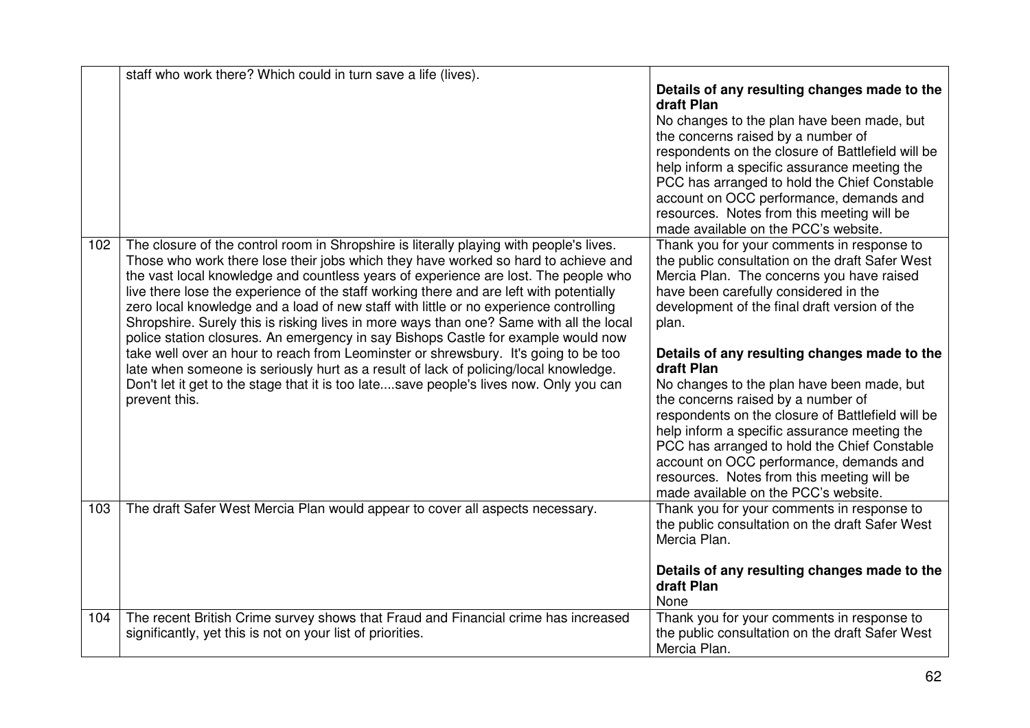|  |  |  |
|---|---|---|
|  | staff who work there? Which could in turn save a life (lives). | **Details of any resulting changes made to the draft Plan**<br>No changes to the plan have been made, but the concerns raised by a number of respondents on the closure of Battlefield will be help inform a specific assurance meeting the PCC has arranged to hold the Chief Constable account on OCC performance, demands and resources. Notes from this meeting will be made available on the PCC's website. |
| 102 | The closure of the control room in Shropshire is literally playing with people's lives. Those who work there lose their jobs which they have worked so hard to achieve and the vast local knowledge and countless years of experience are lost. The people who live there lose the experience of the staff working there and are left with potentially zero local knowledge and a load of new staff with little or no experience controlling Shropshire. Surely this is risking lives in more ways than one? Same with all the local police station closures. An emergency in say Bishops Castle for example would now take well over an hour to reach from Leominster or shrewsbury. It's going to be too late when someone is seriously hurt as a result of lack of policing/local knowledge. Don't let it get to the stage that it is too late....save people's lives now. Only you can prevent this. | Thank you for your comments in response to the public consultation on the draft Safer West Mercia Plan. The concerns you have raised have been carefully considered in the development of the final draft version of the plan.<br><br>**Details of any resulting changes made to the draft Plan**<br>No changes to the plan have been made, but the concerns raised by a number of respondents on the closure of Battlefield will be help inform a specific assurance meeting the PCC has arranged to hold the Chief Constable account on OCC performance, demands and resources. Notes from this meeting will be made available on the PCC's website. |
| 103 | The draft Safer West Mercia Plan would appear to cover all aspects necessary. | Thank you for your comments in response to the public consultation on the draft Safer West Mercia Plan.<br><br>**Details of any resulting changes made to the draft Plan**<br>None |
| 104 | The recent British Crime survey shows that Fraud and Financial crime has increased significantly, yet this is not on your list of priorities. | Thank you for your comments in response to the public consultation on the draft Safer West Mercia Plan. |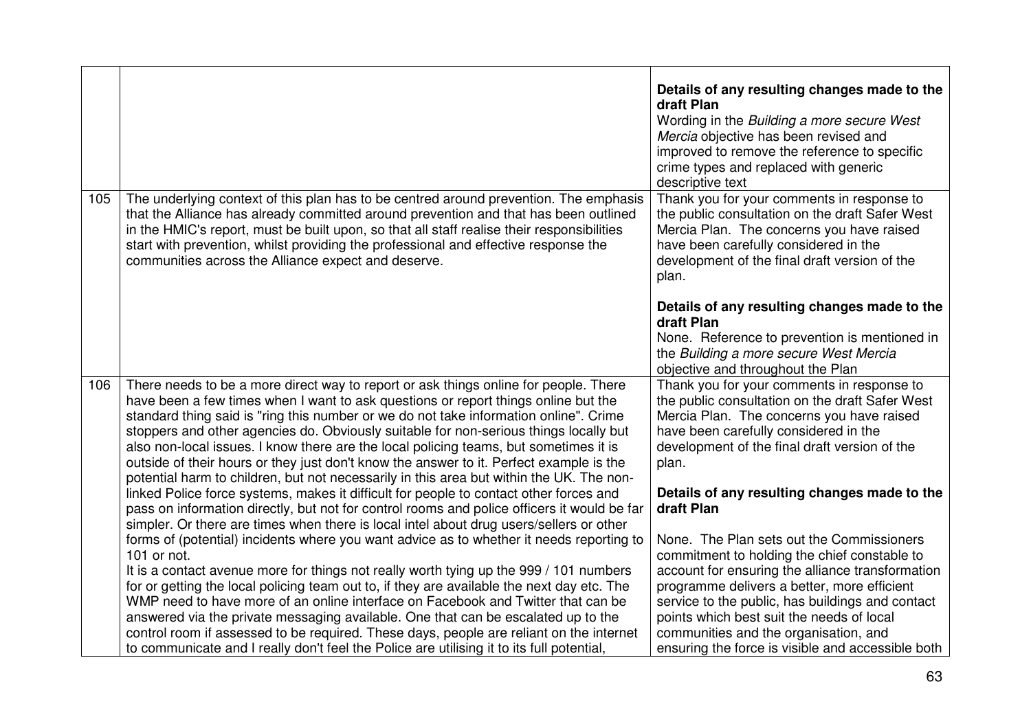| | | |
|---|---|---|
| | | **Details of any resulting changes made to the draft Plan**<br>Wording in the *Building a more secure West Mercia* objective has been revised and improved to remove the reference to specific crime types and replaced with generic descriptive text |
| 105 | The underlying context of this plan has to be centred around prevention. The emphasis that the Alliance has already committed around prevention and that has been outlined in the HMIC's report, must be built upon, so that all staff realise their responsibilities start with prevention, whilst providing the professional and effective response the communities across the Alliance expect and deserve. | Thank you for your comments in response to the public consultation on the draft Safer West Mercia Plan. The concerns you have raised have been carefully considered in the development of the final draft version of the plan.<br><br>**Details of any resulting changes made to the draft Plan**<br>None. Reference to prevention is mentioned in the *Building a more secure West Mercia* objective and throughout the Plan |
| 106 | There needs to be a more direct way to report or ask things online for people. There have been a few times when I want to ask questions or report things online but the standard thing said is "ring this number or we do not take information online". Crime stoppers and other agencies do. Obviously suitable for non-serious things locally but also non-local issues. I know there are the local policing teams, but sometimes it is outside of their hours or they just don't know the answer to it. Perfect example is the potential harm to children, but not necessarily in this area but within the UK. The non-linked Police force systems, makes it difficult for people to contact other forces and pass on information directly, but not for control rooms and police officers it would be far simpler. Or there are times when there is local intel about drug users/sellers or other forms of (potential) incidents where you want advice as to whether it needs reporting to 101 or not.<br>It is a contact avenue more for things not really worth tying up the 999 / 101 numbers for or getting the local policing team out to, if they are available the next day etc. The WMP need to have more of an online interface on Facebook and Twitter that can be answered via the private messaging available. One that can be escalated up to the control room if assessed to be required. These days, people are reliant on the internet to communicate and I really don't feel the Police are utilising it to its full potential, | Thank you for your comments in response to the public consultation on the draft Safer West Mercia Plan. The concerns you have raised have been carefully considered in the development of the final draft version of the plan.<br><br>**Details of any resulting changes made to the draft Plan**<br><br>None. The Plan sets out the Commissioners commitment to holding the chief constable to account for ensuring the alliance transformation programme delivers a better, more efficient service to the public, has buildings and contact points which best suit the needs of local communities and the organisation, and ensuring the force is visible and accessible both |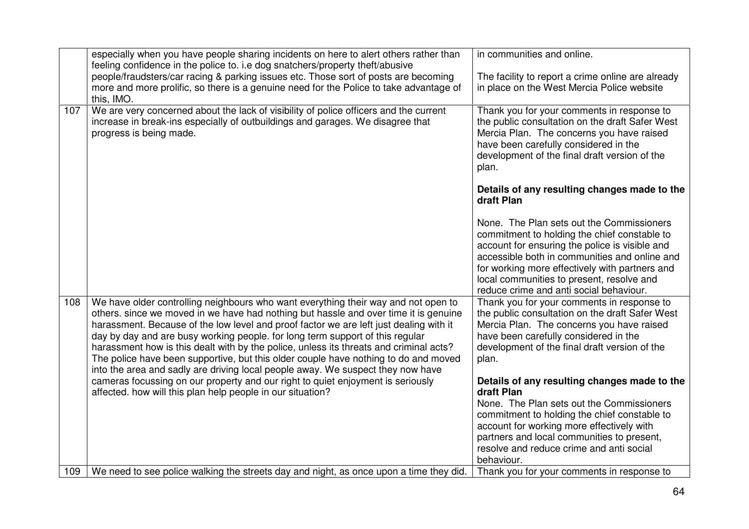| | | |
|---|---|---|
| | especially when you have people sharing incidents on here to alert others rather than feeling confidence in the police to. i.e dog snatchers/property theft/abusive people/fraudsters/car racing & parking issues etc. Those sort of posts are becoming more and more prolific, so there is a genuine need for the Police to take advantage of this, IMO. | in communities and online.<br><br>The facility to report a crime online are already in place on the West Mercia Police website |
| 107 | We are very concerned about the lack of visibility of police officers and the current increase in break-ins especially of outbuildings and garages. We disagree that progress is being made. | Thank you for your comments in response to the public consultation on the draft Safer West Mercia Plan. The concerns you have raised have been carefully considered in the development of the final draft version of the plan.<br><br>**Details of any resulting changes made to the draft Plan**<br><br>None. The Plan sets out the Commissioners commitment to holding the chief constable to account for ensuring the police is visible and accessible both in communities and online and for working more effectively with partners and local communities to present, resolve and reduce crime and anti social behaviour. |
| 108 | We have older controlling neighbours who want everything their way and not open to others. since we moved in we have had nothing but hassle and over time it is genuine harassment. Because of the low level and proof factor we are left just dealing with it day by day and are busy working people. for long term support of this regular harassment how is this dealt with by the police, unless its threats and criminal acts? The police have been supportive, but this older couple have nothing to do and moved into the area and sadly are driving local people away. We suspect they now have cameras focussing on our property and our right to quiet enjoyment is seriously affected. how will this plan help people in our situation? | Thank you for your comments in response to the public consultation on the draft Safer West Mercia Plan. The concerns you have raised have been carefully considered in the development of the final draft version of the plan.<br><br>**Details of any resulting changes made to the draft Plan**<br>None. The Plan sets out the Commissioners commitment to holding the chief constable to account for working more effectively with partners and local communities to present, resolve and reduce crime and anti social behaviour. |
| 109 | We need to see police walking the streets day and night, as once upon a time they did. | Thank you for your comments in response to |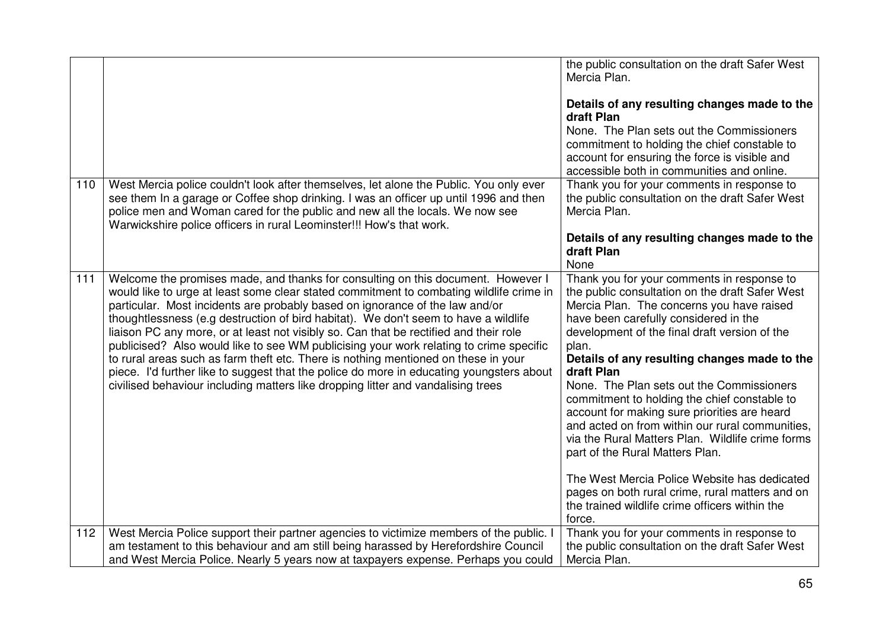| | | |
|---|---|---|
| | | the public consultation on the draft Safer West Mercia Plan.<br><br>**Details of any resulting changes made to the draft Plan**<br>None. The Plan sets out the Commissioners commitment to holding the chief constable to account for ensuring the force is visible and accessible both in communities and online. |
| 110 | West Mercia police couldn't look after themselves, let alone the Public. You only ever see them In a garage or Coffee shop drinking. I was an officer up until 1996 and then police men and Woman cared for the public and new all the locals. We now see Warwickshire police officers in rural Leominster!!! How's that work. | Thank you for your comments in response to the public consultation on the draft Safer West Mercia Plan.<br><br>**Details of any resulting changes made to the draft Plan**<br>None |
| 111 | Welcome the promises made, and thanks for consulting on this document. However I would like to urge at least some clear stated commitment to combating wildlife crime in particular. Most incidents are probably based on ignorance of the law and/or thoughtlessness (e.g destruction of bird habitat). We don't seem to have a wildlife liaison PC any more, or at least not visibly so. Can that be rectified and their role publicised? Also would like to see WM publicising your work relating to crime specific to rural areas such as farm theft etc. There is nothing mentioned on these in your piece. I'd further like to suggest that the police do more in educating youngsters about civilised behaviour including matters like dropping litter and vandalising trees | Thank you for your comments in response to the public consultation on the draft Safer West Mercia Plan. The concerns you have raised have been carefully considered in the development of the final draft version of the plan.<br>**Details of any resulting changes made to the draft Plan**<br>None. The Plan sets out the Commissioners commitment to holding the chief constable to account for making sure priorities are heard and acted on from within our rural communities, via the Rural Matters Plan. Wildlife crime forms part of the Rural Matters Plan.<br><br>The West Mercia Police Website has dedicated pages on both rural crime, rural matters and on the trained wildlife crime officers within the force. |
| 112 | West Mercia Police support their partner agencies to victimize members of the public. I am testament to this behaviour and am still being harassed by Herefordshire Council and West Mercia Police. Nearly 5 years now at taxpayers expense. Perhaps you could | Thank you for your comments in response to the public consultation on the draft Safer West Mercia Plan. |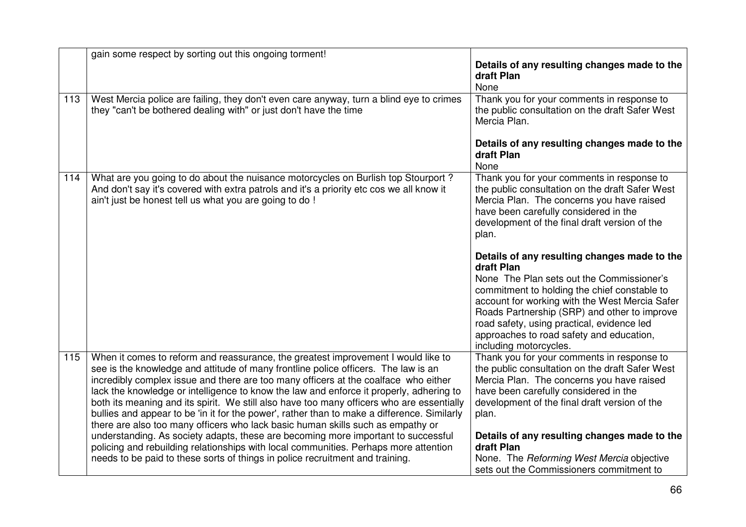| | | |
|---|---|---|
| | gain some respect by sorting out this ongoing torment! | **Details of any resulting changes made to the draft Plan**<br>None |
| 113 | West Mercia police are failing, they don't even care anyway, turn a blind eye to crimes they "can't be bothered dealing with" or just don't have the time | Thank you for your comments in response to the public consultation on the draft Safer West Mercia Plan.<br><br>**Details of any resulting changes made to the draft Plan**<br>None |
| 114 | What are you going to do about the nuisance motorcycles on Burlish top Stourport ? And don't say it's covered with extra patrols and it's a priority etc cos we all know it ain't just be honest tell us what you are going to do ! | Thank you for your comments in response to the public consultation on the draft Safer West Mercia Plan. The concerns you have raised have been carefully considered in the development of the final draft version of the plan.<br><br>**Details of any resulting changes made to the draft Plan**<br>None The Plan sets out the Commissioner's commitment to holding the chief constable to account for working with the West Mercia Safer Roads Partnership (SRP) and other to improve road safety, using practical, evidence led approaches to road safety and education, including motorcycles. |
| 115 | When it comes to reform and reassurance, the greatest improvement I would like to see is the knowledge and attitude of many frontline police officers. The law is an incredibly complex issue and there are too many officers at the coalface who either lack the knowledge or intelligence to know the law and enforce it properly, adhering to both its meaning and its spirit. We still also have too many officers who are essentially bullies and appear to be 'in it for the power', rather than to make a difference. Similarly there are also too many officers who lack basic human skills such as empathy or understanding. As society adapts, these are becoming more important to successful policing and rebuilding relationships with local communities. Perhaps more attention needs to be paid to these sorts of things in police recruitment and training. | Thank you for your comments in response to the public consultation on the draft Safer West Mercia Plan. The concerns you have raised have been carefully considered in the development of the final draft version of the plan.<br><br>**Details of any resulting changes made to the draft Plan**<br>None. The *Reforming West Mercia* objective sets out the Commissioners commitment to |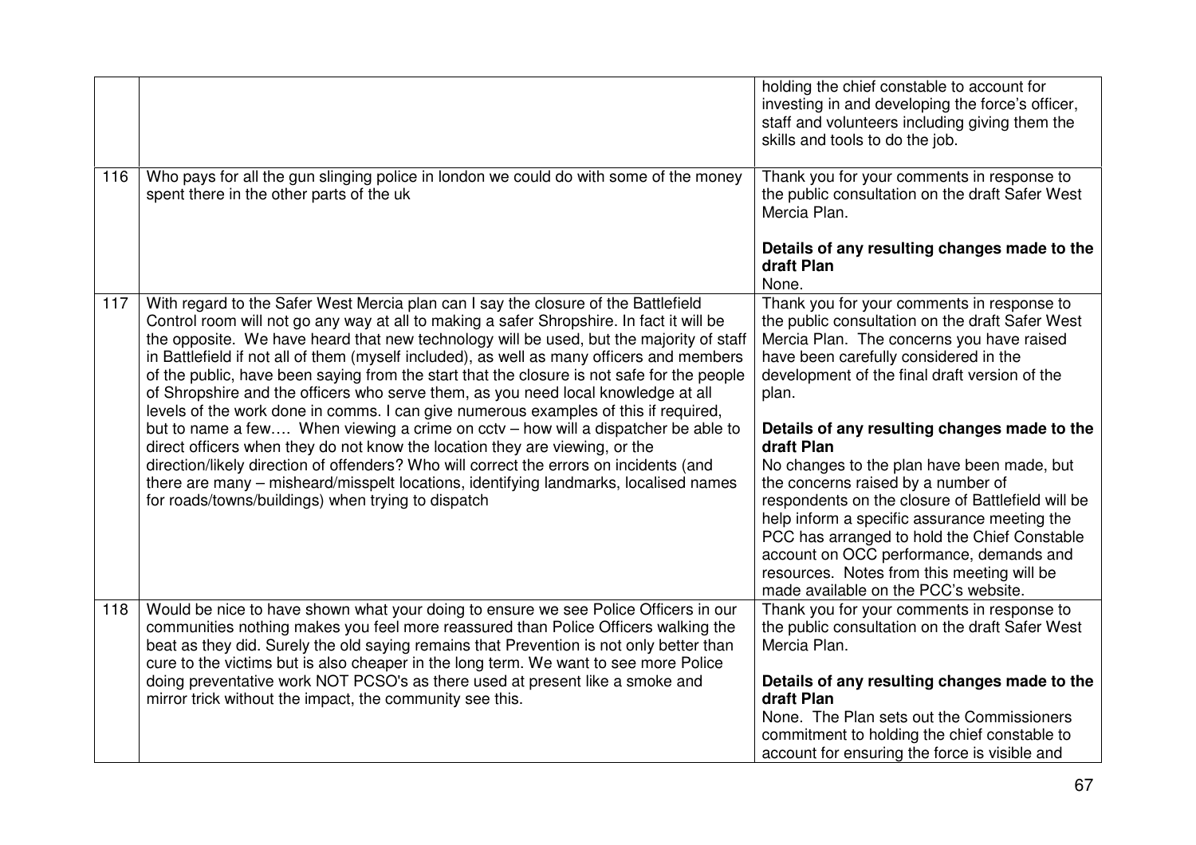| | | |
|---|---|---|
| | | holding the chief constable to account for investing in and developing the force's officer, staff and volunteers including giving them the skills and tools to do the job. |
| 116 | Who pays for all the gun slinging police in london we could do with some of the money spent there in the other parts of the uk | Thank you for your comments in response to the public consultation on the draft Safer West Mercia Plan.<br><br>**Details of any resulting changes made to the draft Plan**<br>None. |
| 117 | With regard to the Safer West Mercia plan can I say the closure of the Battlefield Control room will not go any way at all to making a safer Shropshire. In fact it will be the opposite. We have heard that new technology will be used, but the majority of staff in Battlefield if not all of them (myself included), as well as many officers and members of the public, have been saying from the start that the closure is not safe for the people of Shropshire and the officers who serve them, as you need local knowledge at all levels of the work done in comms. I can give numerous examples of this if required, but to name a few…. When viewing a crime on cctv – how will a dispatcher be able to direct officers when they do not know the location they are viewing, or the direction/likely direction of offenders? Who will correct the errors on incidents (and there are many – misheard/misspelt locations, identifying landmarks, localised names for roads/towns/buildings) when trying to dispatch | Thank you for your comments in response to the public consultation on the draft Safer West Mercia Plan. The concerns you have raised have been carefully considered in the development of the final draft version of the plan.<br><br>**Details of any resulting changes made to the draft Plan**<br>No changes to the plan have been made, but the concerns raised by a number of respondents on the closure of Battlefield will be help inform a specific assurance meeting the PCC has arranged to hold the Chief Constable account on OCC performance, demands and resources. Notes from this meeting will be made available on the PCC's website. |
| 118 | Would be nice to have shown what your doing to ensure we see Police Officers in our communities nothing makes you feel more reassured than Police Officers walking the beat as they did. Surely the old saying remains that Prevention is not only better than cure to the victims but is also cheaper in the long term. We want to see more Police doing preventative work NOT PCSO's as there used at present like a smoke and mirror trick without the impact, the community see this. | Thank you for your comments in response to the public consultation on the draft Safer West Mercia Plan.<br><br>**Details of any resulting changes made to the draft Plan**<br>None. The Plan sets out the Commissioners commitment to holding the chief constable to account for ensuring the force is visible and |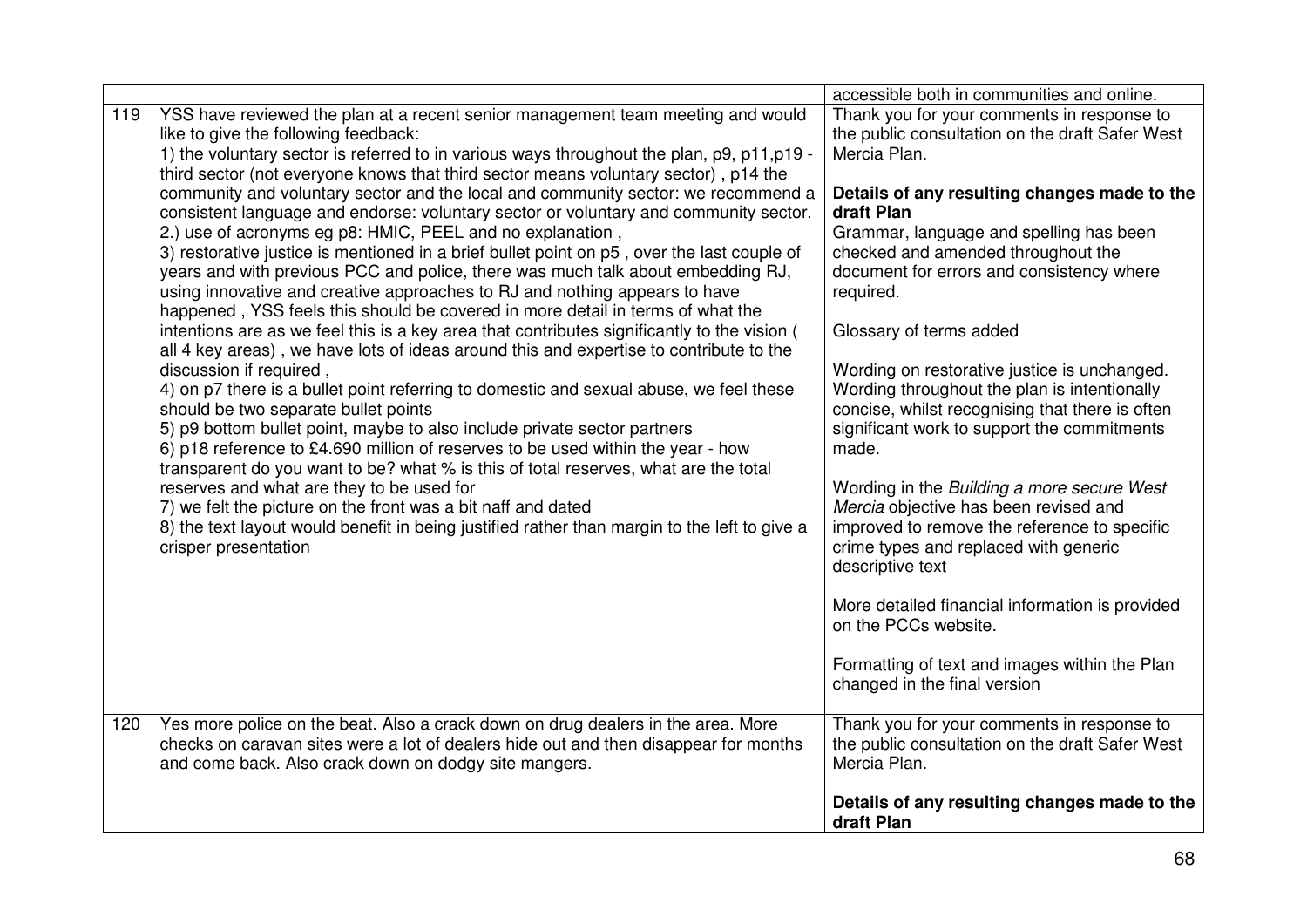| | | |
|---|---|---|
| | | accessible both in communities and online. |
| 119 | YSS have reviewed the plan at a recent senior management team meeting and would like to give the following feedback:<br>1) the voluntary sector is referred to in various ways throughout the plan, p9, p11,p19 - third sector (not everyone knows that third sector means voluntary sector) , p14 the community and voluntary sector and the local and community sector: we recommend a consistent language and endorse: voluntary sector or voluntary and community sector.<br>2.) use of acronyms eg p8: HMIC, PEEL and no explanation ,<br>3) restorative justice is mentioned in a brief bullet point on p5 , over the last couple of years and with previous PCC and police, there was much talk about embedding RJ, using innovative and creative approaches to RJ and nothing appears to have happened , YSS feels this should be covered in more detail in terms of what the intentions are as we feel this is a key area that contributes significantly to the vision ( all 4 key areas) , we have lots of ideas around this and expertise to contribute to the discussion if required ,<br>4) on p7 there is a bullet point referring to domestic and sexual abuse, we feel these should be two separate bullet points<br>5) p9 bottom bullet point, maybe to also include private sector partners<br>6) p18 reference to £4.690 million of reserves to be used within the year - how transparent do you want to be? what % is this of total reserves, what are the total reserves and what are they to be used for<br>7) we felt the picture on the front was a bit naff and dated<br>8) the text layout would benefit in being justified rather than margin to the left to give a crisper presentation | Thank you for your comments in response to the public consultation on the draft Safer West Mercia Plan.<br><br>**Details of any resulting changes made to the draft Plan**<br>Grammar, language and spelling has been checked and amended throughout the document for errors and consistency where required.<br><br>Glossary of terms added<br><br>Wording on restorative justice is unchanged. Wording throughout the plan is intentionally concise, whilst recognising that there is often significant work to support the commitments made.<br><br>Wording in the *Building a more secure West Mercia* objective has been revised and improved to remove the reference to specific crime types and replaced with generic descriptive text<br><br>More detailed financial information is provided on the PCCs website.<br><br>Formatting of text and images within the Plan changed in the final version |
| 120 | Yes more police on the beat. Also a crack down on drug dealers in the area. More checks on caravan sites were a lot of dealers hide out and then disappear for months and come back. Also crack down on dodgy site mangers. | Thank you for your comments in response to the public consultation on the draft Safer West Mercia Plan.<br><br>**Details of any resulting changes made to the draft Plan** |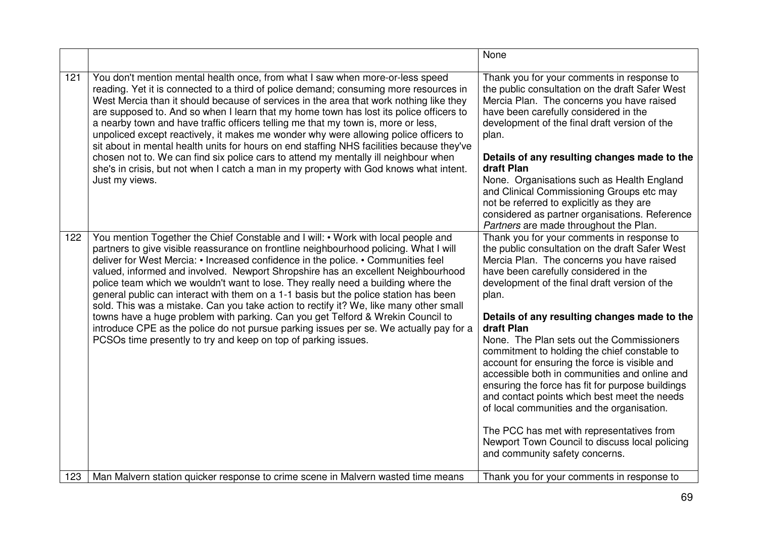| | | |
|---|---|---|
| | | None |
| 121 | You don't mention mental health once, from what I saw when more-or-less speed reading. Yet it is connected to a third of police demand; consuming more resources in West Mercia than it should because of services in the area that work nothing like they are supposed to. And so when I learn that my home town has lost its police officers to a nearby town and have traffic officers telling me that my town is, more or less, unpoliced except reactively, it makes me wonder why were allowing police officers to sit about in mental health units for hours on end staffing NHS facilities because they've chosen not to. We can find six police cars to attend my mentally ill neighbour when she's in crisis, but not when I catch a man in my property with God knows what intent. Just my views. | Thank you for your comments in response to the public consultation on the draft Safer West Mercia Plan. The concerns you have raised have been carefully considered in the development of the final draft version of the plan.<br><br>**Details of any resulting changes made to the draft Plan**<br>None. Organisations such as Health England and Clinical Commissioning Groups etc may not be referred to explicitly as they are considered as partner organisations. Reference *Partners* are made throughout the Plan. |
| 122 | You mention Together the Chief Constable and I will: • Work with local people and partners to give visible reassurance on frontline neighbourhood policing. What I will deliver for West Mercia: • Increased confidence in the police. • Communities feel valued, informed and involved. Newport Shropshire has an excellent Neighbourhood police team which we wouldn't want to lose. They really need a building where the general public can interact with them on a 1-1 basis but the police station has been sold. This was a mistake. Can you take action to rectify it? We, like many other small towns have a huge problem with parking. Can you get Telford & Wrekin Council to introduce CPE as the police do not pursue parking issues per se. We actually pay for a PCSOs time presently to try and keep on top of parking issues. | Thank you for your comments in response to the public consultation on the draft Safer West Mercia Plan. The concerns you have raised have been carefully considered in the development of the final draft version of the plan.<br><br>**Details of any resulting changes made to the draft Plan**<br>None. The Plan sets out the Commissioners commitment to holding the chief constable to account for ensuring the force is visible and accessible both in communities and online and ensuring the force has fit for purpose buildings and contact points which best meet the needs of local communities and the organisation.<br><br>The PCC has met with representatives from Newport Town Council to discuss local policing and community safety concerns. |
| 123 | Man Malvern station quicker response to crime scene in Malvern wasted time means | Thank you for your comments in response to |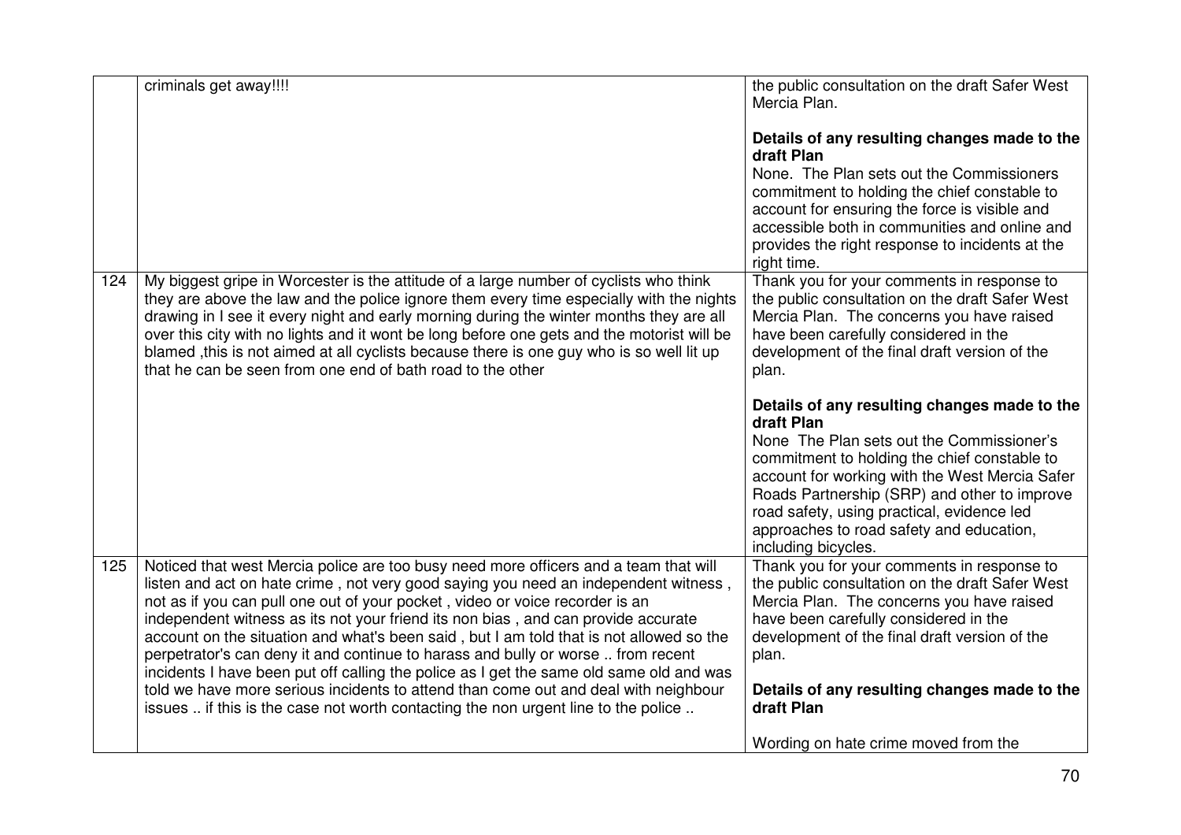| | | |
|---|---|---|
| | criminals get away!!!! | the public consultation on the draft Safer West Mercia Plan.<br><br>**Details of any resulting changes made to the draft Plan**<br>None. The Plan sets out the Commissioners commitment to holding the chief constable to account for ensuring the force is visible and accessible both in communities and online and provides the right response to incidents at the right time. |
| 124 | My biggest gripe in Worcester is the attitude of a large number of cyclists who think they are above the law and the police ignore them every time especially with the nights drawing in I see it every night and early morning during the winter months they are all over this city with no lights and it wont be long before one gets and the motorist will be blamed ,this is not aimed at all cyclists because there is one guy who is so well lit up that he can be seen from one end of bath road to the other | Thank you for your comments in response to the public consultation on the draft Safer West Mercia Plan. The concerns you have raised have been carefully considered in the development of the final draft version of the plan.<br><br>**Details of any resulting changes made to the draft Plan**<br>None The Plan sets out the Commissioner's commitment to holding the chief constable to account for working with the West Mercia Safer Roads Partnership (SRP) and other to improve road safety, using practical, evidence led approaches to road safety and education, including bicycles. |
| 125 | Noticed that west Mercia police are too busy need more officers and a team that will listen and act on hate crime , not very good saying you need an independent witness , not as if you can pull one out of your pocket , video or voice recorder is an independent witness as its not your friend its non bias , and can provide accurate account on the situation and what's been said , but I am told that is not allowed so the perpetrator's can deny it and continue to harass and bully or worse .. from recent incidents I have been put off calling the police as I get the same old same old and was told we have more serious incidents to attend than come out and deal with neighbour issues .. if this is the case not worth contacting the non urgent line to the police .. | Thank you for your comments in response to the public consultation on the draft Safer West Mercia Plan. The concerns you have raised have been carefully considered in the development of the final draft version of the plan.<br><br>**Details of any resulting changes made to the draft Plan**<br><br>Wording on hate crime moved from the |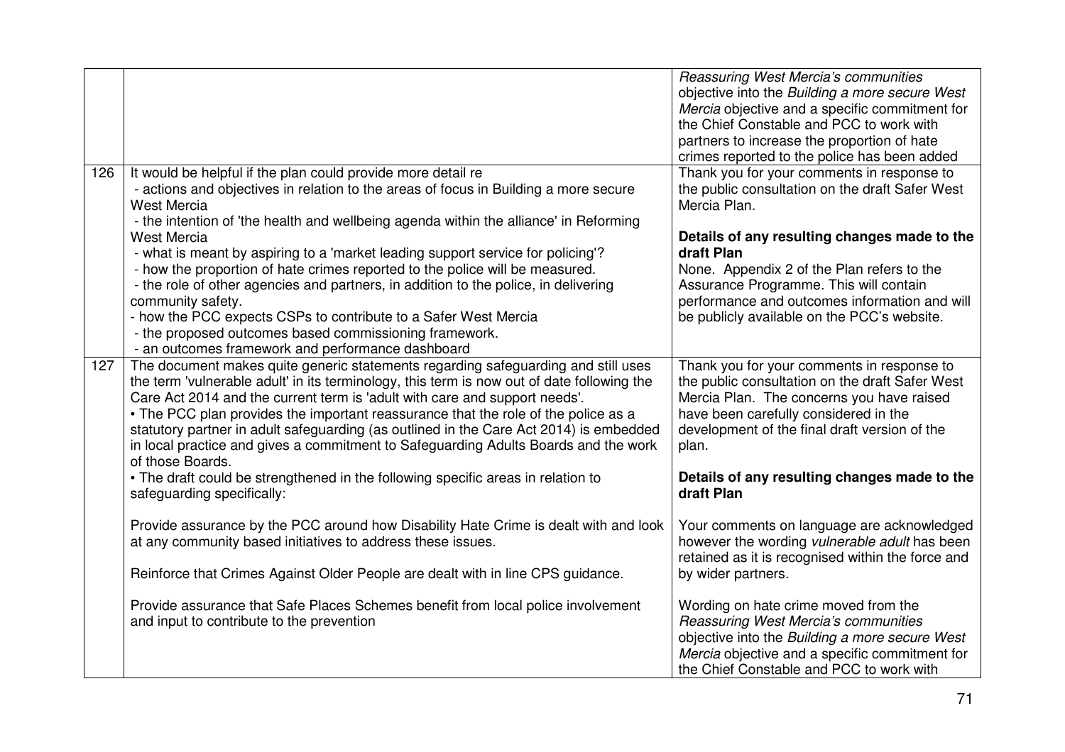| | | |
|---|---|---|
| | | *Reassuring West Mercia's communities* objective into the *Building a more secure West Mercia* objective and a specific commitment for the Chief Constable and PCC to work with partners to increase the proportion of hate crimes reported to the police has been added |
| 126 | It would be helpful if the plan could provide more detail re<br>- actions and objectives in relation to the areas of focus in Building a more secure West Mercia<br>- the intention of 'the health and wellbeing agenda within the alliance' in Reforming West Mercia<br>- what is meant by aspiring to a 'market leading support service for policing'?<br>- how the proportion of hate crimes reported to the police will be measured.<br>- the role of other agencies and partners, in addition to the police, in delivering community safety.<br>- how the PCC expects CSPs to contribute to a Safer West Mercia<br>- the proposed outcomes based commissioning framework.<br>- an outcomes framework and performance dashboard | Thank you for your comments in response to the public consultation on the draft Safer West Mercia Plan.<br><br>**Details of any resulting changes made to the draft Plan**<br>None. Appendix 2 of the Plan refers to the Assurance Programme. This will contain performance and outcomes information and will be publicly available on the PCC's website. |
| 127 | The document makes quite generic statements regarding safeguarding and still uses the term 'vulnerable adult' in its terminology, this term is now out of date following the Care Act 2014 and the current term is 'adult with care and support needs'.<br>• The PCC plan provides the important reassurance that the role of the police as a statutory partner in adult safeguarding (as outlined in the Care Act 2014) is embedded in local practice and gives a commitment to Safeguarding Adults Boards and the work of those Boards.<br>• The draft could be strengthened in the following specific areas in relation to safeguarding specifically:<br><br>Provide assurance by the PCC around how Disability Hate Crime is dealt with and look at any community based initiatives to address these issues.<br><br>Reinforce that Crimes Against Older People are dealt with in line CPS guidance.<br><br>Provide assurance that Safe Places Schemes benefit from local police involvement and input to contribute to the prevention | Thank you for your comments in response to the public consultation on the draft Safer West Mercia Plan. The concerns you have raised have been carefully considered in the development of the final draft version of the plan.<br><br>**Details of any resulting changes made to the draft Plan**<br><br>Your comments on language are acknowledged however the wording *vulnerable adult* has been retained as it is recognised within the force and by wider partners.<br><br>Wording on hate crime moved from the *Reassuring West Mercia's communities* objective into the *Building a more secure West Mercia* objective and a specific commitment for the Chief Constable and PCC to work with |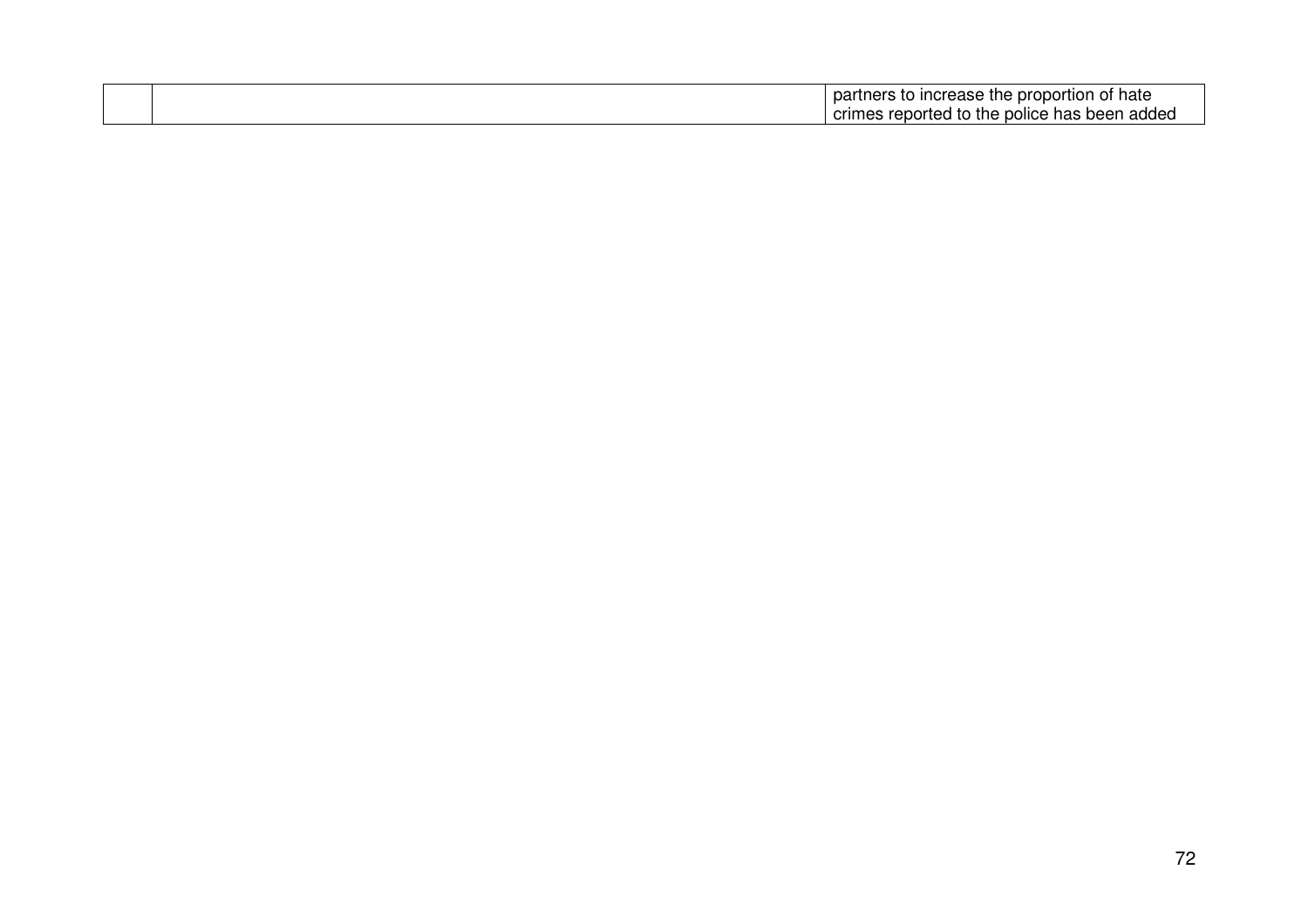| | | |
|---|---|---|
| | | partners to increase the proportion of hate crimes reported to the police has been added |